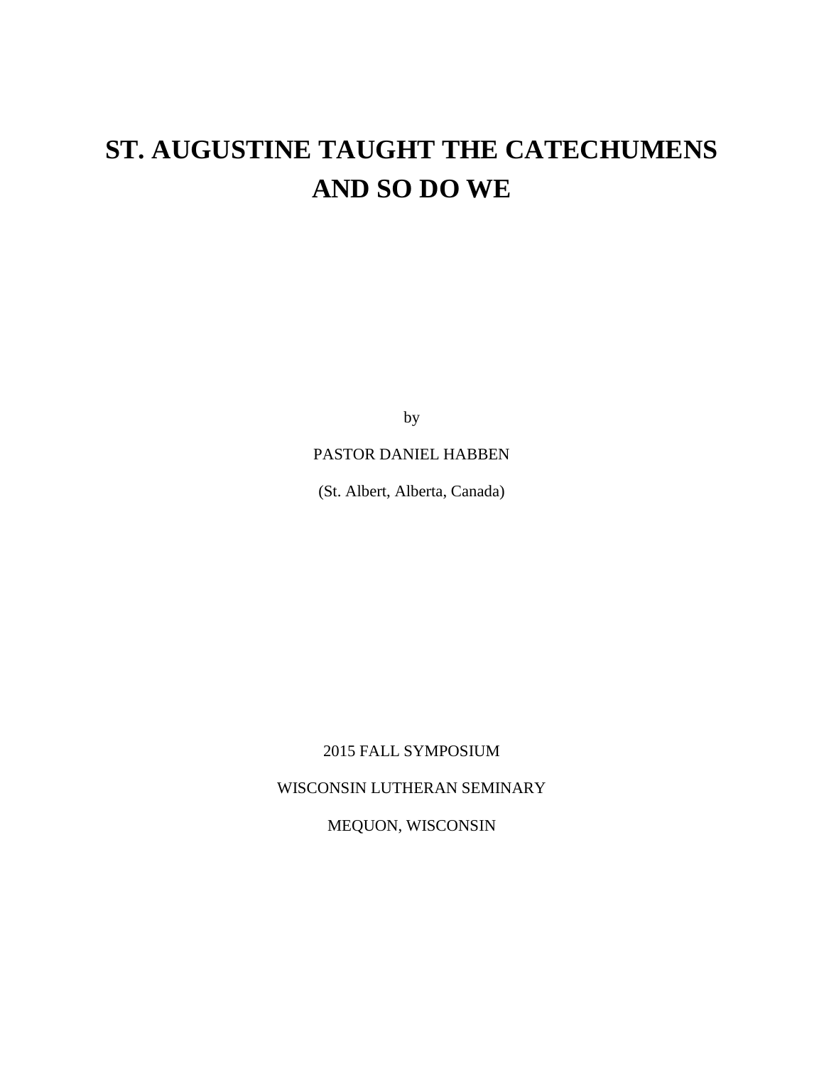# ST. AUGUSTINE TAUGHT THE CATECHUMENS AND SO DO WE

by

PASTOR DANIEL HABBEN

(St. Albert, Alberta, Canada)

2015 FALL SYMPOSIUM

WISCONSIN LUTHERAN SEMINARY

MEQUON, WISCONSIN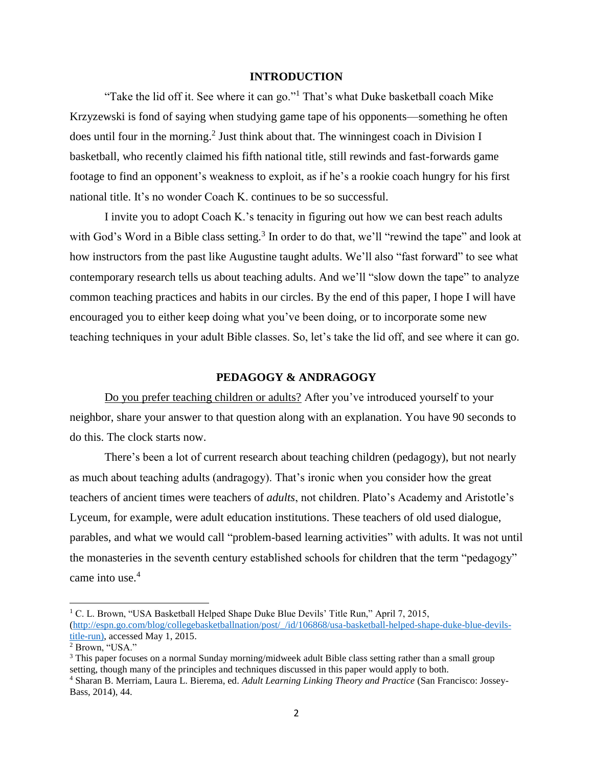## INTRODUCTION

"Take the lid off it. See where it can go."[1] That's what Duke basketball coach Mike Krzyzewski is fond of saying when studying game tape of his opponents—something he often does until four in the morning.[2] Just think about that. The winningest coach in Division I basketball, who recently claimed his fifth national title, still rewinds and fast-forwards game footage to find an opponent's weakness to exploit, as if he's a rookie coach hungry for his first national title. It's no wonder Coach K. continues to be so successful.

I invite you to adopt Coach K.'s tenacity in figuring out how we can best reach adults with God's Word in a Bible class setting.[3] In order to do that, we'll "rewind the tape" and look at how instructors from the past like Augustine taught adults. We'll also "fast forward" to see what contemporary research tells us about teaching adults. And we'll "slow down the tape" to analyze common teaching practices and habits in our circles. By the end of this paper, I hope I will have encouraged you to either keep doing what you've been doing, or to incorporate some new teaching techniques in your adult Bible classes. So, let's take the lid off, and see where it can go.

## PEDAGOGY & ANDRAGOGY

<u>Do you prefer teaching children or adults?</u> After you've introduced yourself to your neighbor, share your answer to that question along with an explanation. You have 90 seconds to do this. The clock starts now.

There's been a lot of current research about teaching children (pedagogy), but not nearly as much about teaching adults (andragogy). That's ironic when you consider how the great teachers of ancient times were teachers of *adults*, not children. Plato's Academy and Aristotle's Lyceum, for example, were adult education institutions. These teachers of old used dialogue, parables, and what we would call "problem-based learning activities" with adults. It was not until the monasteries in the seventh century established schools for children that the term "pedagogy" came into use.[4]

---

[1] C. L. Brown, "USA Basketball Helped Shape Duke Blue Devils' Title Run," April 7, 2015, (http://espn.go.com/blog/collegebasketballnation/post/_/id/106868/usa-basketball-helped-shape-duke-blue-devils-title-run), accessed May 1, 2015.

[2] Brown, "USA."

[3] This paper focuses on a normal Sunday morning/midweek adult Bible class setting rather than a small group setting, though many of the principles and techniques discussed in this paper would apply to both.

[4] Sharan B. Merriam, Laura L. Bierema, ed. *Adult Learning Linking Theory and Practice* (San Francisco: Jossey-Bass, 2014), 44.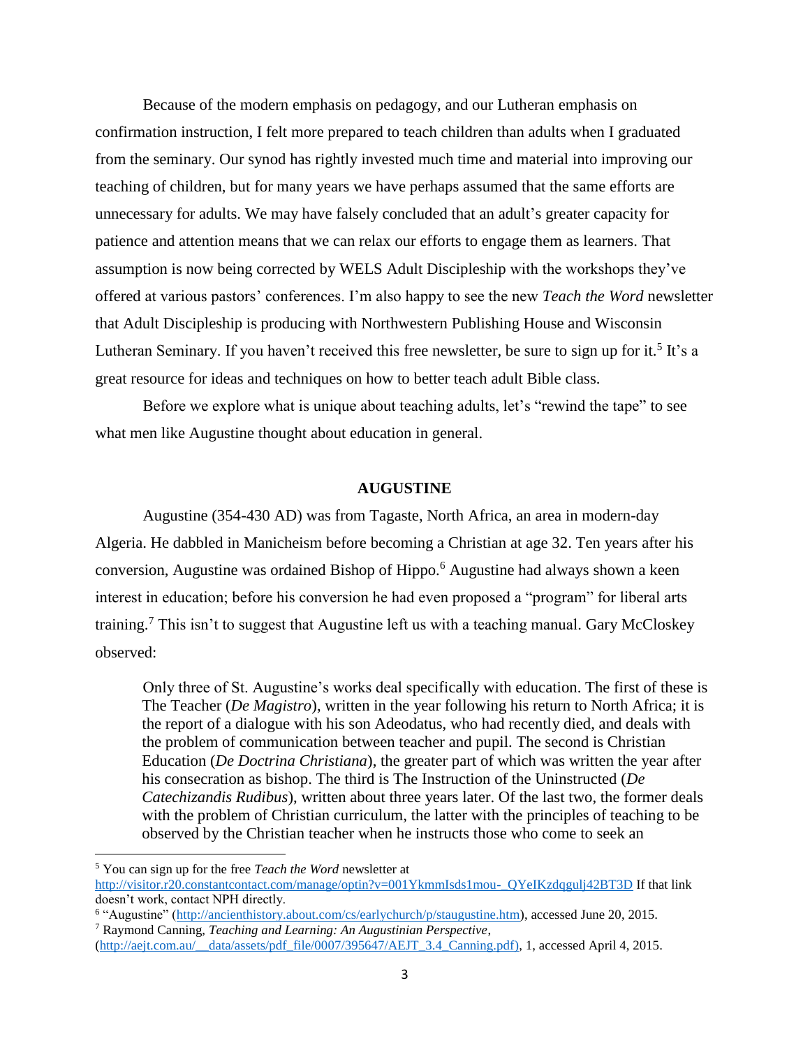Because of the modern emphasis on pedagogy, and our Lutheran emphasis on confirmation instruction, I felt more prepared to teach children than adults when I graduated from the seminary. Our synod has rightly invested much time and material into improving our teaching of children, but for many years we have perhaps assumed that the same efforts are unnecessary for adults. We may have falsely concluded that an adult's greater capacity for patience and attention means that we can relax our efforts to engage them as learners. That assumption is now being corrected by WELS Adult Discipleship with the workshops they've offered at various pastors' conferences. I'm also happy to see the new *Teach the Word* newsletter that Adult Discipleship is producing with Northwestern Publishing House and Wisconsin Lutheran Seminary. If you haven't received this free newsletter, be sure to sign up for it.[5] It's a great resource for ideas and techniques on how to better teach adult Bible class.

Before we explore what is unique about teaching adults, let's "rewind the tape" to see what men like Augustine thought about education in general.

## AUGUSTINE

Augustine (354-430 AD) was from Tagaste, North Africa, an area in modern-day Algeria. He dabbled in Manicheism before becoming a Christian at age 32. Ten years after his conversion, Augustine was ordained Bishop of Hippo.[6] Augustine had always shown a keen interest in education; before his conversion he had even proposed a "program" for liberal arts training.[7] This isn't to suggest that Augustine left us with a teaching manual. Gary McCloskey observed:

> Only three of St. Augustine's works deal specifically with education. The first of these is The Teacher (*De Magistro*), written in the year following his return to North Africa; it is the report of a dialogue with his son Adeodatus, who had recently died, and deals with the problem of communication between teacher and pupil. The second is Christian Education (*De Doctrina Christiana*), the greater part of which was written the year after his consecration as bishop. The third is The Instruction of the Uninstructed (*De Catechizandis Rudibus*), written about three years later. Of the last two, the former deals with the problem of Christian curriculum, the latter with the principles of teaching to be observed by the Christian teacher when he instructs those who come to seek an

---

[5] You can sign up for the free *Teach the Word* newsletter at http://visitor.r20.constantcontact.com/manage/optin?v=001YkmmIsds1mou-_QYeIKzdqgulj42BT3D If that link doesn't work, contact NPH directly.

[6] "Augustine" (http://ancienthistory.about.com/cs/earlychurch/p/staugustine.htm), accessed June 20, 2015.

[7] Raymond Canning, *Teaching and Learning: An Augustinian Perspective*, (http://aejt.com.au/__data/assets/pdf_file/0007/395647/AEJT_3.4_Canning.pdf), 1, accessed April 4, 2015.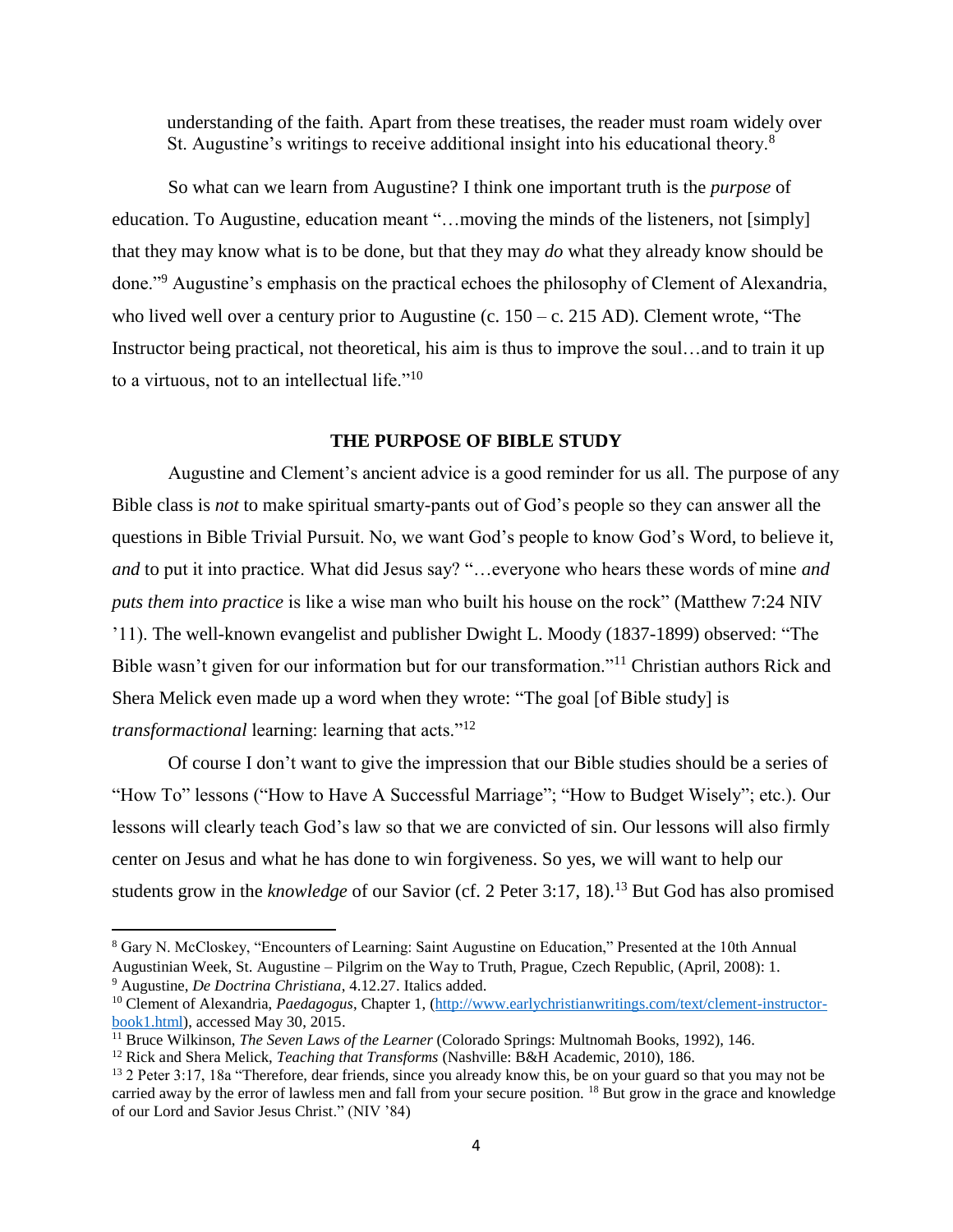understanding of the faith. Apart from these treatises, the reader must roam widely over St. Augustine's writings to receive additional insight into his educational theory.[8]

So what can we learn from Augustine? I think one important truth is the *purpose* of education. To Augustine, education meant "…moving the minds of the listeners, not [simply] that they may know what is to be done, but that they may *do* what they already know should be done."[9] Augustine's emphasis on the practical echoes the philosophy of Clement of Alexandria, who lived well over a century prior to Augustine (c. 150 – c. 215 AD). Clement wrote, "The Instructor being practical, not theoretical, his aim is thus to improve the soul…and to train it up to a virtuous, not to an intellectual life."[10]

## THE PURPOSE OF BIBLE STUDY

Augustine and Clement's ancient advice is a good reminder for us all. The purpose of any Bible class is *not* to make spiritual smarty-pants out of God's people so they can answer all the questions in Bible Trivial Pursuit. No, we want God's people to know God's Word, to believe it, *and* to put it into practice. What did Jesus say? "…everyone who hears these words of mine *and puts them into practice* is like a wise man who built his house on the rock" (Matthew 7:24 NIV '11). The well-known evangelist and publisher Dwight L. Moody (1837-1899) observed: "The Bible wasn't given for our information but for our transformation."[11] Christian authors Rick and Shera Melick even made up a word when they wrote: "The goal [of Bible study] is *transformactional* learning: learning that acts."[12]

Of course I don't want to give the impression that our Bible studies should be a series of "How To" lessons ("How to Have A Successful Marriage"; "How to Budget Wisely"; etc.). Our lessons will clearly teach God's law so that we are convicted of sin. Our lessons will also firmly center on Jesus and what he has done to win forgiveness. So yes, we will want to help our students grow in the *knowledge* of our Savior (cf. 2 Peter 3:17, 18).[13] But God has also promised

---

[8] Gary N. McCloskey, "Encounters of Learning: Saint Augustine on Education," Presented at the 10th Annual Augustinian Week, St. Augustine – Pilgrim on the Way to Truth, Prague, Czech Republic, (April, 2008): 1.

[9] Augustine, *De Doctrina Christiana*, 4.12.27. Italics added.

[10] Clement of Alexandria, *Paedagogus*, Chapter 1, (http://www.earlychristianwritings.com/text/clement-instructor-book1.html), accessed May 30, 2015.

[11] Bruce Wilkinson, *The Seven Laws of the Learner* (Colorado Springs: Multnomah Books, 1992), 146.

[12] Rick and Shera Melick, *Teaching that Transforms* (Nashville: B&H Academic, 2010), 186.

[13] 2 Peter 3:17, 18a "Therefore, dear friends, since you already know this, be on your guard so that you may not be carried away by the error of lawless men and fall from your secure position. [18] But grow in the grace and knowledge of our Lord and Savior Jesus Christ." (NIV '84)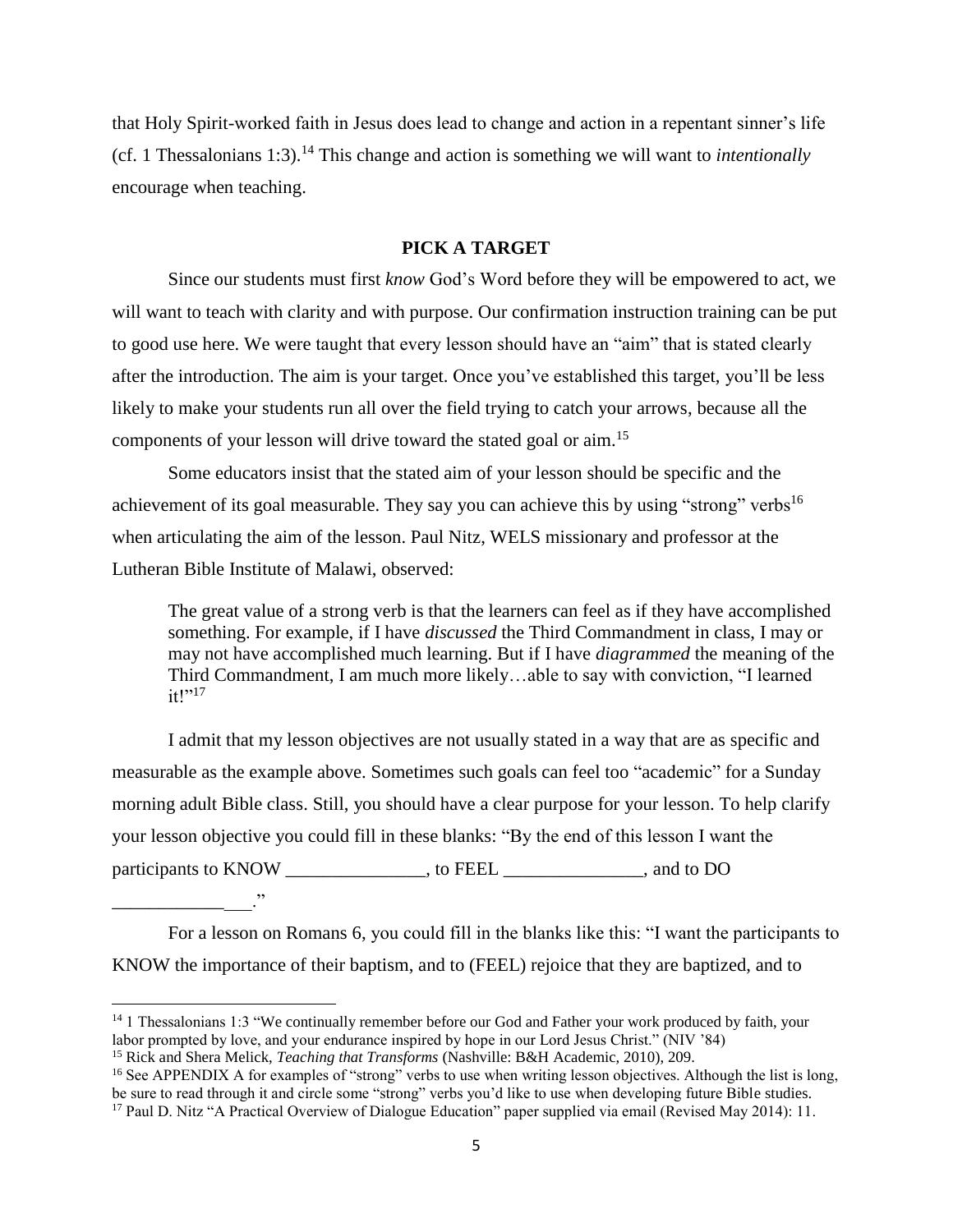that Holy Spirit-worked faith in Jesus does lead to change and action in a repentant sinner's life (cf. 1 Thessalonians 1:3).[14] This change and action is something we will want to *intentionally* encourage when teaching.

## PICK A TARGET

Since our students must first *know* God's Word before they will be empowered to act, we will want to teach with clarity and with purpose. Our confirmation instruction training can be put to good use here. We were taught that every lesson should have an "aim" that is stated clearly after the introduction. The aim is your target. Once you've established this target, you'll be less likely to make your students run all over the field trying to catch your arrows, because all the components of your lesson will drive toward the stated goal or aim.[15]

Some educators insist that the stated aim of your lesson should be specific and the achievement of its goal measurable. They say you can achieve this by using "strong" verbs[16] when articulating the aim of the lesson. Paul Nitz, WELS missionary and professor at the Lutheran Bible Institute of Malawi, observed:

> The great value of a strong verb is that the learners can feel as if they have accomplished something. For example, if I have *discussed* the Third Commandment in class, I may or may not have accomplished much learning. But if I have *diagrammed* the meaning of the Third Commandment, I am much more likely…able to say with conviction, "I learned it!"[17]

I admit that my lesson objectives are not usually stated in a way that are as specific and measurable as the example above. Sometimes such goals can feel too "academic" for a Sunday morning adult Bible class. Still, you should have a clear purpose for your lesson. To help clarify your lesson objective you could fill in these blanks: "By the end of this lesson I want the participants to KNOW _______________, to FEEL _______________, and to DO _______________."

For a lesson on Romans 6, you could fill in the blanks like this: "I want the participants to KNOW the importance of their baptism, and to (FEEL) rejoice that they are baptized, and to

---

[14] 1 Thessalonians 1:3 "We continually remember before our God and Father your work produced by faith, your labor prompted by love, and your endurance inspired by hope in our Lord Jesus Christ." (NIV '84)

[15] Rick and Shera Melick, *Teaching that Transforms* (Nashville: B&H Academic, 2010), 209.

[16] See APPENDIX A for examples of "strong" verbs to use when writing lesson objectives. Although the list is long, be sure to read through it and circle some "strong" verbs you'd like to use when developing future Bible studies.

[17] Paul D. Nitz "A Practical Overview of Dialogue Education" paper supplied via email (Revised May 2014): 11.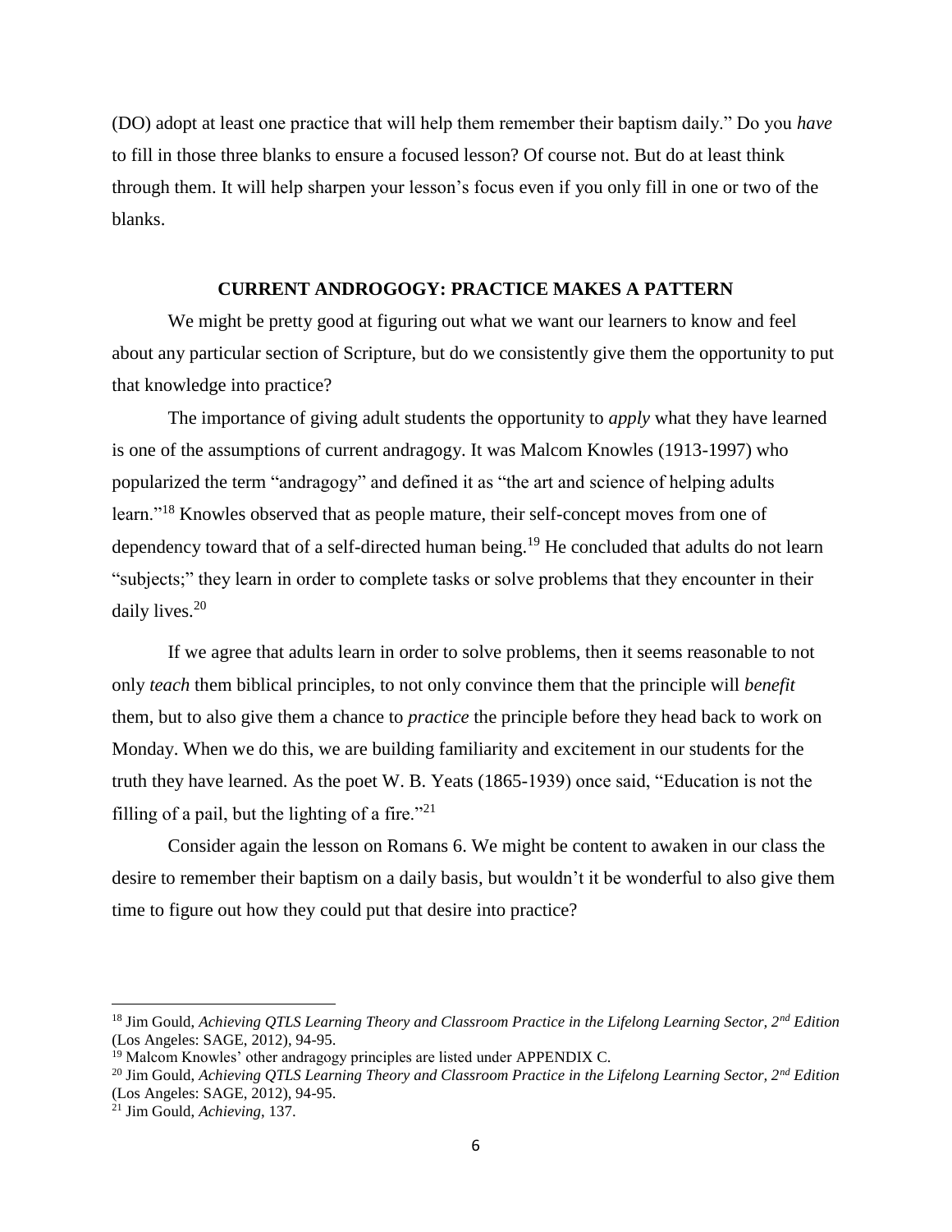(DO) adopt at least one practice that will help them remember their baptism daily." Do you *have* to fill in those three blanks to ensure a focused lesson? Of course not. But do at least think through them. It will help sharpen your lesson's focus even if you only fill in one or two of the blanks.

## CURRENT ANDROGOGY: PRACTICE MAKES A PATTERN

We might be pretty good at figuring out what we want our learners to know and feel about any particular section of Scripture, but do we consistently give them the opportunity to put that knowledge into practice?

The importance of giving adult students the opportunity to *apply* what they have learned is one of the assumptions of current andragogy. It was Malcom Knowles (1913-1997) who popularized the term "andragogy" and defined it as "the art and science of helping adults learn."[18] Knowles observed that as people mature, their self-concept moves from one of dependency toward that of a self-directed human being.[19] He concluded that adults do not learn "subjects;" they learn in order to complete tasks or solve problems that they encounter in their daily lives.[20]

If we agree that adults learn in order to solve problems, then it seems reasonable to not only *teach* them biblical principles, to not only convince them that the principle will *benefit* them, but to also give them a chance to *practice* the principle before they head back to work on Monday. When we do this, we are building familiarity and excitement in our students for the truth they have learned. As the poet W. B. Yeats (1865-1939) once said, "Education is not the filling of a pail, but the lighting of a fire."[21]

Consider again the lesson on Romans 6. We might be content to awaken in our class the desire to remember their baptism on a daily basis, but wouldn't it be wonderful to also give them time to figure out how they could put that desire into practice?

---

[18] Jim Gould, *Achieving QTLS Learning Theory and Classroom Practice in the Lifelong Learning Sector, 2nd Edition* (Los Angeles: SAGE, 2012), 94-95.

[19] Malcom Knowles' other andragogy principles are listed under APPENDIX C.

[20] Jim Gould, *Achieving QTLS Learning Theory and Classroom Practice in the Lifelong Learning Sector, 2nd Edition* (Los Angeles: SAGE, 2012), 94-95.

[21] Jim Gould, *Achieving*, 137.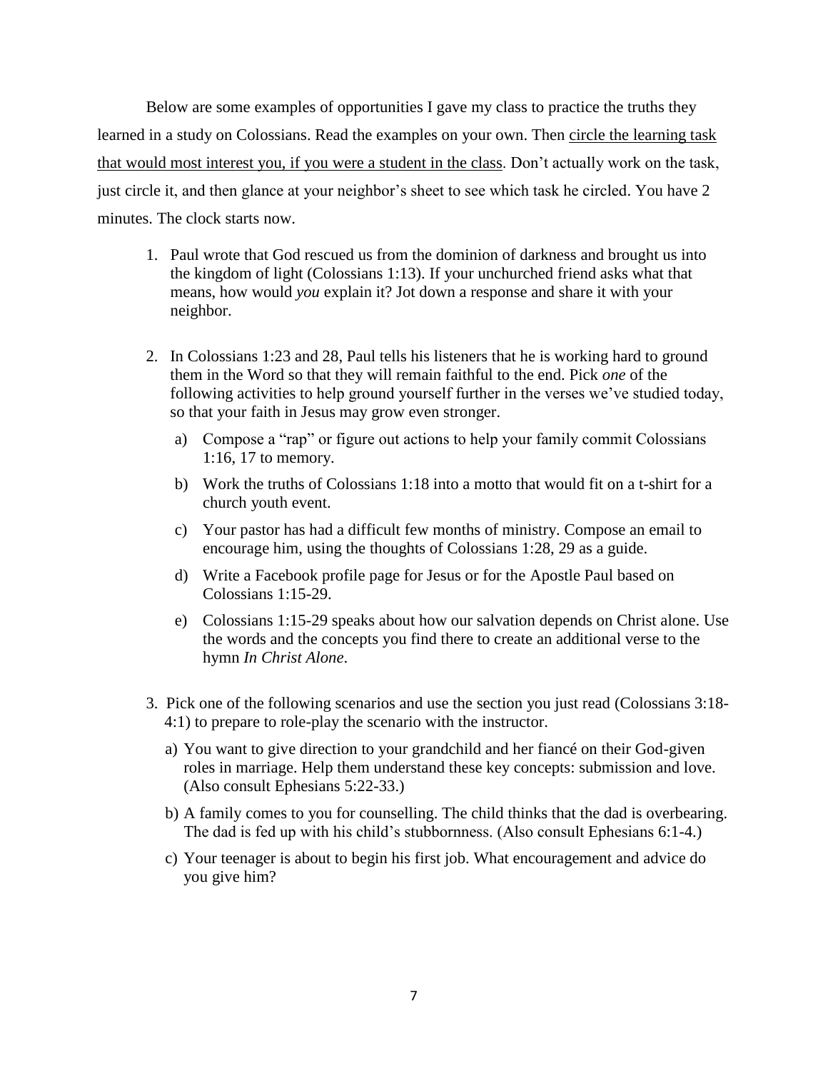Below are some examples of opportunities I gave my class to practice the truths they learned in a study on Colossians. Read the examples on your own. Then <u>circle the learning task that would most interest you, if you were a student in the class</u>. Don't actually work on the task, just circle it, and then glance at your neighbor's sheet to see which task he circled. You have 2 minutes. The clock starts now.

1. Paul wrote that God rescued us from the dominion of darkness and brought us into the kingdom of light (Colossians 1:13). If your unchurched friend asks what that means, how would *you* explain it? Jot down a response and share it with your neighbor.

2. In Colossians 1:23 and 28, Paul tells his listeners that he is working hard to ground them in the Word so that they will remain faithful to the end. Pick *one* of the following activities to help ground yourself further in the verses we've studied today, so that your faith in Jesus may grow even stronger.

   a) Compose a "rap" or figure out actions to help your family commit Colossians 1:16, 17 to memory.

   b) Work the truths of Colossians 1:18 into a motto that would fit on a t-shirt for a church youth event.

   c) Your pastor has had a difficult few months of ministry. Compose an email to encourage him, using the thoughts of Colossians 1:28, 29 as a guide.

   d) Write a Facebook profile page for Jesus or for the Apostle Paul based on Colossians 1:15-29.

   e) Colossians 1:15-29 speaks about how our salvation depends on Christ alone. Use the words and the concepts you find there to create an additional verse to the hymn *In Christ Alone*.

3. Pick one of the following scenarios and use the section you just read (Colossians 3:18-4:1) to prepare to role-play the scenario with the instructor.

   a) You want to give direction to your grandchild and her fiancé on their God-given roles in marriage. Help them understand these key concepts: submission and love. (Also consult Ephesians 5:22-33.)

   b) A family comes to you for counselling. The child thinks that the dad is overbearing. The dad is fed up with his child's stubbornness. (Also consult Ephesians 6:1-4.)

   c) Your teenager is about to begin his first job. What encouragement and advice do you give him?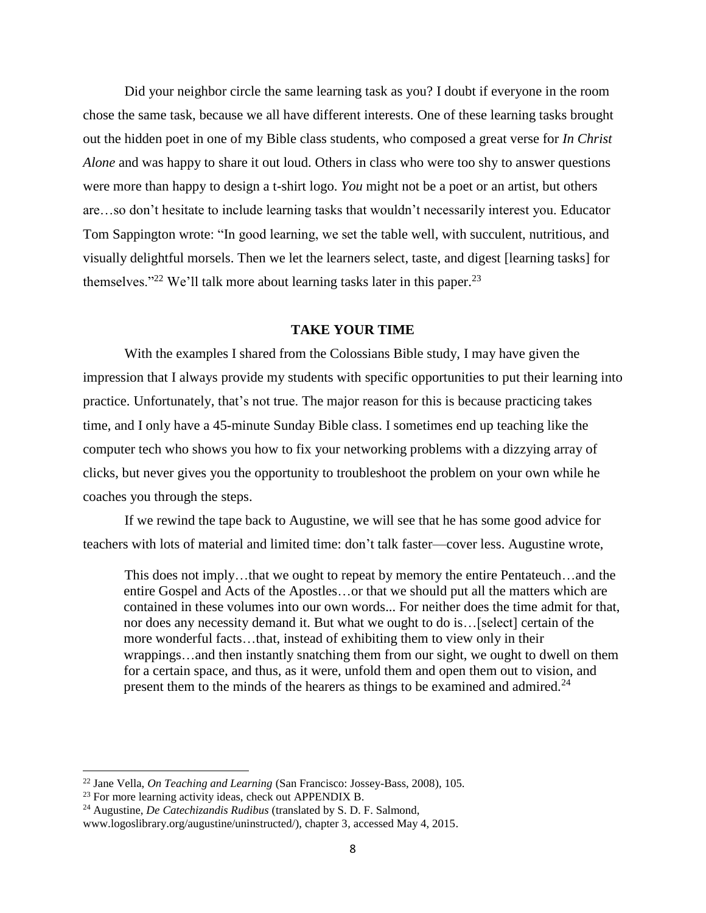Did your neighbor circle the same learning task as you? I doubt if everyone in the room chose the same task, because we all have different interests. One of these learning tasks brought out the hidden poet in one of my Bible class students, who composed a great verse for *In Christ Alone* and was happy to share it out loud. Others in class who were too shy to answer questions were more than happy to design a t-shirt logo. *You* might not be a poet or an artist, but others are…so don't hesitate to include learning tasks that wouldn't necessarily interest you. Educator Tom Sappington wrote: "In good learning, we set the table well, with succulent, nutritious, and visually delightful morsels. Then we let the learners select, taste, and digest [learning tasks] for themselves."[22] We'll talk more about learning tasks later in this paper.[23]

## TAKE YOUR TIME

With the examples I shared from the Colossians Bible study, I may have given the impression that I always provide my students with specific opportunities to put their learning into practice. Unfortunately, that's not true. The major reason for this is because practicing takes time, and I only have a 45-minute Sunday Bible class. I sometimes end up teaching like the computer tech who shows you how to fix your networking problems with a dizzying array of clicks, but never gives you the opportunity to troubleshoot the problem on your own while he coaches you through the steps.

If we rewind the tape back to Augustine, we will see that he has some good advice for teachers with lots of material and limited time: don't talk faster—cover less. Augustine wrote,

> This does not imply…that we ought to repeat by memory the entire Pentateuch…and the entire Gospel and Acts of the Apostles…or that we should put all the matters which are contained in these volumes into our own words... For neither does the time admit for that, nor does any necessity demand it. But what we ought to do is…[select] certain of the more wonderful facts…that, instead of exhibiting them to view only in their wrappings…and then instantly snatching them from our sight, we ought to dwell on them for a certain space, and thus, as it were, unfold them and open them out to vision, and present them to the minds of the hearers as things to be examined and admired.[24]

---

[22] Jane Vella, *On Teaching and Learning* (San Francisco: Jossey-Bass, 2008), 105.

[23] For more learning activity ideas, check out APPENDIX B.

[24] Augustine, *De Catechizandis Rudibus* (translated by S. D. F. Salmond, www.logoslibrary.org/augustine/uninstructed/), chapter 3, accessed May 4, 2015.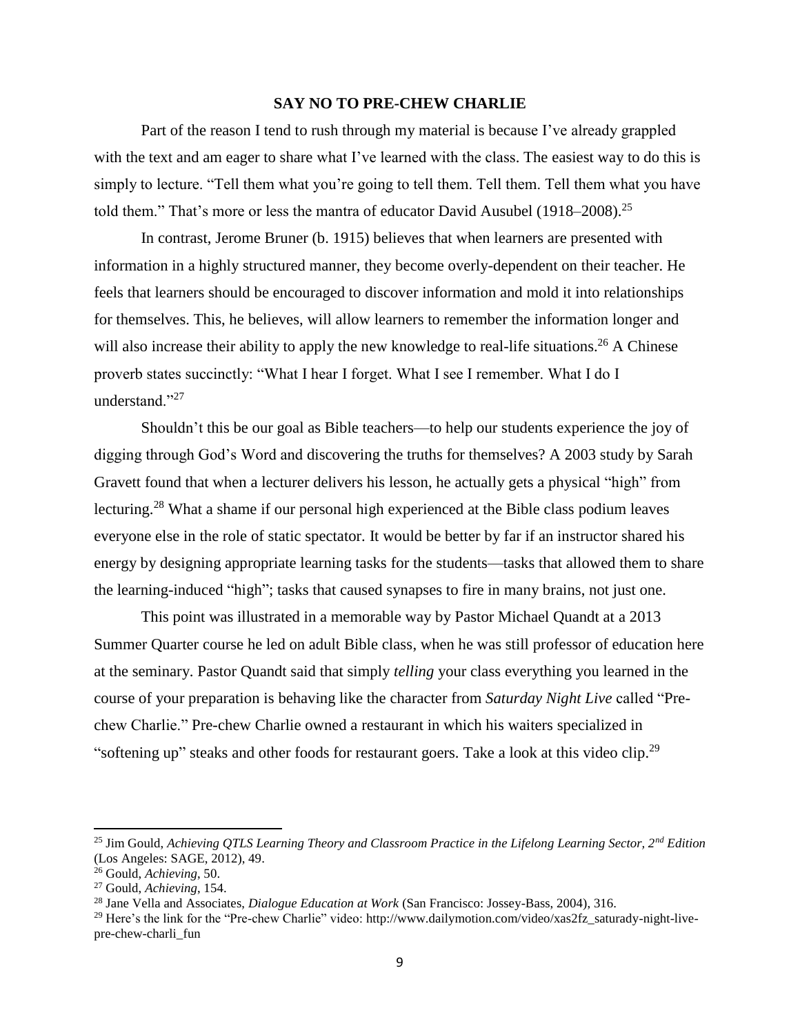## SAY NO TO PRE-CHEW CHARLIE

Part of the reason I tend to rush through my material is because I've already grappled with the text and am eager to share what I've learned with the class. The easiest way to do this is simply to lecture. "Tell them what you're going to tell them. Tell them. Tell them what you have told them." That's more or less the mantra of educator David Ausubel (1918–2008).[25]

In contrast, Jerome Bruner (b. 1915) believes that when learners are presented with information in a highly structured manner, they become overly-dependent on their teacher. He feels that learners should be encouraged to discover information and mold it into relationships for themselves. This, he believes, will allow learners to remember the information longer and will also increase their ability to apply the new knowledge to real-life situations.[26] A Chinese proverb states succinctly: "What I hear I forget. What I see I remember. What I do I understand."[27]

Shouldn't this be our goal as Bible teachers—to help our students experience the joy of digging through God's Word and discovering the truths for themselves? A 2003 study by Sarah Gravett found that when a lecturer delivers his lesson, he actually gets a physical "high" from lecturing.[28] What a shame if our personal high experienced at the Bible class podium leaves everyone else in the role of static spectator. It would be better by far if an instructor shared his energy by designing appropriate learning tasks for the students—tasks that allowed them to share the learning-induced "high"; tasks that caused synapses to fire in many brains, not just one.

This point was illustrated in a memorable way by Pastor Michael Quandt at a 2013 Summer Quarter course he led on adult Bible class, when he was still professor of education here at the seminary. Pastor Quandt said that simply *telling* your class everything you learned in the course of your preparation is behaving like the character from *Saturday Night Live* called "Pre-chew Charlie." Pre-chew Charlie owned a restaurant in which his waiters specialized in "softening up" steaks and other foods for restaurant goers. Take a look at this video clip.[29]

---

[25] Jim Gould, *Achieving QTLS Learning Theory and Classroom Practice in the Lifelong Learning Sector, 2nd Edition* (Los Angeles: SAGE, 2012), 49.

[26] Gould, *Achieving*, 50.

[27] Gould, *Achieving*, 154.

[28] Jane Vella and Associates, *Dialogue Education at Work* (San Francisco: Jossey-Bass, 2004), 316.

[29] Here's the link for the "Pre-chew Charlie" video: http://www.dailymotion.com/video/xas2fz_saturady-night-live-pre-chew-charli_fun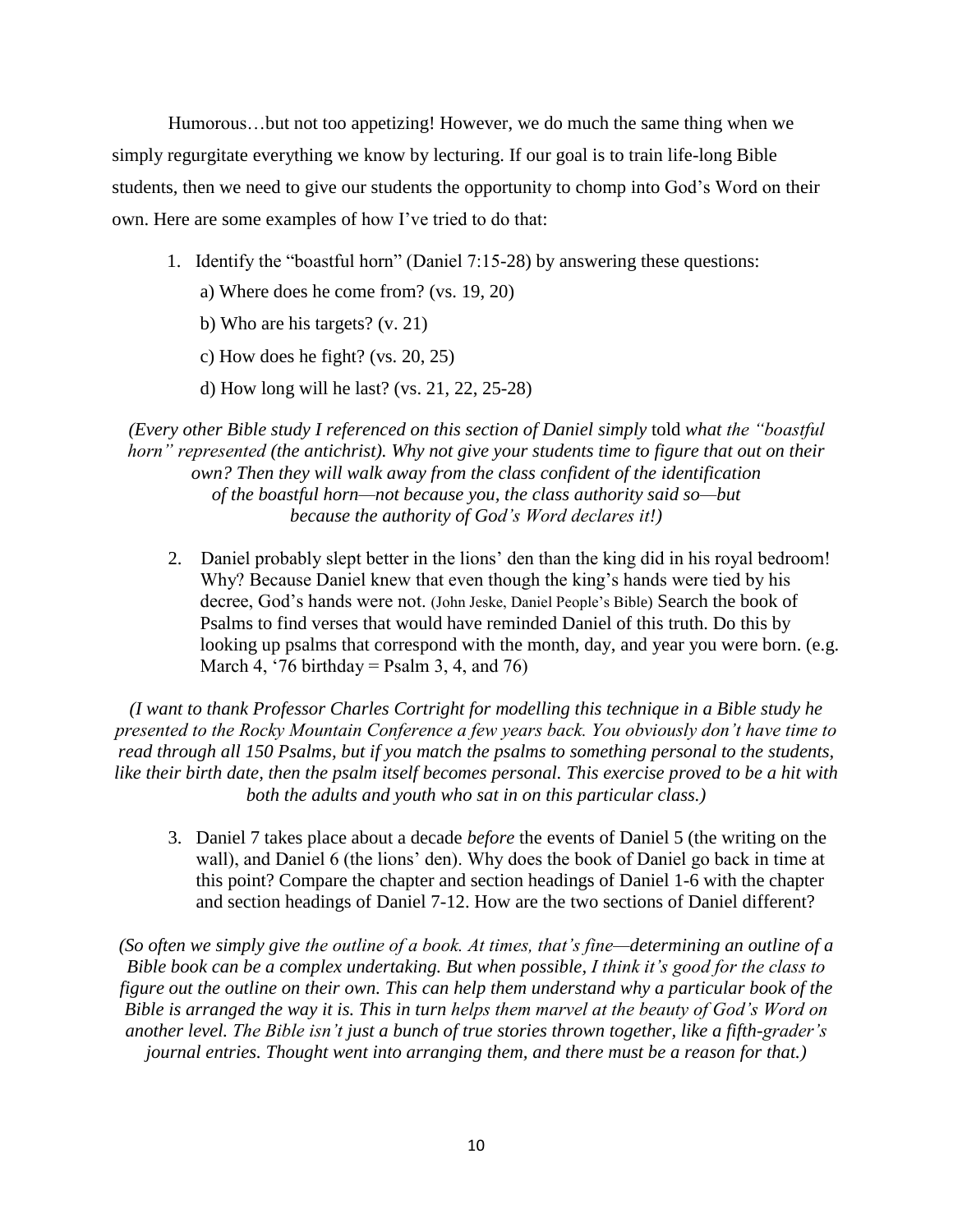Humorous…but not too appetizing! However, we do much the same thing when we simply regurgitate everything we know by lecturing. If our goal is to train life-long Bible students, then we need to give our students the opportunity to chomp into God's Word on their own. Here are some examples of how I've tried to do that:

1. Identify the "boastful horn" (Daniel 7:15-28) by answering these questions:
   a) Where does he come from? (vs. 19, 20)
   b) Who are his targets? (v. 21)
   c) How does he fight? (vs. 20, 25)
   d) How long will he last? (vs. 21, 22, 25-28)

*(Every other Bible study I referenced on this section of Daniel simply* told *what the "boastful horn" represented (the antichrist). Why not give your students time to figure that out on their own? Then they will walk away from the class confident of the identification of the boastful horn—not because you, the class authority said so—but because the authority of God's Word declares it!)*

2. Daniel probably slept better in the lions' den than the king did in his royal bedroom! Why? Because Daniel knew that even though the king's hands were tied by his decree, God's hands were not. (John Jeske, Daniel People's Bible) Search the book of Psalms to find verses that would have reminded Daniel of this truth. Do this by looking up psalms that correspond with the month, day, and year you were born. (e.g. March 4, '76 birthday = Psalm 3, 4, and 76)

*(I want to thank Professor Charles Cortright for modelling this technique in a Bible study he presented to the Rocky Mountain Conference a few years back. You obviously don't have time to read through all 150 Psalms, but if you match the psalms to something personal to the students, like their birth date, then the psalm itself becomes personal. This exercise proved to be a hit with both the adults and youth who sat in on this particular class.)*

3. Daniel 7 takes place about a decade *before* the events of Daniel 5 (the writing on the wall), and Daniel 6 (the lions' den). Why does the book of Daniel go back in time at this point? Compare the chapter and section headings of Daniel 1-6 with the chapter and section headings of Daniel 7-12. How are the two sections of Daniel different?

*(So often we simply give the outline of a book. At times, that's fine—determining an outline of a Bible book can be a complex undertaking. But when possible, I think it's good for the class to figure out the outline on their own. This can help them understand why a particular book of the Bible is arranged the way it is. This in turn helps them marvel at the beauty of God's Word on another level. The Bible isn't just a bunch of true stories thrown together, like a fifth-grader's journal entries. Thought went into arranging them, and there must be a reason for that.)*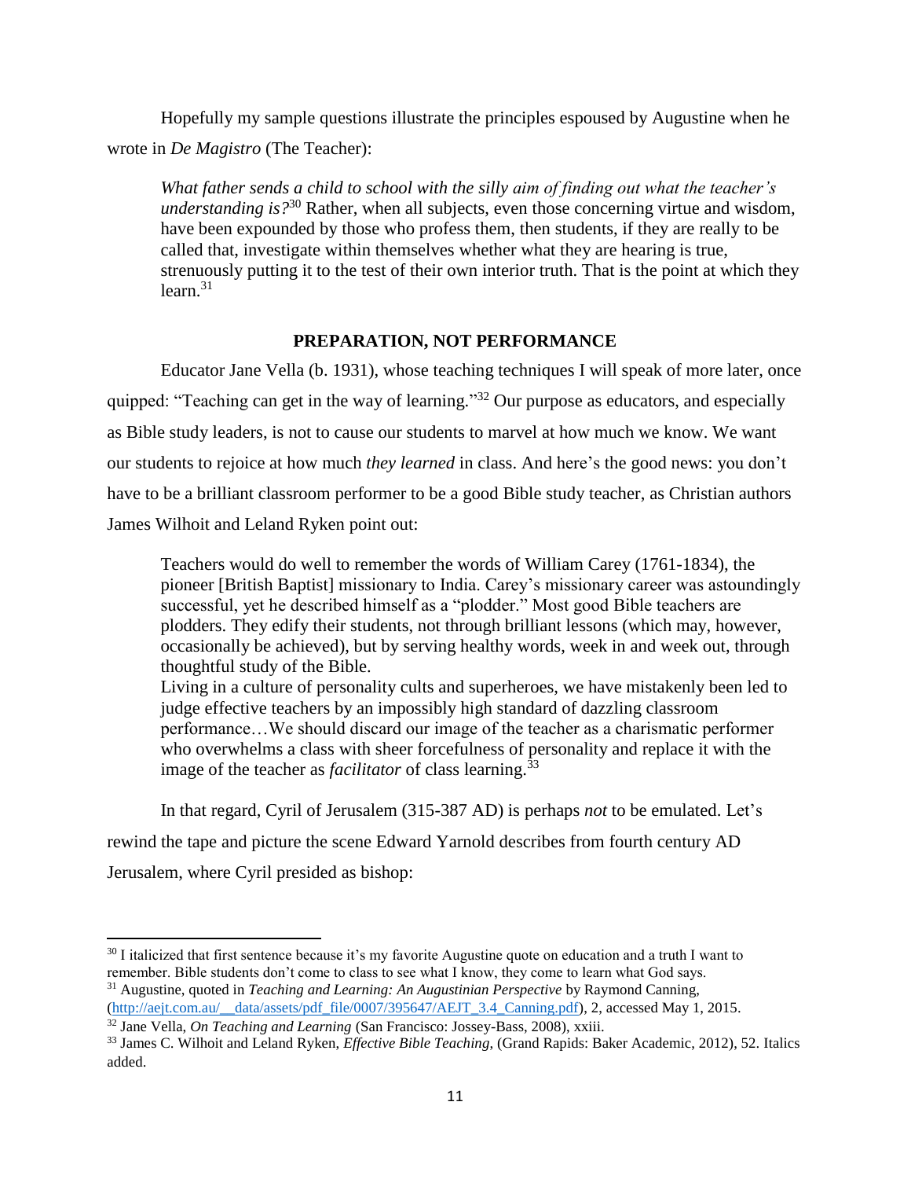Hopefully my sample questions illustrate the principles espoused by Augustine when he wrote in *De Magistro* (The Teacher):

> *What father sends a child to school with the silly aim of finding out what the teacher's understanding is?*[30] Rather, when all subjects, even those concerning virtue and wisdom, have been expounded by those who profess them, then students, if they are really to be called that, investigate within themselves whether what they are hearing is true, strenuously putting it to the test of their own interior truth. That is the point at which they learn.[31]

## PREPARATION, NOT PERFORMANCE

Educator Jane Vella (b. 1931), whose teaching techniques I will speak of more later, once quipped: "Teaching can get in the way of learning."[32] Our purpose as educators, and especially as Bible study leaders, is not to cause our students to marvel at how much we know. We want our students to rejoice at how much *they learned* in class. And here's the good news: you don't have to be a brilliant classroom performer to be a good Bible study teacher, as Christian authors James Wilhoit and Leland Ryken point out:

> Teachers would do well to remember the words of William Carey (1761-1834), the pioneer [British Baptist] missionary to India. Carey's missionary career was astoundingly successful, yet he described himself as a "plodder." Most good Bible teachers are plodders. They edify their students, not through brilliant lessons (which may, however, occasionally be achieved), but by serving healthy words, week in and week out, through thoughtful study of the Bible.
>
> Living in a culture of personality cults and superheroes, we have mistakenly been led to judge effective teachers by an impossibly high standard of dazzling classroom performance…We should discard our image of the teacher as a charismatic performer who overwhelms a class with sheer forcefulness of personality and replace it with the image of the teacher as *facilitator* of class learning.[33]

In that regard, Cyril of Jerusalem (315-387 AD) is perhaps *not* to be emulated. Let's rewind the tape and picture the scene Edward Yarnold describes from fourth century AD Jerusalem, where Cyril presided as bishop:

---

[30] I italicized that first sentence because it's my favorite Augustine quote on education and a truth I want to remember. Bible students don't come to class to see what I know, they come to learn what God says.

[31] Augustine, quoted in *Teaching and Learning: An Augustinian Perspective* by Raymond Canning, (http://aejt.com.au/__data/assets/pdf_file/0007/395647/AEJT_3.4_Canning.pdf), 2, accessed May 1, 2015.

[32] Jane Vella, *On Teaching and Learning* (San Francisco: Jossey-Bass, 2008), xxiii.

[33] James C. Wilhoit and Leland Ryken, *Effective Bible Teaching*, (Grand Rapids: Baker Academic, 2012), 52. Italics added.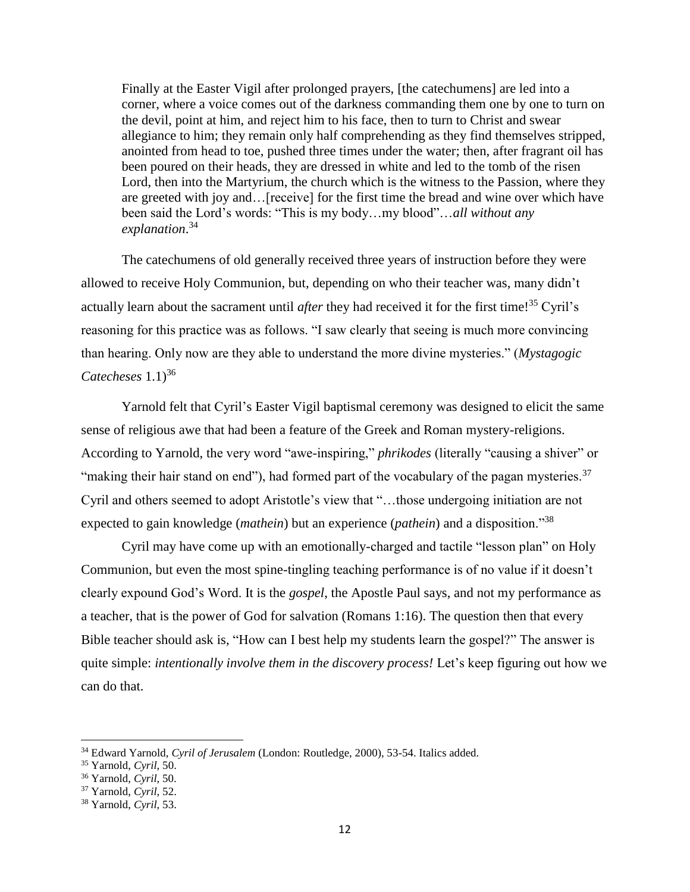> Finally at the Easter Vigil after prolonged prayers, [the catechumens] are led into a corner, where a voice comes out of the darkness commanding them one by one to turn on the devil, point at him, and reject him to his face, then to turn to Christ and swear allegiance to him; they remain only half comprehending as they find themselves stripped, anointed from head to toe, pushed three times under the water; then, after fragrant oil has been poured on their heads, they are dressed in white and led to the tomb of the risen Lord, then into the Martyrium, the church which is the witness to the Passion, where they are greeted with joy and…[receive] for the first time the bread and wine over which have been said the Lord's words: "This is my body…my blood"…*all without any explanation*.[34]

The catechumens of old generally received three years of instruction before they were allowed to receive Holy Communion, but, depending on who their teacher was, many didn't actually learn about the sacrament until *after* they had received it for the first time![35] Cyril's reasoning for this practice was as follows. "I saw clearly that seeing is much more convincing than hearing. Only now are they able to understand the more divine mysteries." (*Mystagogic Catecheses* 1.1)[36]

Yarnold felt that Cyril's Easter Vigil baptismal ceremony was designed to elicit the same sense of religious awe that had been a feature of the Greek and Roman mystery-religions. According to Yarnold, the very word "awe-inspiring," *phrikodes* (literally "causing a shiver" or "making their hair stand on end"), had formed part of the vocabulary of the pagan mysteries.[37] Cyril and others seemed to adopt Aristotle's view that "…those undergoing initiation are not expected to gain knowledge (*mathein*) but an experience (*pathein*) and a disposition."[38]

Cyril may have come up with an emotionally-charged and tactile "lesson plan" on Holy Communion, but even the most spine-tingling teaching performance is of no value if it doesn't clearly expound God's Word. It is the *gospel*, the Apostle Paul says, and not my performance as a teacher, that is the power of God for salvation (Romans 1:16). The question then that every Bible teacher should ask is, "How can I best help my students learn the gospel?" The answer is quite simple: *intentionally involve them in the discovery process!* Let's keep figuring out how we can do that.

---

[34] Edward Yarnold, *Cyril of Jerusalem* (London: Routledge, 2000), 53-54. Italics added.

[35] Yarnold, *Cyril*, 50.

[36] Yarnold, *Cyril*, 50.

[37] Yarnold, *Cyril*, 52.

[38] Yarnold, *Cyril*, 53.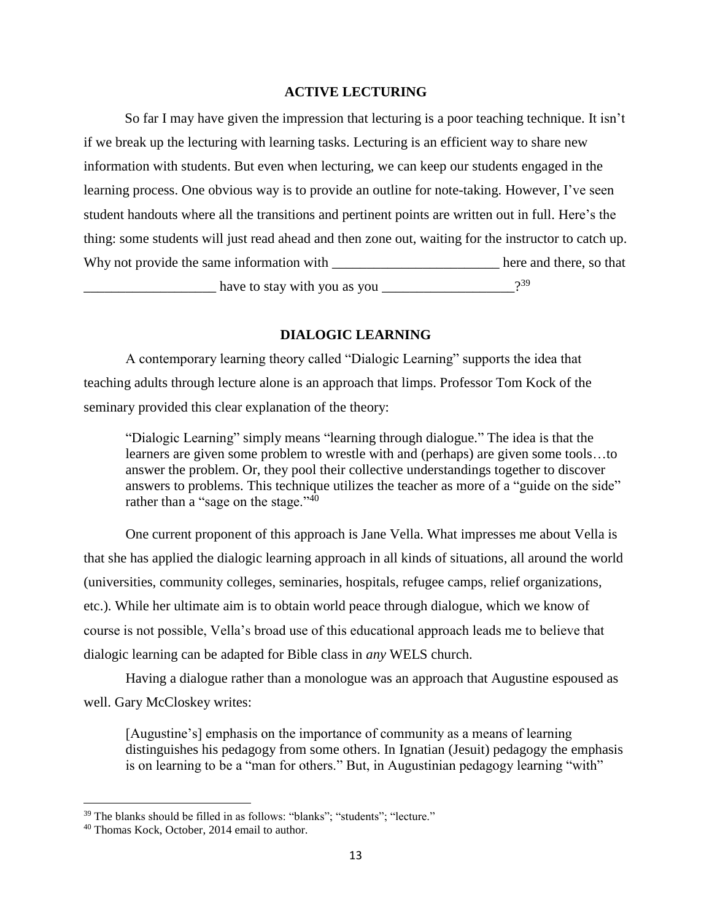## ACTIVE LECTURING

So far I may have given the impression that lecturing is a poor teaching technique. It isn't if we break up the lecturing with learning tasks. Lecturing is an efficient way to share new information with students. But even when lecturing, we can keep our students engaged in the learning process. One obvious way is to provide an outline for note-taking. However, I've seen student handouts where all the transitions and pertinent points are written out in full. Here's the thing: some students will just read ahead and then zone out, waiting for the instructor to catch up. Why not provide the same information with ________________________ here and there, so that ___________________ have to stay with you as you ___________________?[39]

## DIALOGIC LEARNING

A contemporary learning theory called "Dialogic Learning" supports the idea that teaching adults through lecture alone is an approach that limps. Professor Tom Kock of the seminary provided this clear explanation of the theory:

> "Dialogic Learning" simply means "learning through dialogue." The idea is that the learners are given some problem to wrestle with and (perhaps) are given some tools…to answer the problem. Or, they pool their collective understandings together to discover answers to problems. This technique utilizes the teacher as more of a "guide on the side" rather than a "sage on the stage."[40]

One current proponent of this approach is Jane Vella. What impresses me about Vella is that she has applied the dialogic learning approach in all kinds of situations, all around the world (universities, community colleges, seminaries, hospitals, refugee camps, relief organizations, etc.). While her ultimate aim is to obtain world peace through dialogue, which we know of course is not possible, Vella's broad use of this educational approach leads me to believe that dialogic learning can be adapted for Bible class in *any* WELS church.

Having a dialogue rather than a monologue was an approach that Augustine espoused as well. Gary McCloskey writes:

> [Augustine's] emphasis on the importance of community as a means of learning distinguishes his pedagogy from some others. In Ignatian (Jesuit) pedagogy the emphasis is on learning to be a "man for others." But, in Augustinian pedagogy learning "with"

---

[39] The blanks should be filled in as follows: "blanks"; "students"; "lecture."

[40] Thomas Kock, October, 2014 email to author.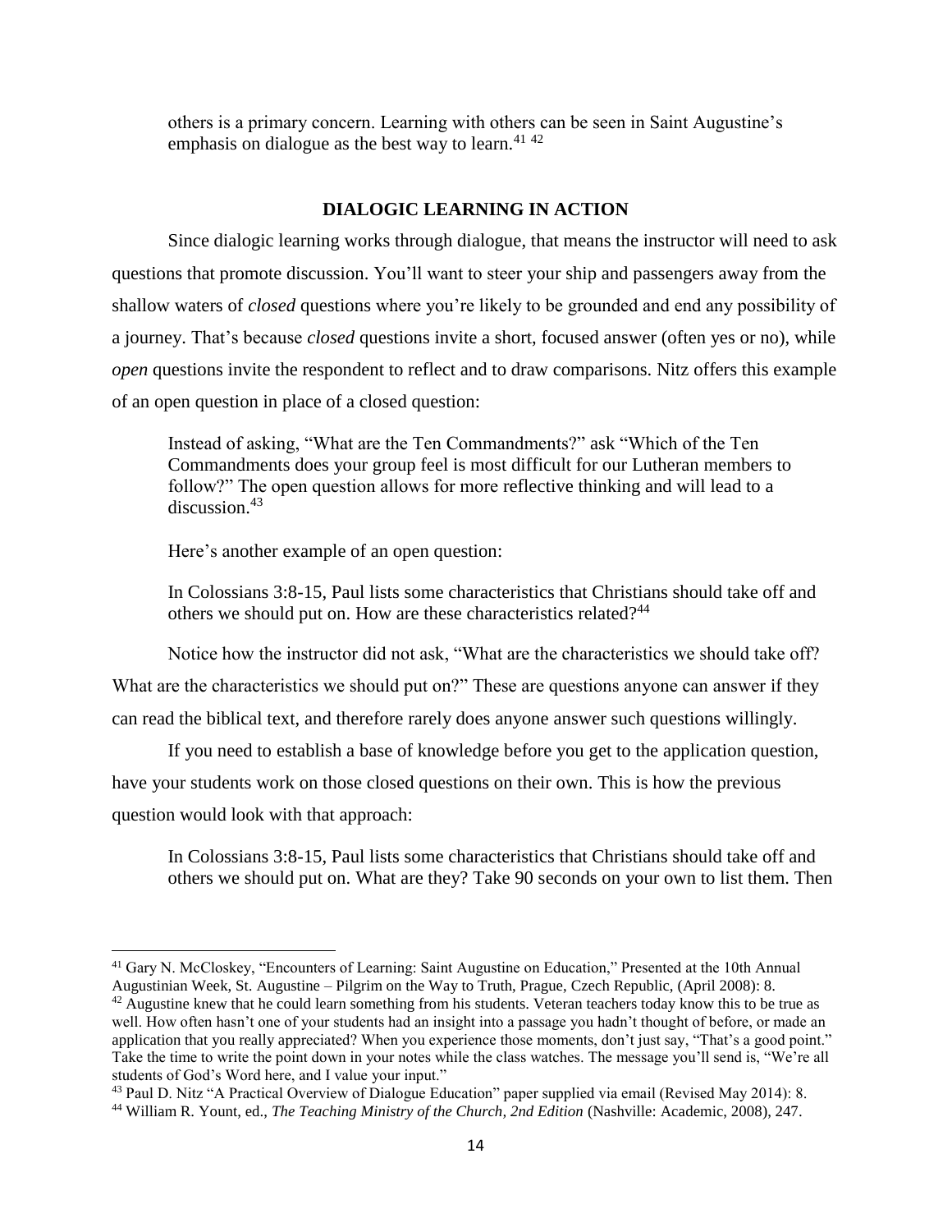others is a primary concern. Learning with others can be seen in Saint Augustine's emphasis on dialogue as the best way to learn.[41] [42]

## DIALOGIC LEARNING IN ACTION

Since dialogic learning works through dialogue, that means the instructor will need to ask questions that promote discussion. You'll want to steer your ship and passengers away from the shallow waters of *closed* questions where you're likely to be grounded and end any possibility of a journey. That's because *closed* questions invite a short, focused answer (often yes or no), while *open* questions invite the respondent to reflect and to draw comparisons. Nitz offers this example of an open question in place of a closed question:

> Instead of asking, "What are the Ten Commandments?" ask "Which of the Ten Commandments does your group feel is most difficult for our Lutheran members to follow?" The open question allows for more reflective thinking and will lead to a discussion.[43]

Here's another example of an open question:

> In Colossians 3:8-15, Paul lists some characteristics that Christians should take off and others we should put on. How are these characteristics related?[44]

Notice how the instructor did not ask, "What are the characteristics we should take off? What are the characteristics we should put on?" These are questions anyone can answer if they can read the biblical text, and therefore rarely does anyone answer such questions willingly.

If you need to establish a base of knowledge before you get to the application question, have your students work on those closed questions on their own. This is how the previous question would look with that approach:

> In Colossians 3:8-15, Paul lists some characteristics that Christians should take off and others we should put on. What are they? Take 90 seconds on your own to list them. Then

---

[41] Gary N. McCloskey, "Encounters of Learning: Saint Augustine on Education," Presented at the 10th Annual Augustinian Week, St. Augustine – Pilgrim on the Way to Truth, Prague, Czech Republic, (April 2008): 8.

[42] Augustine knew that he could learn something from his students. Veteran teachers today know this to be true as well. How often hasn't one of your students had an insight into a passage you hadn't thought of before, or made an application that you really appreciated? When you experience those moments, don't just say, "That's a good point." Take the time to write the point down in your notes while the class watches. The message you'll send is, "We're all students of God's Word here, and I value your input."

[43] Paul D. Nitz "A Practical Overview of Dialogue Education" paper supplied via email (Revised May 2014): 8.

[44] William R. Yount, ed., *The Teaching Ministry of the Church, 2nd Edition* (Nashville: Academic, 2008), 247.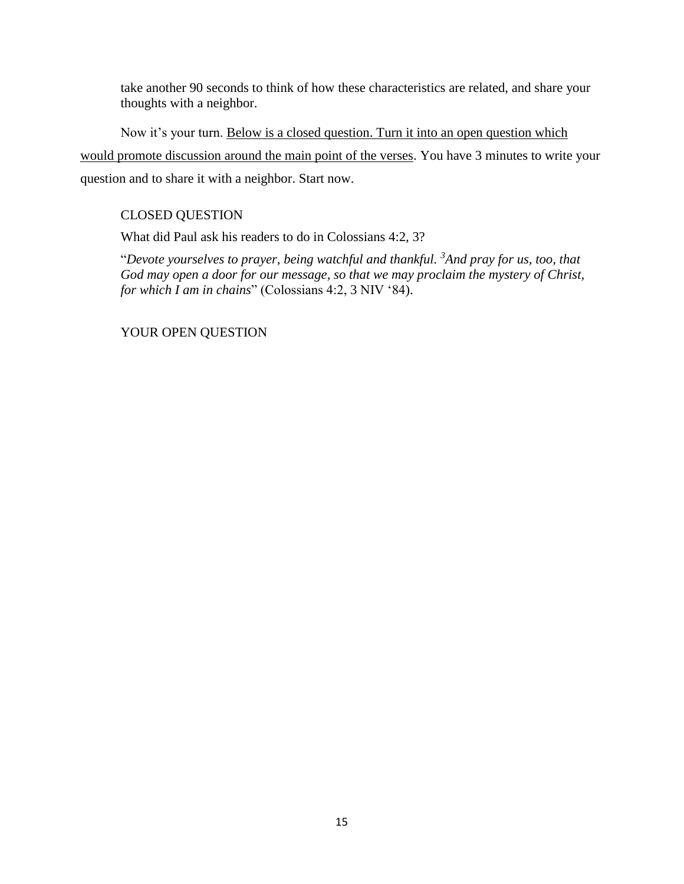take another 90 seconds to think of how these characteristics are related, and share your thoughts with a neighbor.

Now it's your turn. <u>Below is a closed question. Turn it into an open question which would promote discussion around the main point of the verses</u>. You have 3 minutes to write your question and to share it with a neighbor. Start now.

CLOSED QUESTION

What did Paul ask his readers to do in Colossians 4:2, 3?

"*Devote yourselves to prayer, being watchful and thankful.* [3]*And pray for us, too, that God may open a door for our message, so that we may proclaim the mystery of Christ, for which I am in chains*" (Colossians 4:2, 3 NIV '84).

YOUR OPEN QUESTION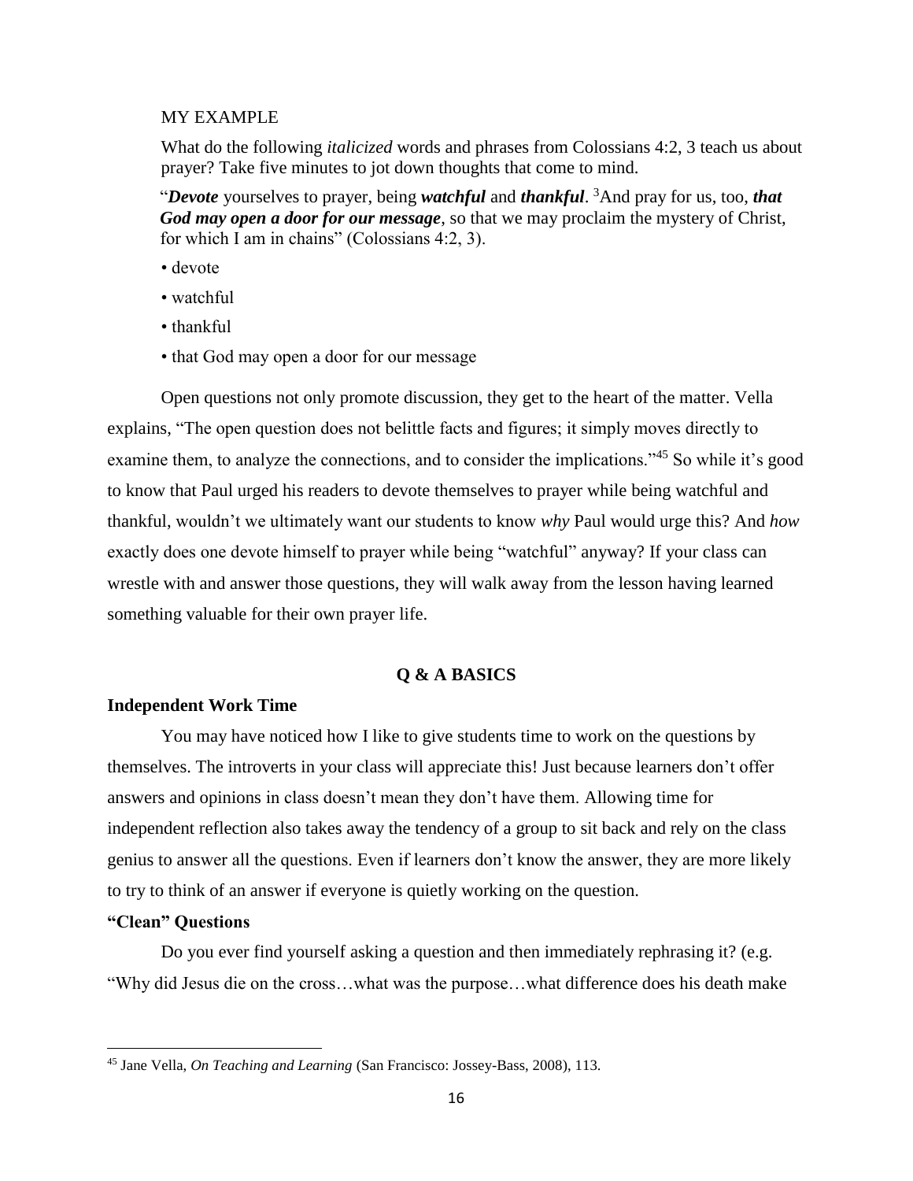MY EXAMPLE

What do the following *italicized* words and phrases from Colossians 4:2, 3 teach us about prayer? Take five minutes to jot down thoughts that come to mind.

"***Devote*** yourselves to prayer, being ***watchful*** and ***thankful***. [3]And pray for us, too, ***that God may open a door for our message***, so that we may proclaim the mystery of Christ, for which I am in chains" (Colossians 4:2, 3).

- devote
- watchful
- thankful
- that God may open a door for our message

Open questions not only promote discussion, they get to the heart of the matter. Vella explains, "The open question does not belittle facts and figures; it simply moves directly to examine them, to analyze the connections, and to consider the implications."[45] So while it's good to know that Paul urged his readers to devote themselves to prayer while being watchful and thankful, wouldn't we ultimately want our students to know *why* Paul would urge this? And *how* exactly does one devote himself to prayer while being "watchful" anyway? If your class can wrestle with and answer those questions, they will walk away from the lesson having learned something valuable for their own prayer life.

## Q & A BASICS

### Independent Work Time

You may have noticed how I like to give students time to work on the questions by themselves. The introverts in your class will appreciate this! Just because learners don't offer answers and opinions in class doesn't mean they don't have them. Allowing time for independent reflection also takes away the tendency of a group to sit back and rely on the class genius to answer all the questions. Even if learners don't know the answer, they are more likely to try to think of an answer if everyone is quietly working on the question.

### "Clean" Questions

Do you ever find yourself asking a question and then immediately rephrasing it? (e.g. "Why did Jesus die on the cross…what was the purpose…what difference does his death make

---

[45] Jane Vella, *On Teaching and Learning* (San Francisco: Jossey-Bass, 2008), 113.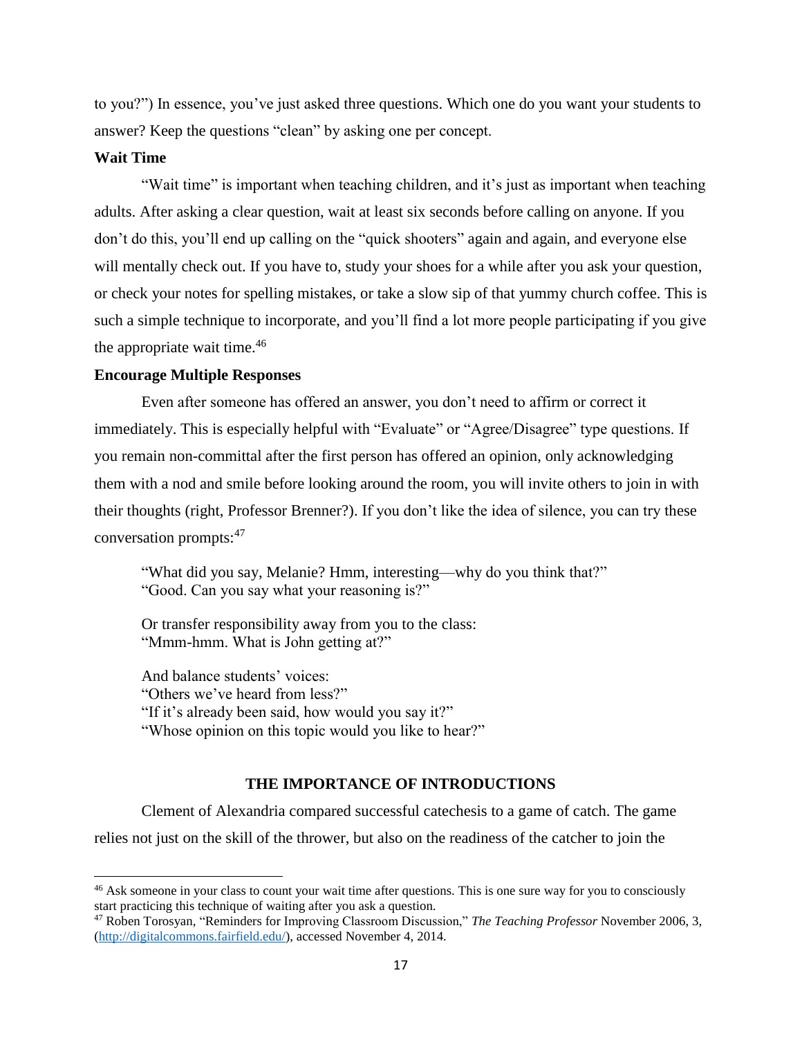to you?") In essence, you've just asked three questions. Which one do you want your students to answer? Keep the questions "clean" by asking one per concept.

**Wait Time**

"Wait time" is important when teaching children, and it's just as important when teaching adults. After asking a clear question, wait at least six seconds before calling on anyone. If you don't do this, you'll end up calling on the "quick shooters" again and again, and everyone else will mentally check out. If you have to, study your shoes for a while after you ask your question, or check your notes for spelling mistakes, or take a slow sip of that yummy church coffee. This is such a simple technique to incorporate, and you'll find a lot more people participating if you give the appropriate wait time.[46]

**Encourage Multiple Responses**

Even after someone has offered an answer, you don't need to affirm or correct it immediately. This is especially helpful with "Evaluate" or "Agree/Disagree" type questions. If you remain non-committal after the first person has offered an opinion, only acknowledging them with a nod and smile before looking around the room, you will invite others to join in with their thoughts (right, Professor Brenner?). If you don't like the idea of silence, you can try these conversation prompts:[47]

> "What did you say, Melanie? Hmm, interesting—why do you think that?"
> "Good. Can you say what your reasoning is?"
>
> Or transfer responsibility away from you to the class:
> "Mmm-hmm. What is John getting at?"
>
> And balance students' voices:
> "Others we've heard from less?"
> "If it's already been said, how would you say it?"
> "Whose opinion on this topic would you like to hear?"

## THE IMPORTANCE OF INTRODUCTIONS

Clement of Alexandria compared successful catechesis to a game of catch. The game relies not just on the skill of the thrower, but also on the readiness of the catcher to join the

---

[46] Ask someone in your class to count your wait time after questions. This is one sure way for you to consciously start practicing this technique of waiting after you ask a question.

[47] Roben Torosyan, "Reminders for Improving Classroom Discussion," *The Teaching Professor* November 2006, 3, (http://digitalcommons.fairfield.edu/), accessed November 4, 2014.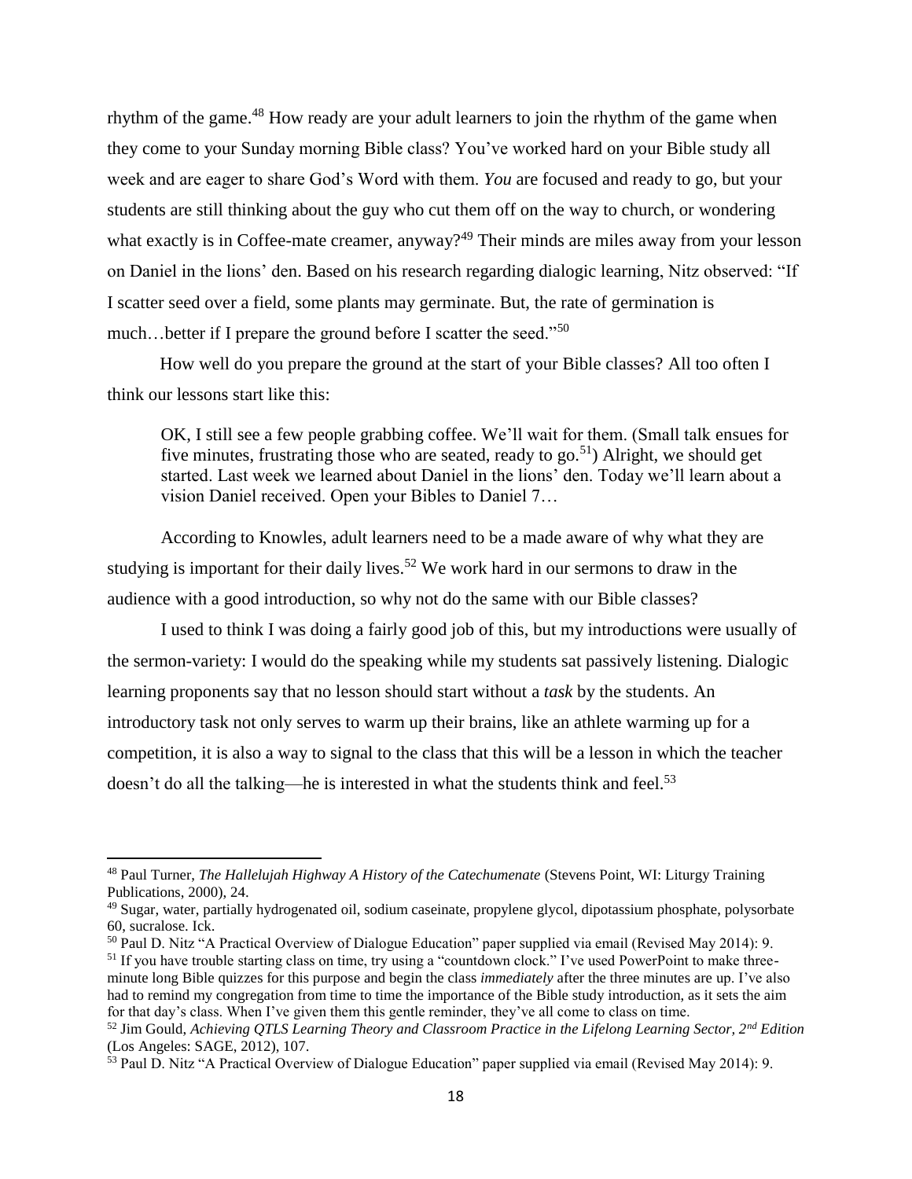rhythm of the game.[48] How ready are your adult learners to join the rhythm of the game when they come to your Sunday morning Bible class? You've worked hard on your Bible study all week and are eager to share God's Word with them. *You* are focused and ready to go, but your students are still thinking about the guy who cut them off on the way to church, or wondering what exactly is in Coffee-mate creamer, anyway?[49] Their minds are miles away from your lesson on Daniel in the lions' den. Based on his research regarding dialogic learning, Nitz observed: "If I scatter seed over a field, some plants may germinate. But, the rate of germination is much…better if I prepare the ground before I scatter the seed."[50]

How well do you prepare the ground at the start of your Bible classes? All too often I think our lessons start like this:

> OK, I still see a few people grabbing coffee. We'll wait for them. (Small talk ensues for five minutes, frustrating those who are seated, ready to go.[51]) Alright, we should get started. Last week we learned about Daniel in the lions' den. Today we'll learn about a vision Daniel received. Open your Bibles to Daniel 7…

According to Knowles, adult learners need to be a made aware of why what they are studying is important for their daily lives.[52] We work hard in our sermons to draw in the audience with a good introduction, so why not do the same with our Bible classes?

I used to think I was doing a fairly good job of this, but my introductions were usually of the sermon-variety: I would do the speaking while my students sat passively listening. Dialogic learning proponents say that no lesson should start without a *task* by the students. An introductory task not only serves to warm up their brains, like an athlete warming up for a competition, it is also a way to signal to the class that this will be a lesson in which the teacher doesn't do all the talking—he is interested in what the students think and feel.[53]

---

[48] Paul Turner, *The Hallelujah Highway A History of the Catechumenate* (Stevens Point, WI: Liturgy Training Publications, 2000), 24.

[49] Sugar, water, partially hydrogenated oil, sodium caseinate, propylene glycol, dipotassium phosphate, polysorbate 60, sucralose. Ick.

[50] Paul D. Nitz "A Practical Overview of Dialogue Education" paper supplied via email (Revised May 2014): 9.

[51] If you have trouble starting class on time, try using a "countdown clock." I've used PowerPoint to make three-minute long Bible quizzes for this purpose and begin the class *immediately* after the three minutes are up. I've also had to remind my congregation from time to time the importance of the Bible study introduction, as it sets the aim for that day's class. When I've given them this gentle reminder, they've all come to class on time.

[52] Jim Gould, *Achieving QTLS Learning Theory and Classroom Practice in the Lifelong Learning Sector, 2nd Edition* (Los Angeles: SAGE, 2012), 107.

[53] Paul D. Nitz "A Practical Overview of Dialogue Education" paper supplied via email (Revised May 2014): 9.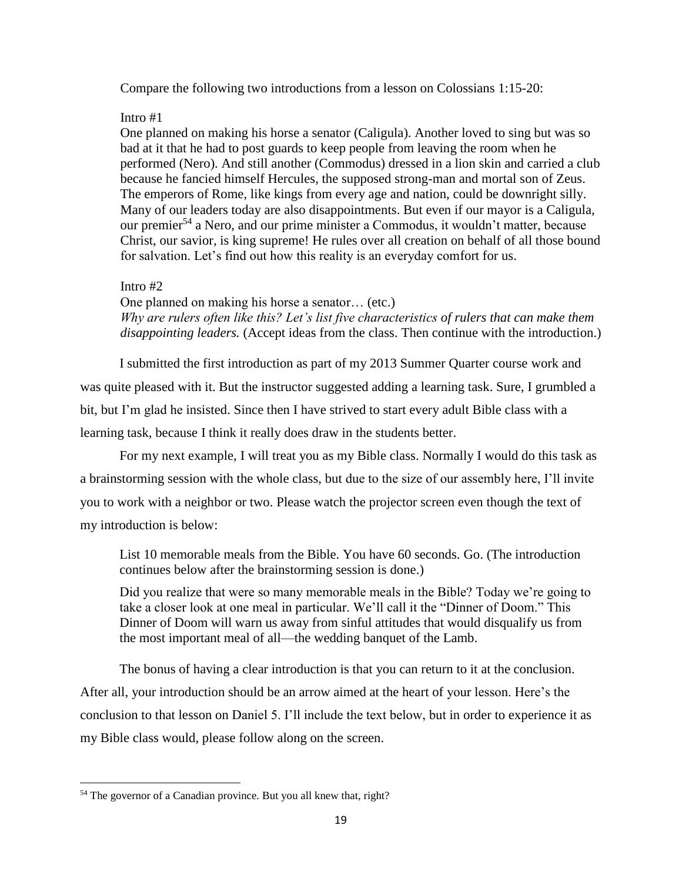Compare the following two introductions from a lesson on Colossians 1:15-20:

> Intro #1
>
> One planned on making his horse a senator (Caligula). Another loved to sing but was so bad at it that he had to post guards to keep people from leaving the room when he performed (Nero). And still another (Commodus) dressed in a lion skin and carried a club because he fancied himself Hercules, the supposed strong-man and mortal son of Zeus. The emperors of Rome, like kings from every age and nation, could be downright silly. Many of our leaders today are also disappointments. But even if our mayor is a Caligula, our premier[54] a Nero, and our prime minister a Commodus, it wouldn't matter, because Christ, our savior, is king supreme! He rules over all creation on behalf of all those bound for salvation. Let's find out how this reality is an everyday comfort for us.
>
> Intro #2
>
> One planned on making his horse a senator… (etc.)
> *Why are rulers often like this? Let's list five characteristics of rulers that can make them disappointing leaders.* (Accept ideas from the class. Then continue with the introduction.)

I submitted the first introduction as part of my 2013 Summer Quarter course work and was quite pleased with it. But the instructor suggested adding a learning task. Sure, I grumbled a bit, but I'm glad he insisted. Since then I have strived to start every adult Bible class with a learning task, because I think it really does draw in the students better.

For my next example, I will treat you as my Bible class. Normally I would do this task as a brainstorming session with the whole class, but due to the size of our assembly here, I'll invite you to work with a neighbor or two. Please watch the projector screen even though the text of my introduction is below:

> List 10 memorable meals from the Bible. You have 60 seconds. Go. (The introduction continues below after the brainstorming session is done.)
>
> Did you realize that were so many memorable meals in the Bible? Today we're going to take a closer look at one meal in particular. We'll call it the "Dinner of Doom." This Dinner of Doom will warn us away from sinful attitudes that would disqualify us from the most important meal of all—the wedding banquet of the Lamb.

The bonus of having a clear introduction is that you can return to it at the conclusion. After all, your introduction should be an arrow aimed at the heart of your lesson. Here's the conclusion to that lesson on Daniel 5. I'll include the text below, but in order to experience it as my Bible class would, please follow along on the screen.

---

[54] The governor of a Canadian province. But you all knew that, right?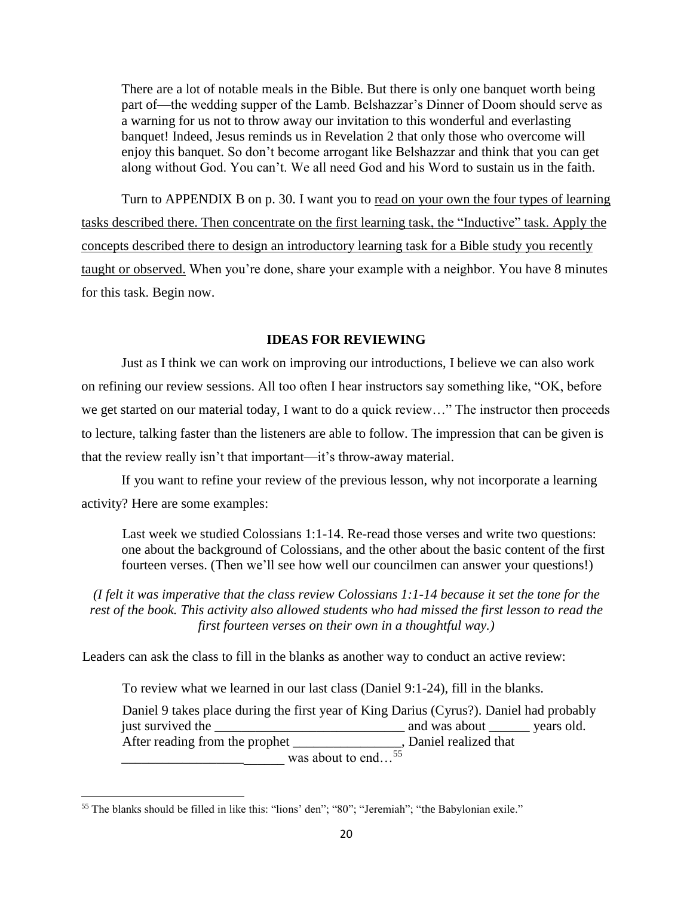> There are a lot of notable meals in the Bible. But there is only one banquet worth being part of—the wedding supper of the Lamb. Belshazzar's Dinner of Doom should serve as a warning for us not to throw away our invitation to this wonderful and everlasting banquet! Indeed, Jesus reminds us in Revelation 2 that only those who overcome will enjoy this banquet. So don't become arrogant like Belshazzar and think that you can get along without God. You can't. We all need God and his Word to sustain us in the faith.

Turn to APPENDIX B on p. 30. I want you to <u>read on your own the four types of learning tasks described there. Then concentrate on the first learning task, the "Inductive" task. Apply the concepts described there to design an introductory learning task for a Bible study you recently taught or observed.</u> When you're done, share your example with a neighbor. You have 8 minutes for this task. Begin now.

## IDEAS FOR REVIEWING

Just as I think we can work on improving our introductions, I believe we can also work on refining our review sessions. All too often I hear instructors say something like, "OK, before we get started on our material today, I want to do a quick review…" The instructor then proceeds to lecture, talking faster than the listeners are able to follow. The impression that can be given is that the review really isn't that important—it's throw-away material.

If you want to refine your review of the previous lesson, why not incorporate a learning activity? Here are some examples:

> Last week we studied Colossians 1:1-14. Re-read those verses and write two questions: one about the background of Colossians, and the other about the basic content of the first fourteen verses. (Then we'll see how well our councilmen can answer your questions!)

*(I felt it was imperative that the class review Colossians 1:1-14 because it set the tone for the rest of the book. This activity also allowed students who had missed the first lesson to read the first fourteen verses on their own in a thoughtful way.)*

Leaders can ask the class to fill in the blanks as another way to conduct an active review:

> To review what we learned in our last class (Daniel 9:1-24), fill in the blanks.
>
> Daniel 9 takes place during the first year of King Darius (Cyrus?). Daniel had probably just survived the ____________________________ and was about ______ years old. After reading from the prophet ________________, Daniel realized that ________________________ was about to end…[55]

[55] The blanks should be filled in like this: "lions' den"; "80"; "Jeremiah"; "the Babylonian exile."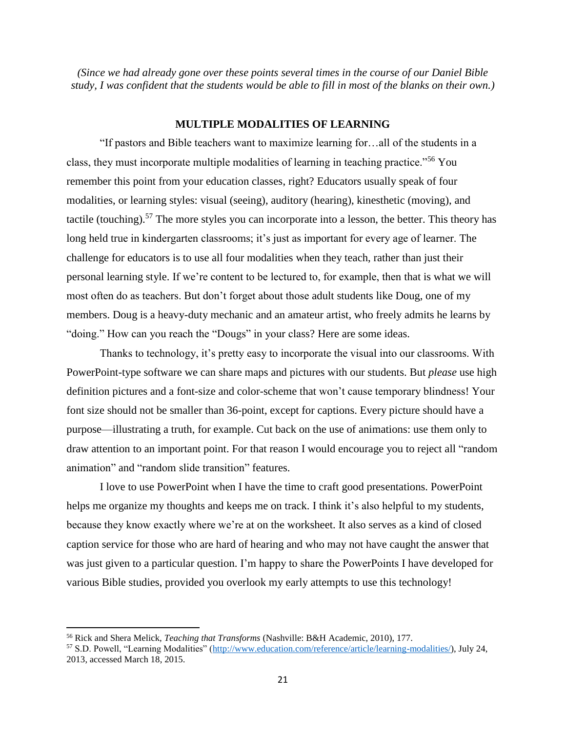*(Since we had already gone over these points several times in the course of our Daniel Bible study, I was confident that the students would be able to fill in most of the blanks on their own.)*

## MULTIPLE MODALITIES OF LEARNING

"If pastors and Bible teachers want to maximize learning for…all of the students in a class, they must incorporate multiple modalities of learning in teaching practice."[56] You remember this point from your education classes, right? Educators usually speak of four modalities, or learning styles: visual (seeing), auditory (hearing), kinesthetic (moving), and tactile (touching).[57] The more styles you can incorporate into a lesson, the better. This theory has long held true in kindergarten classrooms; it's just as important for every age of learner. The challenge for educators is to use all four modalities when they teach, rather than just their personal learning style. If we're content to be lectured to, for example, then that is what we will most often do as teachers. But don't forget about those adult students like Doug, one of my members. Doug is a heavy-duty mechanic and an amateur artist, who freely admits he learns by "doing." How can you reach the "Dougs" in your class? Here are some ideas.

Thanks to technology, it's pretty easy to incorporate the visual into our classrooms. With PowerPoint-type software we can share maps and pictures with our students. But *please* use high definition pictures and a font-size and color-scheme that won't cause temporary blindness! Your font size should not be smaller than 36-point, except for captions. Every picture should have a purpose—illustrating a truth, for example. Cut back on the use of animations: use them only to draw attention to an important point. For that reason I would encourage you to reject all "random animation" and "random slide transition" features.

I love to use PowerPoint when I have the time to craft good presentations. PowerPoint helps me organize my thoughts and keeps me on track. I think it's also helpful to my students, because they know exactly where we're at on the worksheet. It also serves as a kind of closed caption service for those who are hard of hearing and who may not have caught the answer that was just given to a particular question. I'm happy to share the PowerPoints I have developed for various Bible studies, provided you overlook my early attempts to use this technology!

---

[56] Rick and Shera Melick, *Teaching that Transforms* (Nashville: B&H Academic, 2010), 177.

[57] S.D. Powell, "Learning Modalities" (http://www.education.com/reference/article/learning-modalities/), July 24, 2013, accessed March 18, 2015.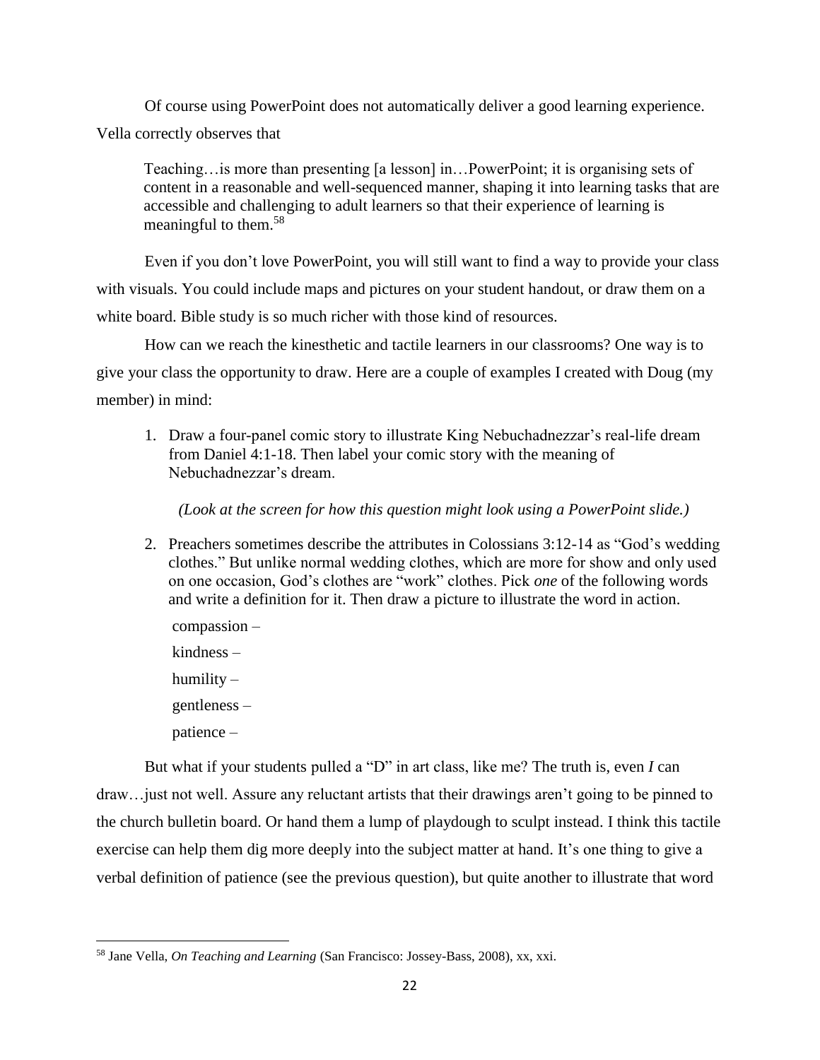Of course using PowerPoint does not automatically deliver a good learning experience. Vella correctly observes that

> Teaching…is more than presenting [a lesson] in…PowerPoint; it is organising sets of content in a reasonable and well-sequenced manner, shaping it into learning tasks that are accessible and challenging to adult learners so that their experience of learning is meaningful to them.[58]

Even if you don't love PowerPoint, you will still want to find a way to provide your class with visuals. You could include maps and pictures on your student handout, or draw them on a white board. Bible study is so much richer with those kind of resources.

How can we reach the kinesthetic and tactile learners in our classrooms? One way is to give your class the opportunity to draw. Here are a couple of examples I created with Doug (my member) in mind:

1. Draw a four-panel comic story to illustrate King Nebuchadnezzar's real-life dream from Daniel 4:1-18. Then label your comic story with the meaning of Nebuchadnezzar's dream.

   *(Look at the screen for how this question might look using a PowerPoint slide.)*

2. Preachers sometimes describe the attributes in Colossians 3:12-14 as "God's wedding clothes." But unlike normal wedding clothes, which are more for show and only used on one occasion, God's clothes are "work" clothes. Pick *one* of the following words and write a definition for it. Then draw a picture to illustrate the word in action.

   compassion –

   kindness –

   humility –

   gentleness –

   patience –

But what if your students pulled a "D" in art class, like me? The truth is, even *I* can draw…just not well. Assure any reluctant artists that their drawings aren't going to be pinned to the church bulletin board. Or hand them a lump of playdough to sculpt instead. I think this tactile exercise can help them dig more deeply into the subject matter at hand. It's one thing to give a verbal definition of patience (see the previous question), but quite another to illustrate that word

---

[58] Jane Vella, *On Teaching and Learning* (San Francisco: Jossey-Bass, 2008), xx, xxi.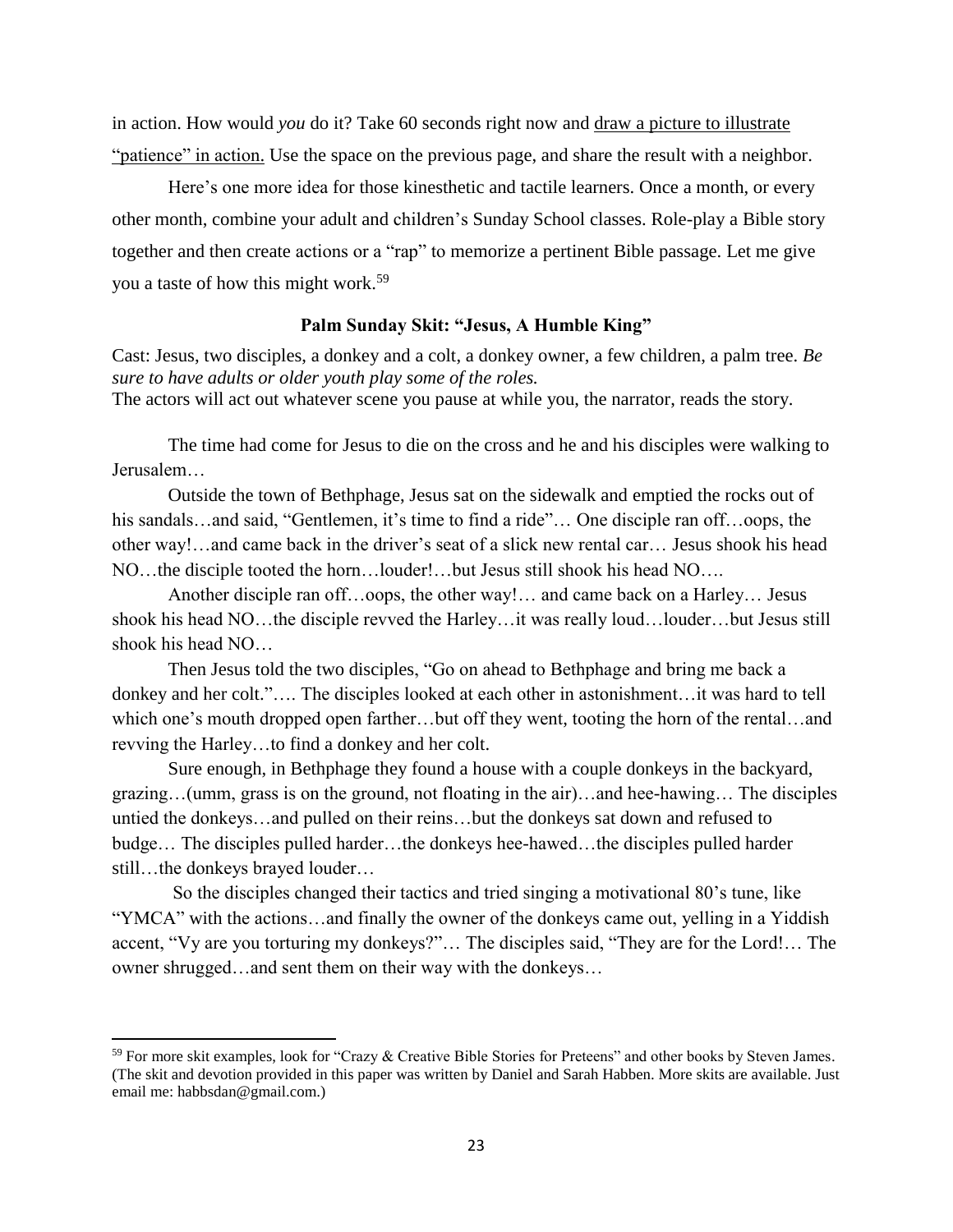in action. How would *you* do it? Take 60 seconds right now and <u>draw a picture to illustrate "patience" in action.</u> Use the space on the previous page, and share the result with a neighbor.

Here's one more idea for those kinesthetic and tactile learners. Once a month, or every other month, combine your adult and children's Sunday School classes. Role-play a Bible story together and then create actions or a "rap" to memorize a pertinent Bible passage. Let me give you a taste of how this might work.[59]

### Palm Sunday Skit: "Jesus, A Humble King"

Cast: Jesus, two disciples, a donkey and a colt, a donkey owner, a few children, a palm tree. *Be sure to have adults or older youth play some of the roles.*
The actors will act out whatever scene you pause at while you, the narrator, reads the story.

The time had come for Jesus to die on the cross and he and his disciples were walking to Jerusalem…

Outside the town of Bethphage, Jesus sat on the sidewalk and emptied the rocks out of his sandals…and said, "Gentlemen, it's time to find a ride"… One disciple ran off…oops, the other way!…and came back in the driver's seat of a slick new rental car… Jesus shook his head NO…the disciple tooted the horn…louder!…but Jesus still shook his head NO….

Another disciple ran off…oops, the other way!… and came back on a Harley… Jesus shook his head NO…the disciple revved the Harley…it was really loud…louder…but Jesus still shook his head NO…

Then Jesus told the two disciples, "Go on ahead to Bethphage and bring me back a donkey and her colt."…. The disciples looked at each other in astonishment…it was hard to tell which one's mouth dropped open farther…but off they went, tooting the horn of the rental…and revving the Harley…to find a donkey and her colt.

Sure enough, in Bethphage they found a house with a couple donkeys in the backyard, grazing…(umm, grass is on the ground, not floating in the air)…and hee-hawing… The disciples untied the donkeys…and pulled on their reins…but the donkeys sat down and refused to budge… The disciples pulled harder…the donkeys hee-hawed…the disciples pulled harder still…the donkeys brayed louder…

So the disciples changed their tactics and tried singing a motivational 80's tune, like "YMCA" with the actions…and finally the owner of the donkeys came out, yelling in a Yiddish accent, "Vy are you torturing my donkeys?"… The disciples said, "They are for the Lord!… The owner shrugged…and sent them on their way with the donkeys…

---

[59] For more skit examples, look for "Crazy & Creative Bible Stories for Preteens" and other books by Steven James. (The skit and devotion provided in this paper was written by Daniel and Sarah Habben. More skits are available. Just email me: habbsdan@gmail.com.)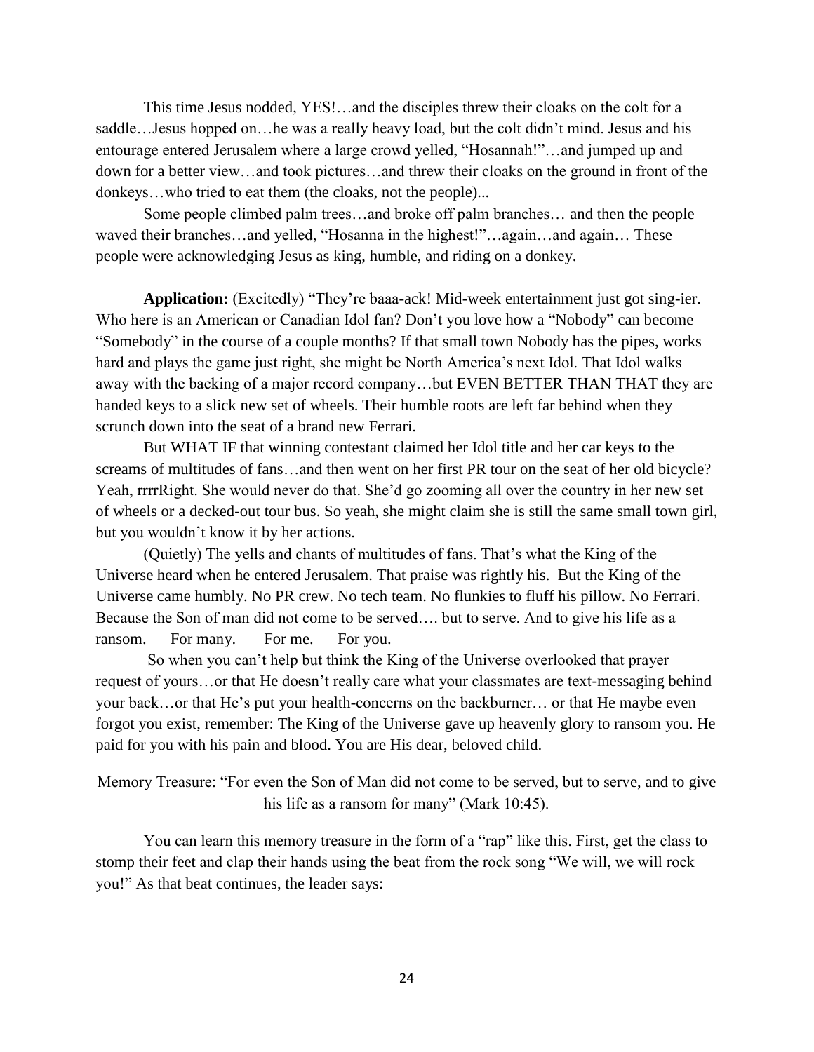This time Jesus nodded, YES!…and the disciples threw their cloaks on the colt for a saddle…Jesus hopped on…he was a really heavy load, but the colt didn't mind. Jesus and his entourage entered Jerusalem where a large crowd yelled, "Hosannah!"…and jumped up and down for a better view…and took pictures…and threw their cloaks on the ground in front of the donkeys…who tried to eat them (the cloaks, not the people)...

Some people climbed palm trees…and broke off palm branches… and then the people waved their branches…and yelled, "Hosanna in the highest!"…again…and again… These people were acknowledging Jesus as king, humble, and riding on a donkey.

**Application:** (Excitedly) "They're baaa-ack! Mid-week entertainment just got sing-ier. Who here is an American or Canadian Idol fan? Don't you love how a "Nobody" can become "Somebody" in the course of a couple months? If that small town Nobody has the pipes, works hard and plays the game just right, she might be North America's next Idol. That Idol walks away with the backing of a major record company…but EVEN BETTER THAN THAT they are handed keys to a slick new set of wheels. Their humble roots are left far behind when they scrunch down into the seat of a brand new Ferrari.

But WHAT IF that winning contestant claimed her Idol title and her car keys to the screams of multitudes of fans…and then went on her first PR tour on the seat of her old bicycle? Yeah, rrrrRight. She would never do that. She'd go zooming all over the country in her new set of wheels or a decked-out tour bus. So yeah, she might claim she is still the same small town girl, but you wouldn't know it by her actions.

(Quietly) The yells and chants of multitudes of fans. That's what the King of the Universe heard when he entered Jerusalem. That praise was rightly his. But the King of the Universe came humbly. No PR crew. No tech team. No flunkies to fluff his pillow. No Ferrari. Because the Son of man did not come to be served…. but to serve. And to give his life as a ransom. For many. For me. For you.

So when you can't help but think the King of the Universe overlooked that prayer request of yours…or that He doesn't really care what your classmates are text-messaging behind your back…or that He's put your health-concerns on the backburner… or that He maybe even forgot you exist, remember: The King of the Universe gave up heavenly glory to ransom you. He paid for you with his pain and blood. You are His dear, beloved child.

Memory Treasure: "For even the Son of Man did not come to be served, but to serve, and to give his life as a ransom for many" (Mark 10:45).

You can learn this memory treasure in the form of a "rap" like this. First, get the class to stomp their feet and clap their hands using the beat from the rock song "We will, we will rock you!" As that beat continues, the leader says: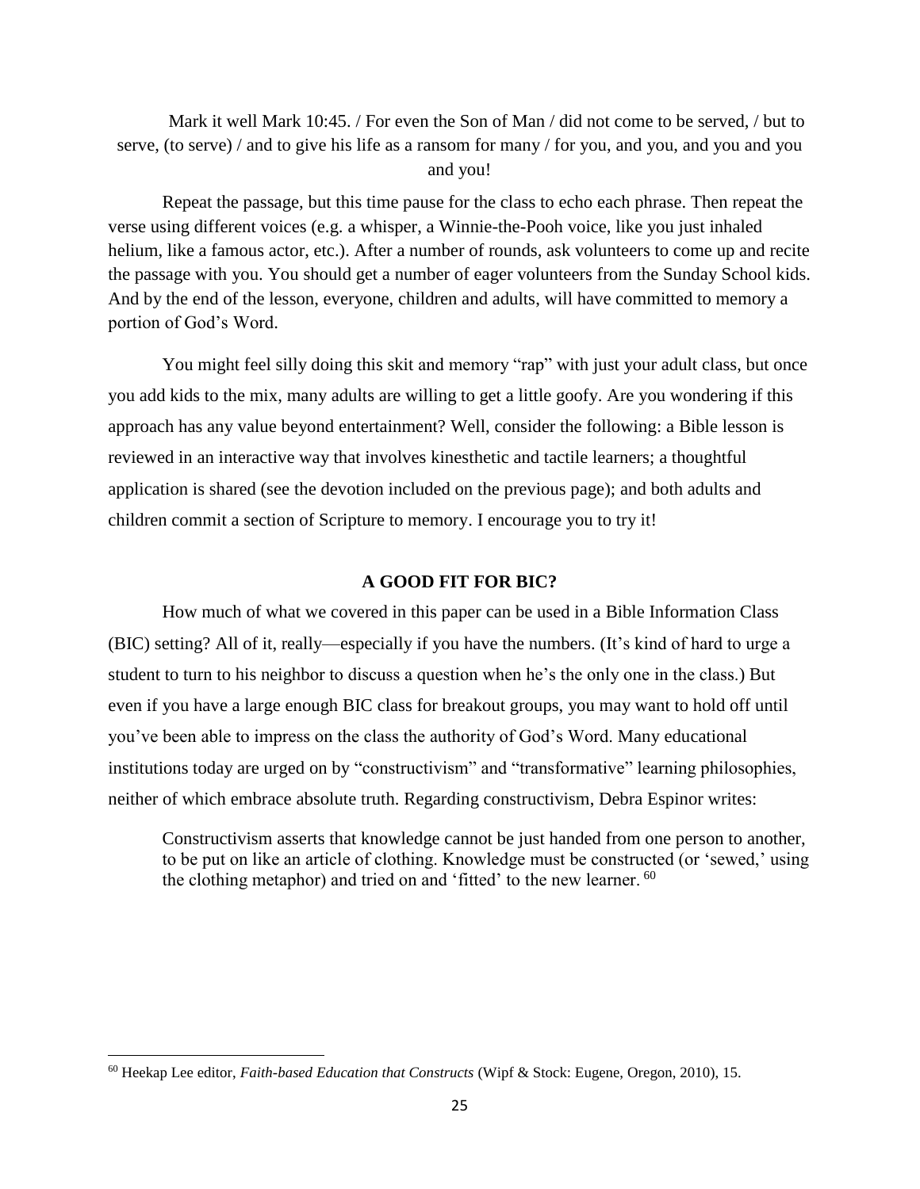Mark it well Mark 10:45. / For even the Son of Man / did not come to be served, / but to serve, (to serve) / and to give his life as a ransom for many / for you, and you, and you and you and you!

Repeat the passage, but this time pause for the class to echo each phrase. Then repeat the verse using different voices (e.g. a whisper, a Winnie-the-Pooh voice, like you just inhaled helium, like a famous actor, etc.). After a number of rounds, ask volunteers to come up and recite the passage with you. You should get a number of eager volunteers from the Sunday School kids. And by the end of the lesson, everyone, children and adults, will have committed to memory a portion of God's Word.

You might feel silly doing this skit and memory "rap" with just your adult class, but once you add kids to the mix, many adults are willing to get a little goofy. Are you wondering if this approach has any value beyond entertainment? Well, consider the following: a Bible lesson is reviewed in an interactive way that involves kinesthetic and tactile learners; a thoughtful application is shared (see the devotion included on the previous page); and both adults and children commit a section of Scripture to memory. I encourage you to try it!

## A GOOD FIT FOR BIC?

How much of what we covered in this paper can be used in a Bible Information Class (BIC) setting? All of it, really—especially if you have the numbers. (It's kind of hard to urge a student to turn to his neighbor to discuss a question when he's the only one in the class.) But even if you have a large enough BIC class for breakout groups, you may want to hold off until you've been able to impress on the class the authority of God's Word. Many educational institutions today are urged on by "constructivism" and "transformative" learning philosophies, neither of which embrace absolute truth. Regarding constructivism, Debra Espinor writes:

> Constructivism asserts that knowledge cannot be just handed from one person to another, to be put on like an article of clothing. Knowledge must be constructed (or 'sewed,' using the clothing metaphor) and tried on and 'fitted' to the new learner. [60]

---

[60] Heekap Lee editor, *Faith-based Education that Constructs* (Wipf & Stock: Eugene, Oregon, 2010), 15.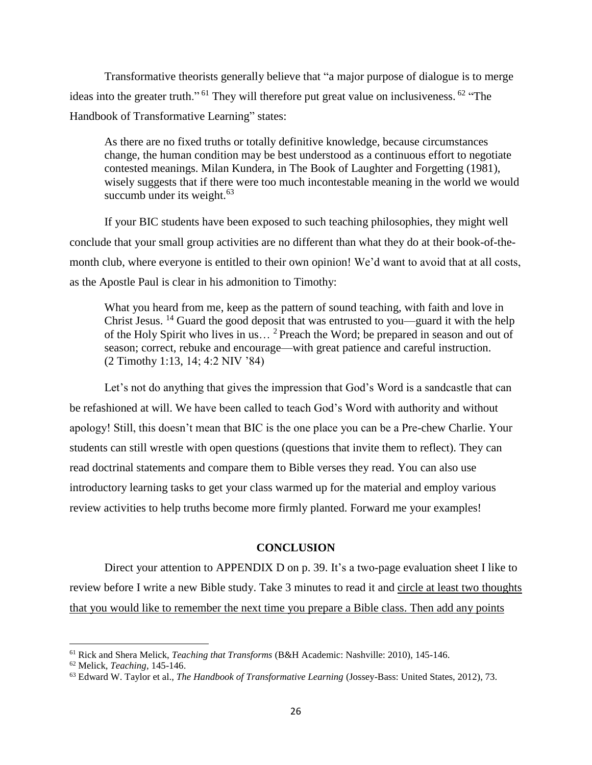Transformative theorists generally believe that "a major purpose of dialogue is to merge ideas into the greater truth."[61] They will therefore put great value on inclusiveness.[62] "The Handbook of Transformative Learning" states:

> As there are no fixed truths or totally definitive knowledge, because circumstances change, the human condition may be best understood as a continuous effort to negotiate contested meanings. Milan Kundera, in The Book of Laughter and Forgetting (1981), wisely suggests that if there were too much incontestable meaning in the world we would succumb under its weight.[63]

If your BIC students have been exposed to such teaching philosophies, they might well conclude that your small group activities are no different than what they do at their book-of-the-month club, where everyone is entitled to their own opinion! We'd want to avoid that at all costs, as the Apostle Paul is clear in his admonition to Timothy:

> What you heard from me, keep as the pattern of sound teaching, with faith and love in Christ Jesus. [14] Guard the good deposit that was entrusted to you—guard it with the help of the Holy Spirit who lives in us… [2] Preach the Word; be prepared in season and out of season; correct, rebuke and encourage—with great patience and careful instruction. (2 Timothy 1:13, 14; 4:2 NIV '84)

Let's not do anything that gives the impression that God's Word is a sandcastle that can be refashioned at will. We have been called to teach God's Word with authority and without apology! Still, this doesn't mean that BIC is the one place you can be a Pre-chew Charlie. Your students can still wrestle with open questions (questions that invite them to reflect). They can read doctrinal statements and compare them to Bible verses they read. You can also use introductory learning tasks to get your class warmed up for the material and employ various review activities to help truths become more firmly planted. Forward me your examples!

## CONCLUSION

Direct your attention to APPENDIX D on p. 39. It's a two-page evaluation sheet I like to review before I write a new Bible study. Take 3 minutes to read it and <u>circle at least two thoughts that you would like to remember the next time you prepare a Bible class. Then add any points</u>

---

[61] Rick and Shera Melick, *Teaching that Transforms* (B&H Academic: Nashville: 2010), 145-146.

[62] Melick, *Teaching*, 145-146.

[63] Edward W. Taylor et al., *The Handbook of Transformative Learning* (Jossey-Bass: United States, 2012), 73.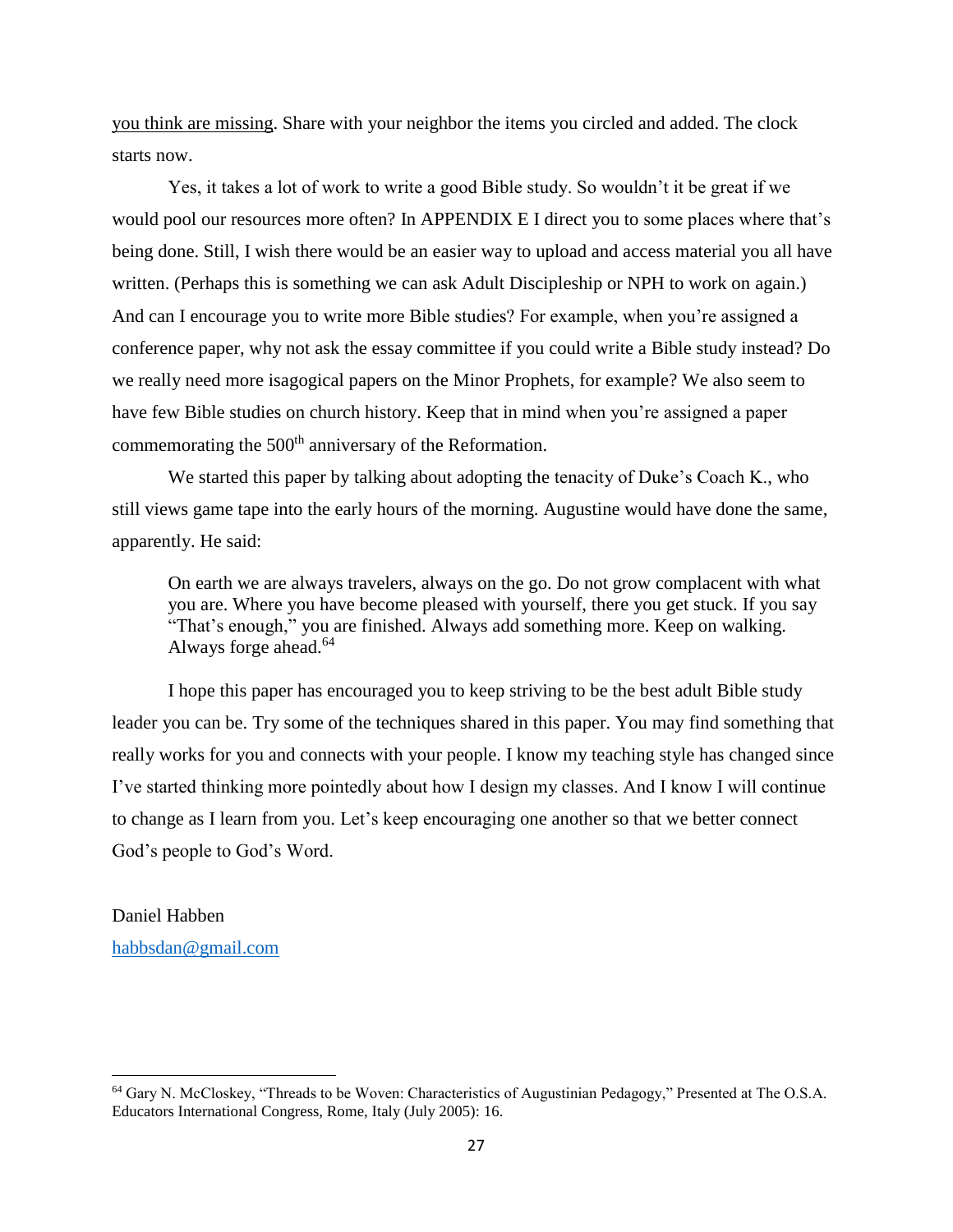you think are missing. Share with your neighbor the items you circled and added. The clock starts now.

Yes, it takes a lot of work to write a good Bible study. So wouldn't it be great if we would pool our resources more often? In APPENDIX E I direct you to some places where that's being done. Still, I wish there would be an easier way to upload and access material you all have written. (Perhaps this is something we can ask Adult Discipleship or NPH to work on again.) And can I encourage you to write more Bible studies? For example, when you're assigned a conference paper, why not ask the essay committee if you could write a Bible study instead? Do we really need more isagogical papers on the Minor Prophets, for example? We also seem to have few Bible studies on church history. Keep that in mind when you're assigned a paper commemorating the 500th anniversary of the Reformation.

We started this paper by talking about adopting the tenacity of Duke's Coach K., who still views game tape into the early hours of the morning. Augustine would have done the same, apparently. He said:

> On earth we are always travelers, always on the go. Do not grow complacent with what you are. Where you have become pleased with yourself, there you get stuck. If you say "That's enough," you are finished. Always add something more. Keep on walking. Always forge ahead.[64]

I hope this paper has encouraged you to keep striving to be the best adult Bible study leader you can be. Try some of the techniques shared in this paper. You may find something that really works for you and connects with your people. I know my teaching style has changed since I've started thinking more pointedly about how I design my classes. And I know I will continue to change as I learn from you. Let's keep encouraging one another so that we better connect God's people to God's Word.

Daniel Habben
habbsdan@gmail.com

---

[64] Gary N. McCloskey, "Threads to be Woven: Characteristics of Augustinian Pedagogy," Presented at The O.S.A. Educators International Congress, Rome, Italy (July 2005): 16.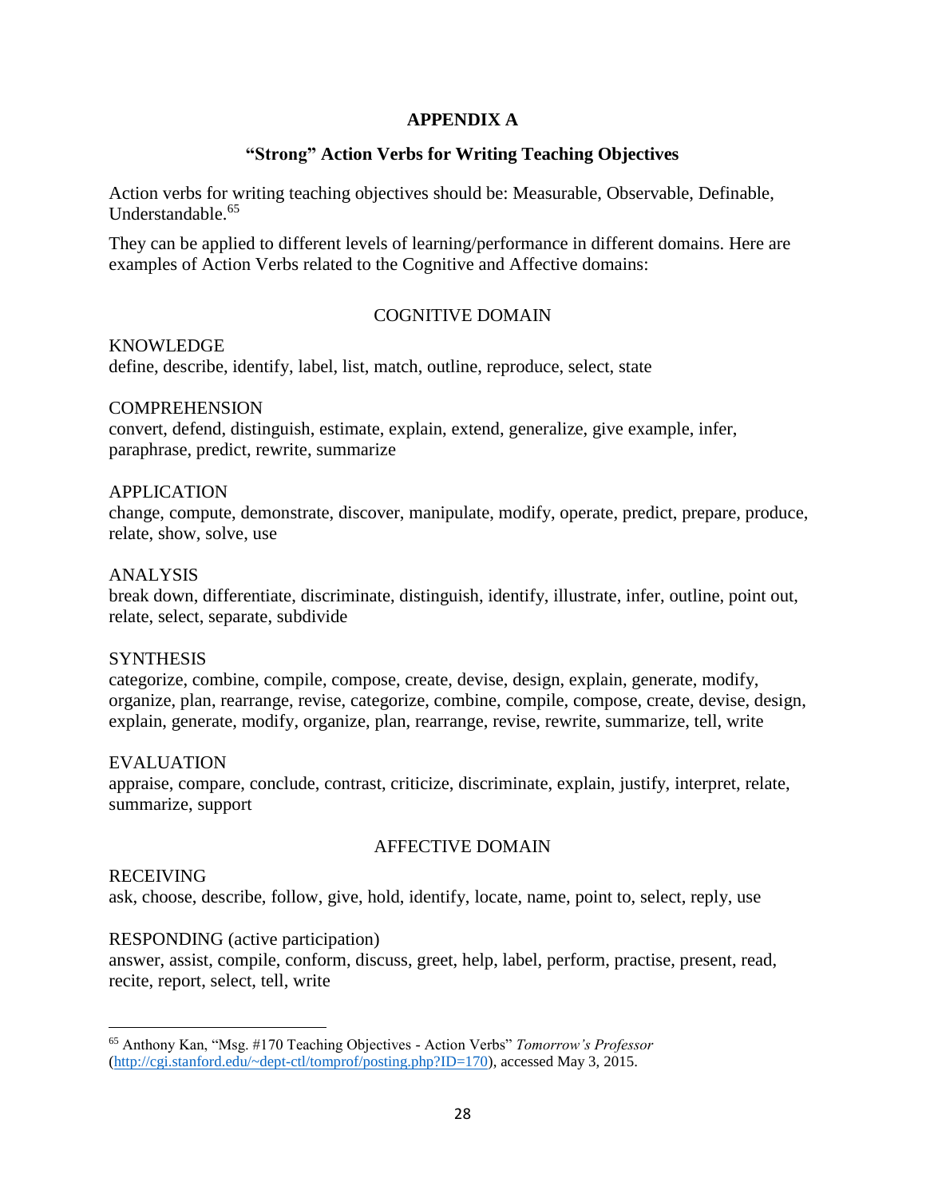# APPENDIX A

## "Strong" Action Verbs for Writing Teaching Objectives

Action verbs for writing teaching objectives should be: Measurable, Observable, Definable, Understandable.[65]

They can be applied to different levels of learning/performance in different domains. Here are examples of Action Verbs related to the Cognitive and Affective domains:

### COGNITIVE DOMAIN

KNOWLEDGE
define, describe, identify, label, list, match, outline, reproduce, select, state

COMPREHENSION
convert, defend, distinguish, estimate, explain, extend, generalize, give example, infer, paraphrase, predict, rewrite, summarize

APPLICATION
change, compute, demonstrate, discover, manipulate, modify, operate, predict, prepare, produce, relate, show, solve, use

ANALYSIS
break down, differentiate, discriminate, distinguish, identify, illustrate, infer, outline, point out, relate, select, separate, subdivide

SYNTHESIS
categorize, combine, compile, compose, create, devise, design, explain, generate, modify, organize, plan, rearrange, revise, categorize, combine, compile, compose, create, devise, design, explain, generate, modify, organize, plan, rearrange, revise, rewrite, summarize, tell, write

EVALUATION
appraise, compare, conclude, contrast, criticize, discriminate, explain, justify, interpret, relate, summarize, support

### AFFECTIVE DOMAIN

RECEIVING
ask, choose, describe, follow, give, hold, identify, locate, name, point to, select, reply, use

RESPONDING (active participation)
answer, assist, compile, conform, discuss, greet, help, label, perform, practise, present, read, recite, report, select, tell, write

---

[65] Anthony Kan, "Msg. #170 Teaching Objectives - Action Verbs" *Tomorrow's Professor* (http://cgi.stanford.edu/~dept-ctl/tomprof/posting.php?ID=170), accessed May 3, 2015.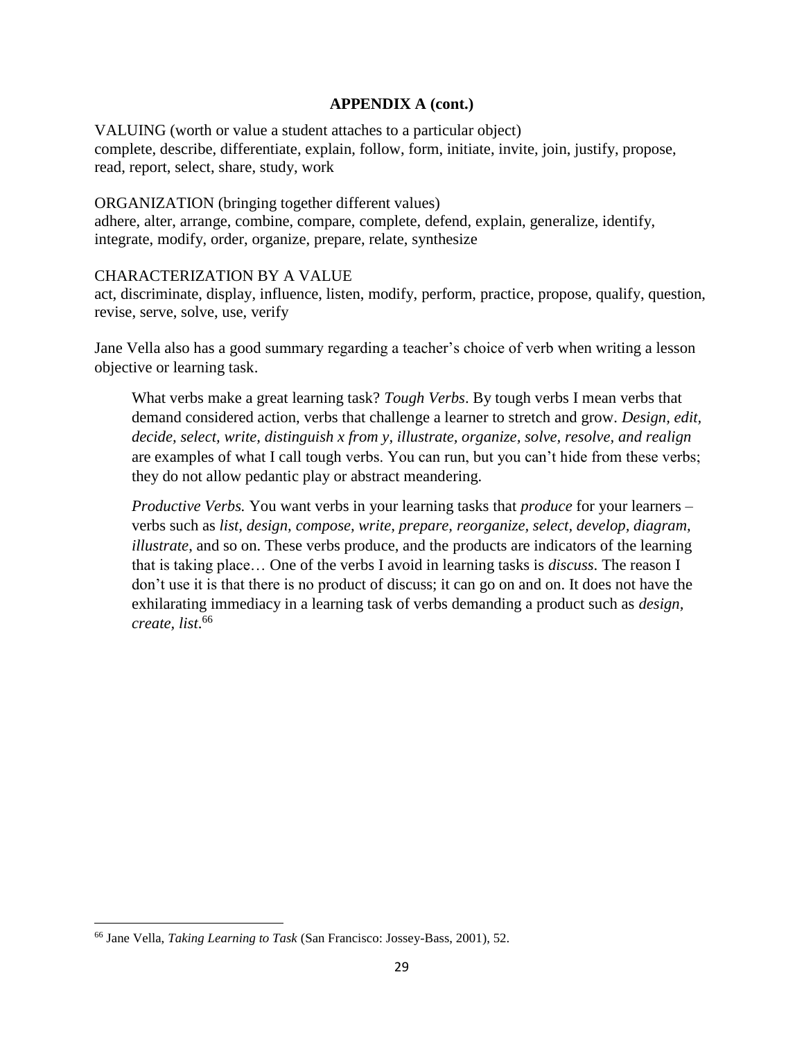**APPENDIX A (cont.)**

VALUING (worth or value a student attaches to a particular object)
complete, describe, differentiate, explain, follow, form, initiate, invite, join, justify, propose, read, report, select, share, study, work

ORGANIZATION (bringing together different values)
adhere, alter, arrange, combine, compare, complete, defend, explain, generalize, identify, integrate, modify, order, organize, prepare, relate, synthesize

CHARACTERIZATION BY A VALUE
act, discriminate, display, influence, listen, modify, perform, practice, propose, qualify, question, revise, serve, solve, use, verify

Jane Vella also has a good summary regarding a teacher's choice of verb when writing a lesson objective or learning task.

> What verbs make a great learning task? *Tough Verbs*. By tough verbs I mean verbs that demand considered action, verbs that challenge a learner to stretch and grow. *Design, edit, decide, select, write, distinguish x from y, illustrate, organize, solve, resolve, and realign* are examples of what I call tough verbs. You can run, but you can't hide from these verbs; they do not allow pedantic play or abstract meandering.
>
> *Productive Verbs.* You want verbs in your learning tasks that *produce* for your learners – verbs such as *list, design, compose, write, prepare, reorganize, select, develop, diagram, illustrate*, and so on. These verbs produce, and the products are indicators of the learning that is taking place… One of the verbs I avoid in learning tasks is *discuss.* The reason I don't use it is that there is no product of discuss; it can go on and on. It does not have the exhilarating immediacy in a learning task of verbs demanding a product such as *design, create, list*.[66]

---

[66] Jane Vella, *Taking Learning to Task* (San Francisco: Jossey-Bass, 2001), 52.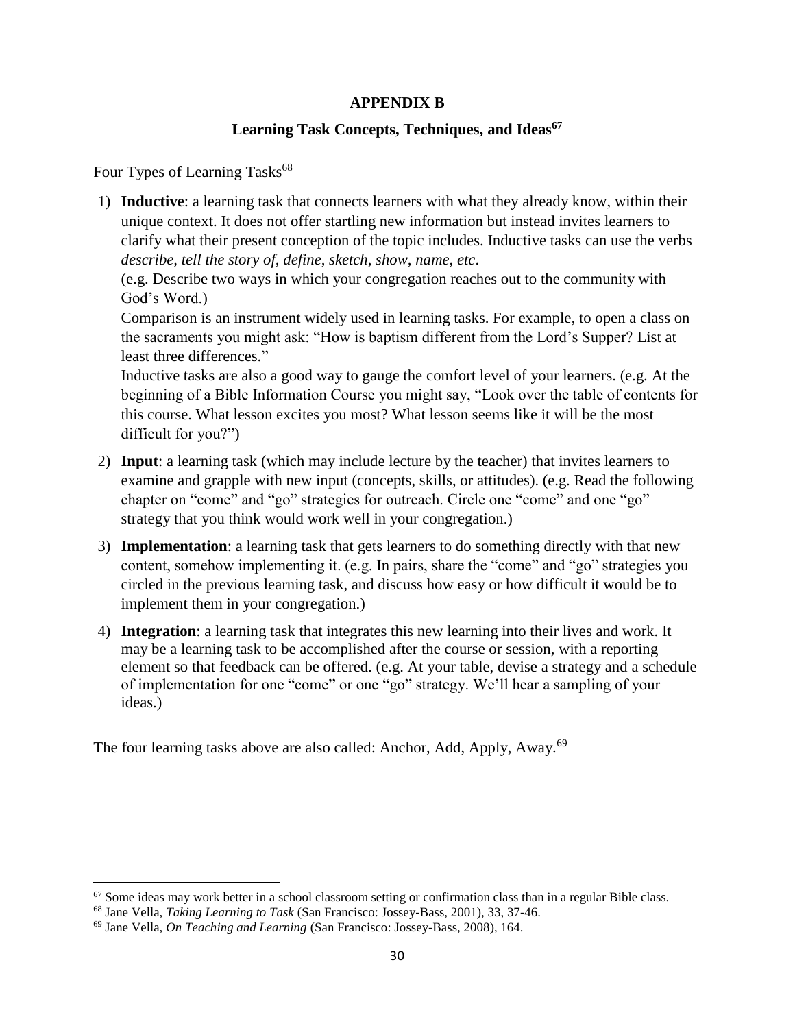# APPENDIX B

## Learning Task Concepts, Techniques, and Ideas[67]

Four Types of Learning Tasks[68]

1) **Inductive**: a learning task that connects learners with what they already know, within their unique context. It does not offer startling new information but instead invites learners to clarify what their present conception of the topic includes. Inductive tasks can use the verbs *describe, tell the story of, define, sketch, show, name, etc*.

   (e.g. Describe two ways in which your congregation reaches out to the community with God's Word.)

   Comparison is an instrument widely used in learning tasks. For example, to open a class on the sacraments you might ask: "How is baptism different from the Lord's Supper? List at least three differences."

   Inductive tasks are also a good way to gauge the comfort level of your learners. (e.g. At the beginning of a Bible Information Course you might say, "Look over the table of contents for this course. What lesson excites you most? What lesson seems like it will be the most difficult for you?")

2) **Input**: a learning task (which may include lecture by the teacher) that invites learners to examine and grapple with new input (concepts, skills, or attitudes). (e.g. Read the following chapter on "come" and "go" strategies for outreach. Circle one "come" and one "go" strategy that you think would work well in your congregation.)

3) **Implementation**: a learning task that gets learners to do something directly with that new content, somehow implementing it. (e.g. In pairs, share the "come" and "go" strategies you circled in the previous learning task, and discuss how easy or how difficult it would be to implement them in your congregation.)

4) **Integration**: a learning task that integrates this new learning into their lives and work. It may be a learning task to be accomplished after the course or session, with a reporting element so that feedback can be offered. (e.g. At your table, devise a strategy and a schedule of implementation for one "come" or one "go" strategy. We'll hear a sampling of your ideas.)

The four learning tasks above are also called: Anchor, Add, Apply, Away.[69]

---

[67] Some ideas may work better in a school classroom setting or confirmation class than in a regular Bible class.

[68] Jane Vella, *Taking Learning to Task* (San Francisco: Jossey-Bass, 2001), 33, 37-46.

[69] Jane Vella, *On Teaching and Learning* (San Francisco: Jossey-Bass, 2008), 164.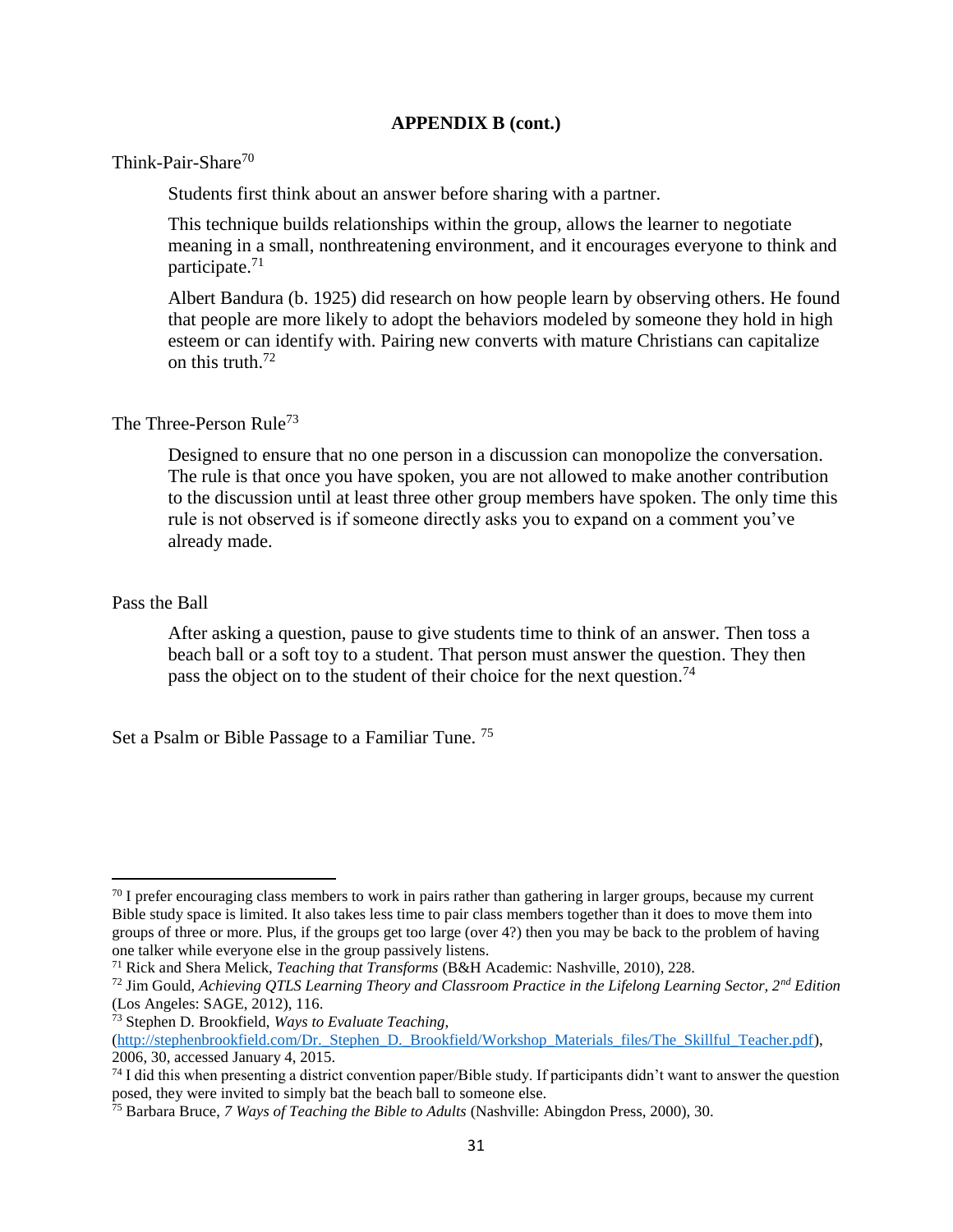**APPENDIX B (cont.)**

Think-Pair-Share[70]

Students first think about an answer before sharing with a partner.

This technique builds relationships within the group, allows the learner to negotiate meaning in a small, nonthreatening environment, and it encourages everyone to think and participate.[71]

Albert Bandura (b. 1925) did research on how people learn by observing others. He found that people are more likely to adopt the behaviors modeled by someone they hold in high esteem or can identify with. Pairing new converts with mature Christians can capitalize on this truth.[72]

The Three-Person Rule[73]

Designed to ensure that no one person in a discussion can monopolize the conversation. The rule is that once you have spoken, you are not allowed to make another contribution to the discussion until at least three other group members have spoken. The only time this rule is not observed is if someone directly asks you to expand on a comment you've already made.

Pass the Ball

After asking a question, pause to give students time to think of an answer. Then toss a beach ball or a soft toy to a student. That person must answer the question. They then pass the object on to the student of their choice for the next question.[74]

Set a Psalm or Bible Passage to a Familiar Tune. [75]

---

[70] I prefer encouraging class members to work in pairs rather than gathering in larger groups, because my current Bible study space is limited. It also takes less time to pair class members together than it does to move them into groups of three or more. Plus, if the groups get too large (over 4?) then you may be back to the problem of having one talker while everyone else in the group passively listens.

[71] Rick and Shera Melick, *Teaching that Transforms* (B&H Academic: Nashville, 2010), 228.

[72] Jim Gould, *Achieving QTLS Learning Theory and Classroom Practice in the Lifelong Learning Sector, 2nd Edition* (Los Angeles: SAGE, 2012), 116.

[73] Stephen D. Brookfield, *Ways to Evaluate Teaching,* (http://stephenbrookfield.com/Dr._Stephen_D._Brookfield/Workshop_Materials_files/The_Skillful_Teacher.pdf), 2006, 30, accessed January 4, 2015.

[74] I did this when presenting a district convention paper/Bible study. If participants didn't want to answer the question posed, they were invited to simply bat the beach ball to someone else.

[75] Barbara Bruce, *7 Ways of Teaching the Bible to Adults* (Nashville: Abingdon Press, 2000), 30.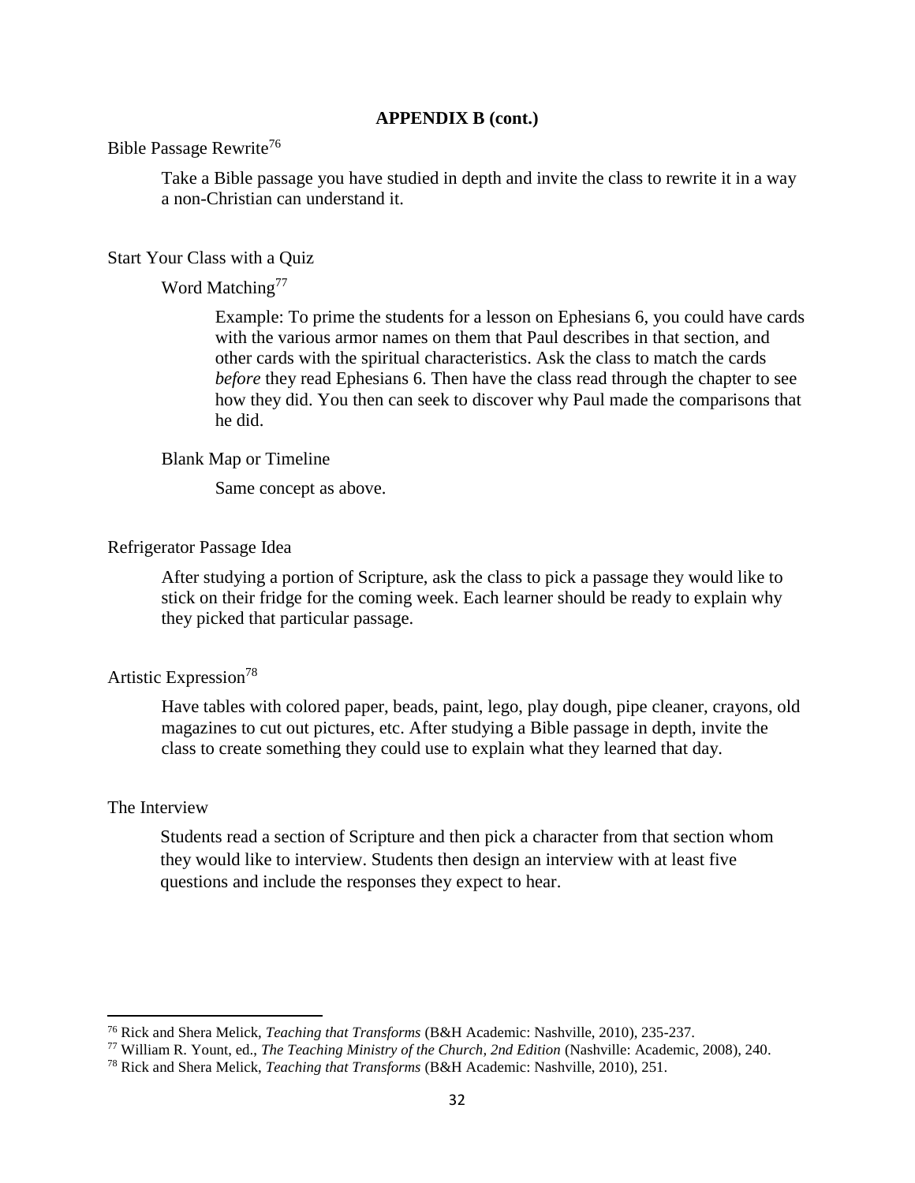**APPENDIX B (cont.)**

Bible Passage Rewrite[76]

Take a Bible passage you have studied in depth and invite the class to rewrite it in a way a non-Christian can understand it.

Start Your Class with a Quiz

Word Matching[77]

Example: To prime the students for a lesson on Ephesians 6, you could have cards with the various armor names on them that Paul describes in that section, and other cards with the spiritual characteristics. Ask the class to match the cards *before* they read Ephesians 6. Then have the class read through the chapter to see how they did. You then can seek to discover why Paul made the comparisons that he did.

Blank Map or Timeline

Same concept as above.

Refrigerator Passage Idea

After studying a portion of Scripture, ask the class to pick a passage they would like to stick on their fridge for the coming week. Each learner should be ready to explain why they picked that particular passage.

Artistic Expression[78]

Have tables with colored paper, beads, paint, lego, play dough, pipe cleaner, crayons, old magazines to cut out pictures, etc. After studying a Bible passage in depth, invite the class to create something they could use to explain what they learned that day.

The Interview

Students read a section of Scripture and then pick a character from that section whom they would like to interview. Students then design an interview with at least five questions and include the responses they expect to hear.

---

[76] Rick and Shera Melick, *Teaching that Transforms* (B&H Academic: Nashville, 2010), 235-237.

[77] William R. Yount, ed., *The Teaching Ministry of the Church, 2nd Edition* (Nashville: Academic, 2008), 240.

[78] Rick and Shera Melick, *Teaching that Transforms* (B&H Academic: Nashville, 2010), 251.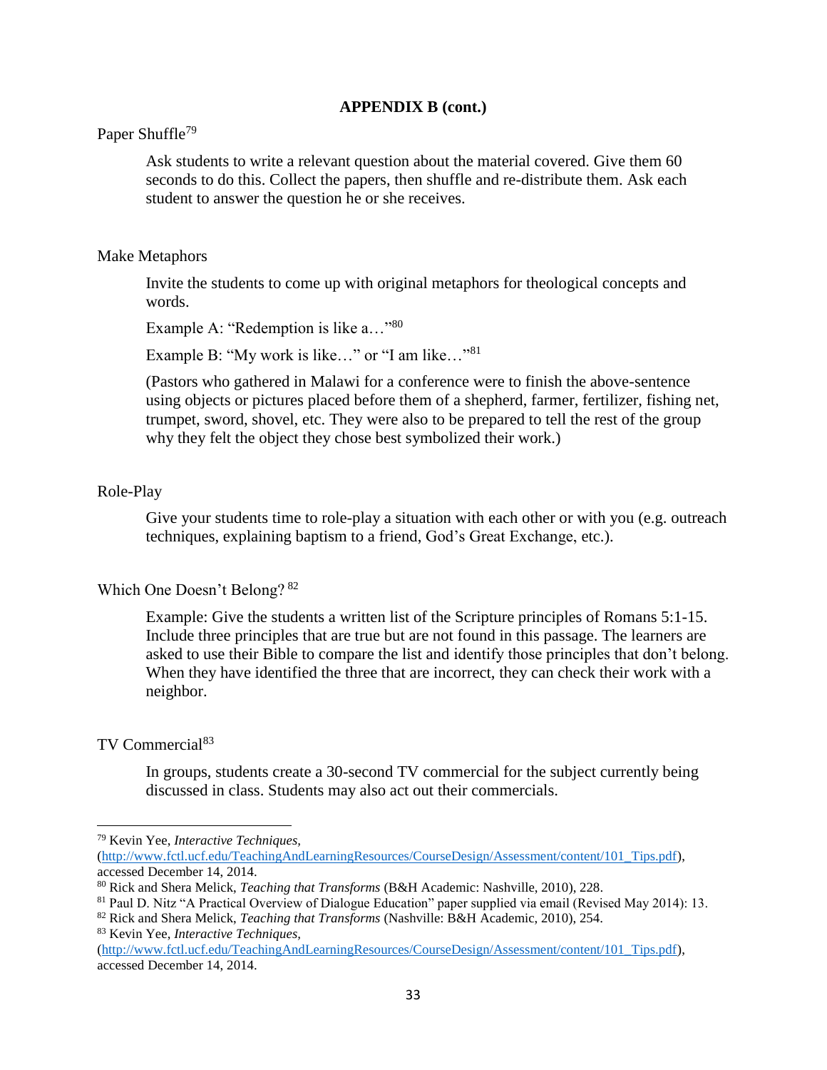**APPENDIX B (cont.)**

Paper Shuffle[79]

Ask students to write a relevant question about the material covered. Give them 60 seconds to do this. Collect the papers, then shuffle and re-distribute them. Ask each student to answer the question he or she receives.

Make Metaphors

Invite the students to come up with original metaphors for theological concepts and words.

Example A: "Redemption is like a…"[80]

Example B: "My work is like…" or "I am like…"[81]

(Pastors who gathered in Malawi for a conference were to finish the above-sentence using objects or pictures placed before them of a shepherd, farmer, fertilizer, fishing net, trumpet, sword, shovel, etc. They were also to be prepared to tell the rest of the group why they felt the object they chose best symbolized their work.)

Role-Play

Give your students time to role-play a situation with each other or with you (e.g. outreach techniques, explaining baptism to a friend, God's Great Exchange, etc.).

Which One Doesn't Belong? [82]

Example: Give the students a written list of the Scripture principles of Romans 5:1-15. Include three principles that are true but are not found in this passage. The learners are asked to use their Bible to compare the list and identify those principles that don't belong. When they have identified the three that are incorrect, they can check their work with a neighbor.

TV Commercial[83]

In groups, students create a 30-second TV commercial for the subject currently being discussed in class. Students may also act out their commercials.

---

[79] Kevin Yee, *Interactive Techniques,* (http://www.fctl.ucf.edu/TeachingAndLearningResources/CourseDesign/Assessment/content/101_Tips.pdf), accessed December 14, 2014.

[80] Rick and Shera Melick, *Teaching that Transforms* (B&H Academic: Nashville, 2010), 228.

[81] Paul D. Nitz "A Practical Overview of Dialogue Education" paper supplied via email (Revised May 2014): 13.

[82] Rick and Shera Melick, *Teaching that Transforms* (Nashville: B&H Academic, 2010), 254.

[83] Kevin Yee, *Interactive Techniques,* (http://www.fctl.ucf.edu/TeachingAndLearningResources/CourseDesign/Assessment/content/101_Tips.pdf), accessed December 14, 2014.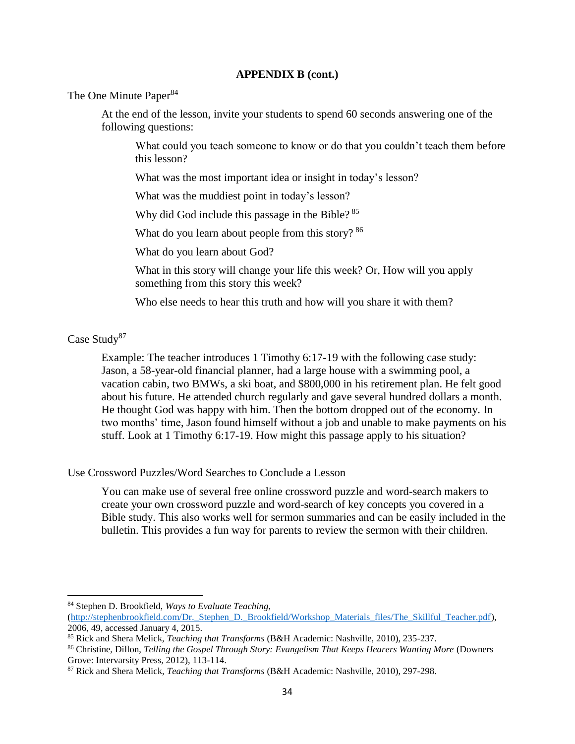**APPENDIX B (cont.)**

The One Minute Paper[84]

At the end of the lesson, invite your students to spend 60 seconds answering one of the following questions:

What could you teach someone to know or do that you couldn't teach them before this lesson?

What was the most important idea or insight in today's lesson?

What was the muddiest point in today's lesson?

Why did God include this passage in the Bible? [85]

What do you learn about people from this story? [86]

What do you learn about God?

What in this story will change your life this week? Or, How will you apply something from this story this week?

Who else needs to hear this truth and how will you share it with them?

Case Study[87]

Example: The teacher introduces 1 Timothy 6:17-19 with the following case study: Jason, a 58-year-old financial planner, had a large house with a swimming pool, a vacation cabin, two BMWs, a ski boat, and $800,000 in his retirement plan. He felt good about his future. He attended church regularly and gave several hundred dollars a month. He thought God was happy with him. Then the bottom dropped out of the economy. In two months' time, Jason found himself without a job and unable to make payments on his stuff. Look at 1 Timothy 6:17-19. How might this passage apply to his situation?

Use Crossword Puzzles/Word Searches to Conclude a Lesson

You can make use of several free online crossword puzzle and word-search makers to create your own crossword puzzle and word-search of key concepts you covered in a Bible study. This also works well for sermon summaries and can be easily included in the bulletin. This provides a fun way for parents to review the sermon with their children.

---

[84] Stephen D. Brookfield, *Ways to Evaluate Teaching,* (http://stephenbrookfield.com/Dr._Stephen_D._Brookfield/Workshop_Materials_files/The_Skillful_Teacher.pdf), 2006, 49, accessed January 4, 2015.

[85] Rick and Shera Melick, *Teaching that Transforms* (B&H Academic: Nashville, 2010), 235-237.

[86] Christine, Dillon, *Telling the Gospel Through Story: Evangelism That Keeps Hearers Wanting More* (Downers Grove: Intervarsity Press, 2012), 113-114.

[87] Rick and Shera Melick, *Teaching that Transforms* (B&H Academic: Nashville, 2010), 297-298.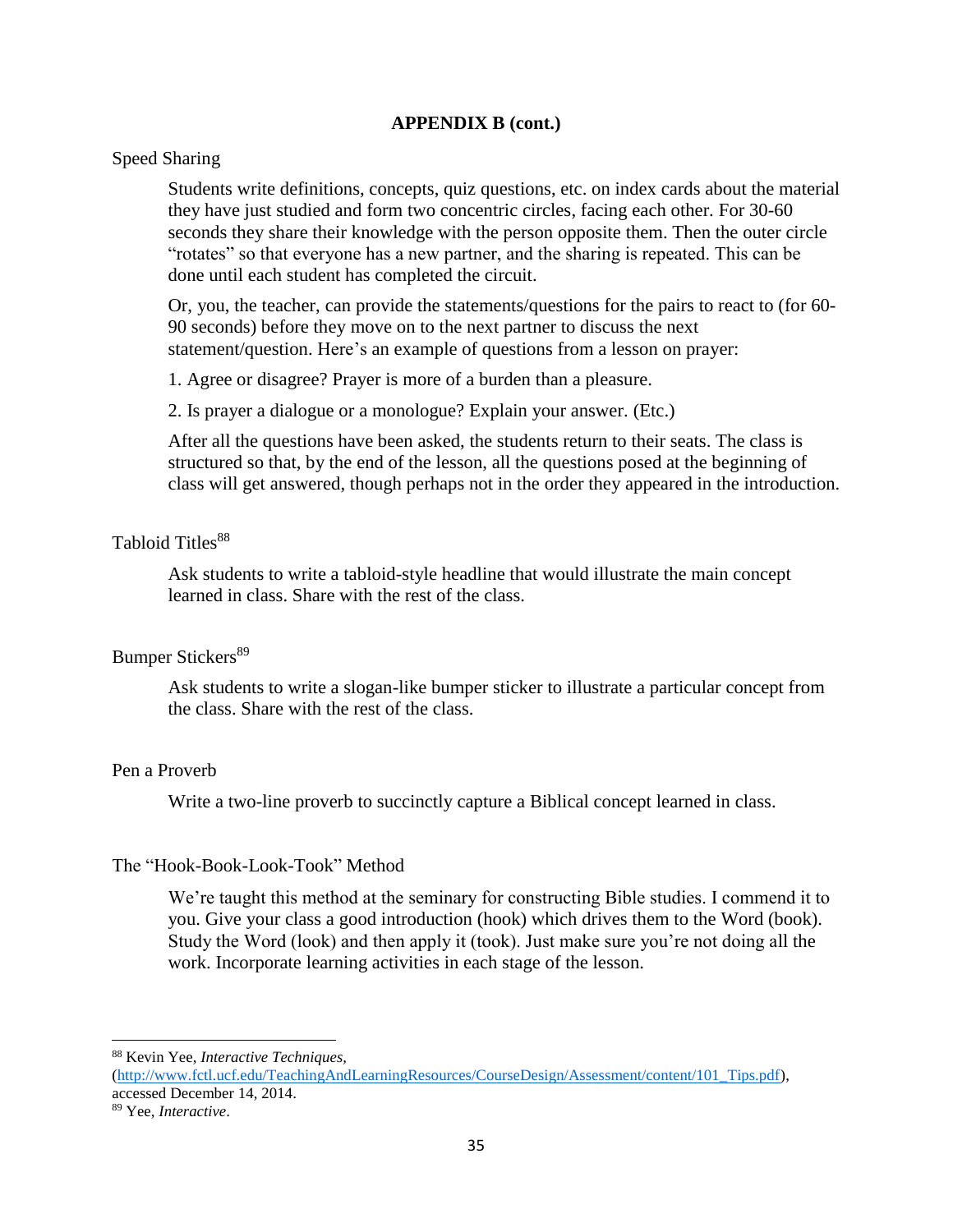## APPENDIX B (cont.)

### Speed Sharing

Students write definitions, concepts, quiz questions, etc. on index cards about the material they have just studied and form two concentric circles, facing each other. For 30-60 seconds they share their knowledge with the person opposite them. Then the outer circle "rotates" so that everyone has a new partner, and the sharing is repeated. This can be done until each student has completed the circuit.

Or, you, the teacher, can provide the statements/questions for the pairs to react to (for 60-90 seconds) before they move on to the next partner to discuss the next statement/question. Here's an example of questions from a lesson on prayer:

1. Agree or disagree? Prayer is more of a burden than a pleasure.

2. Is prayer a dialogue or a monologue? Explain your answer. (Etc.)

After all the questions have been asked, the students return to their seats. The class is structured so that, by the end of the lesson, all the questions posed at the beginning of class will get answered, though perhaps not in the order they appeared in the introduction.

### Tabloid Titles[88]

Ask students to write a tabloid-style headline that would illustrate the main concept learned in class. Share with the rest of the class.

### Bumper Stickers[89]

Ask students to write a slogan-like bumper sticker to illustrate a particular concept from the class. Share with the rest of the class.

### Pen a Proverb

Write a two-line proverb to succinctly capture a Biblical concept learned in class.

### The "Hook-Book-Look-Took" Method

We're taught this method at the seminary for constructing Bible studies. I commend it to you. Give your class a good introduction (hook) which drives them to the Word (book). Study the Word (look) and then apply it (took). Just make sure you're not doing all the work. Incorporate learning activities in each stage of the lesson.

---

[88] Kevin Yee, *Interactive Techniques,* (http://www.fctl.ucf.edu/TeachingAndLearningResources/CourseDesign/Assessment/content/101_Tips.pdf), accessed December 14, 2014.

[89] Yee, *Interactive*.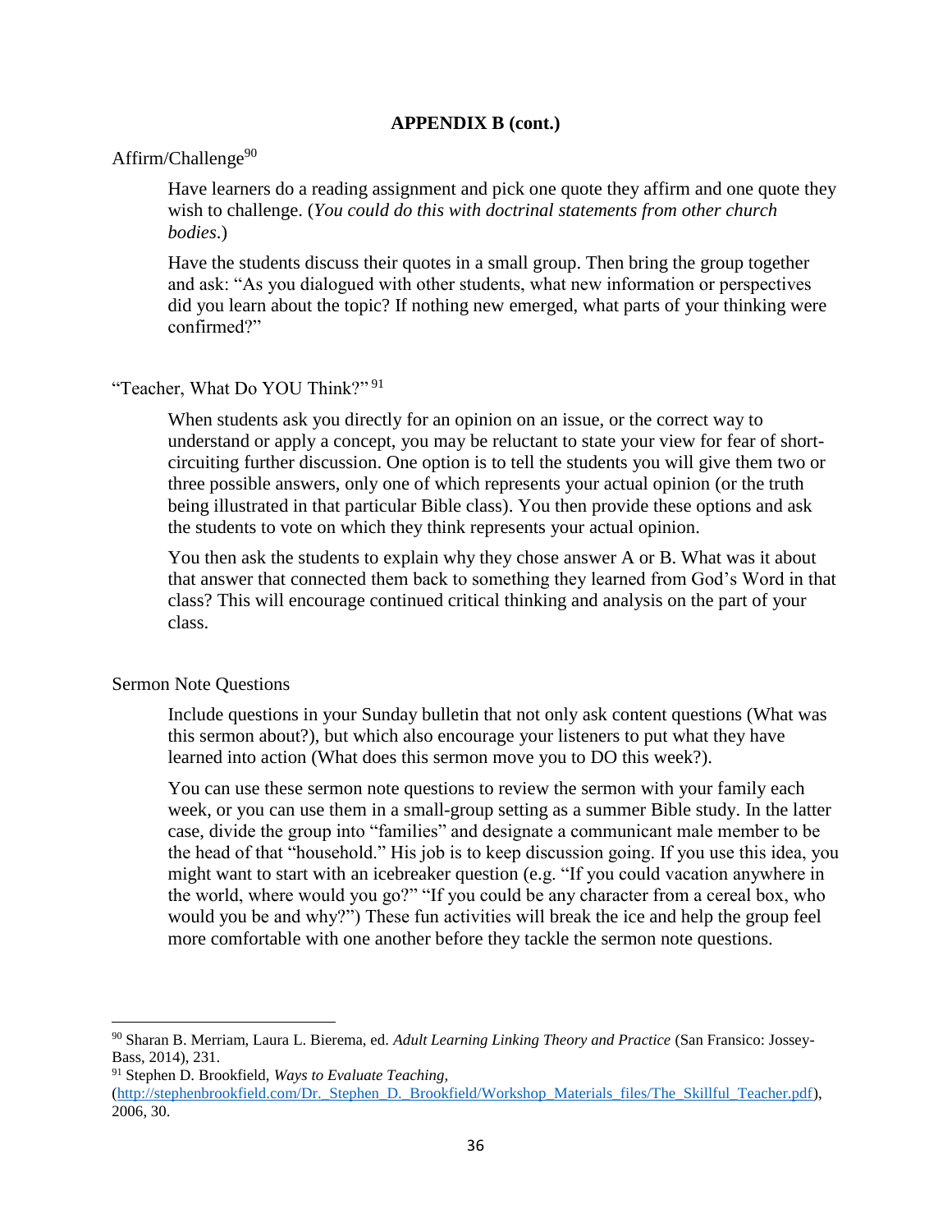**APPENDIX B (cont.)**

Affirm/Challenge[90]

> Have learners do a reading assignment and pick one quote they affirm and one quote they wish to challenge. (*You could do this with doctrinal statements from other church bodies*.)
>
> Have the students discuss their quotes in a small group. Then bring the group together and ask: "As you dialogued with other students, what new information or perspectives did you learn about the topic? If nothing new emerged, what parts of your thinking were confirmed?"

"Teacher, What Do YOU Think?" [91]

> When students ask you directly for an opinion on an issue, or the correct way to understand or apply a concept, you may be reluctant to state your view for fear of short-circuiting further discussion. One option is to tell the students you will give them two or three possible answers, only one of which represents your actual opinion (or the truth being illustrated in that particular Bible class). You then provide these options and ask the students to vote on which they think represents your actual opinion.
>
> You then ask the students to explain why they chose answer A or B. What was it about that answer that connected them back to something they learned from God's Word in that class? This will encourage continued critical thinking and analysis on the part of your class.

Sermon Note Questions

> Include questions in your Sunday bulletin that not only ask content questions (What was this sermon about?), but which also encourage your listeners to put what they have learned into action (What does this sermon move you to DO this week?).
>
> You can use these sermon note questions to review the sermon with your family each week, or you can use them in a small-group setting as a summer Bible study. In the latter case, divide the group into "families" and designate a communicant male member to be the head of that "household." His job is to keep discussion going. If you use this idea, you might want to start with an icebreaker question (e.g. "If you could vacation anywhere in the world, where would you go?" "If you could be any character from a cereal box, who would you be and why?") These fun activities will break the ice and help the group feel more comfortable with one another before they tackle the sermon note questions.

---

[90] Sharan B. Merriam, Laura L. Bierema, ed. *Adult Learning Linking Theory and Practice* (San Fransico: Jossey-Bass, 2014), 231.

[91] Stephen D. Brookfield, *Ways to Evaluate Teaching,* (http://stephenbrookfield.com/Dr._Stephen_D._Brookfield/Workshop_Materials_files/The_Skillful_Teacher.pdf), 2006, 30.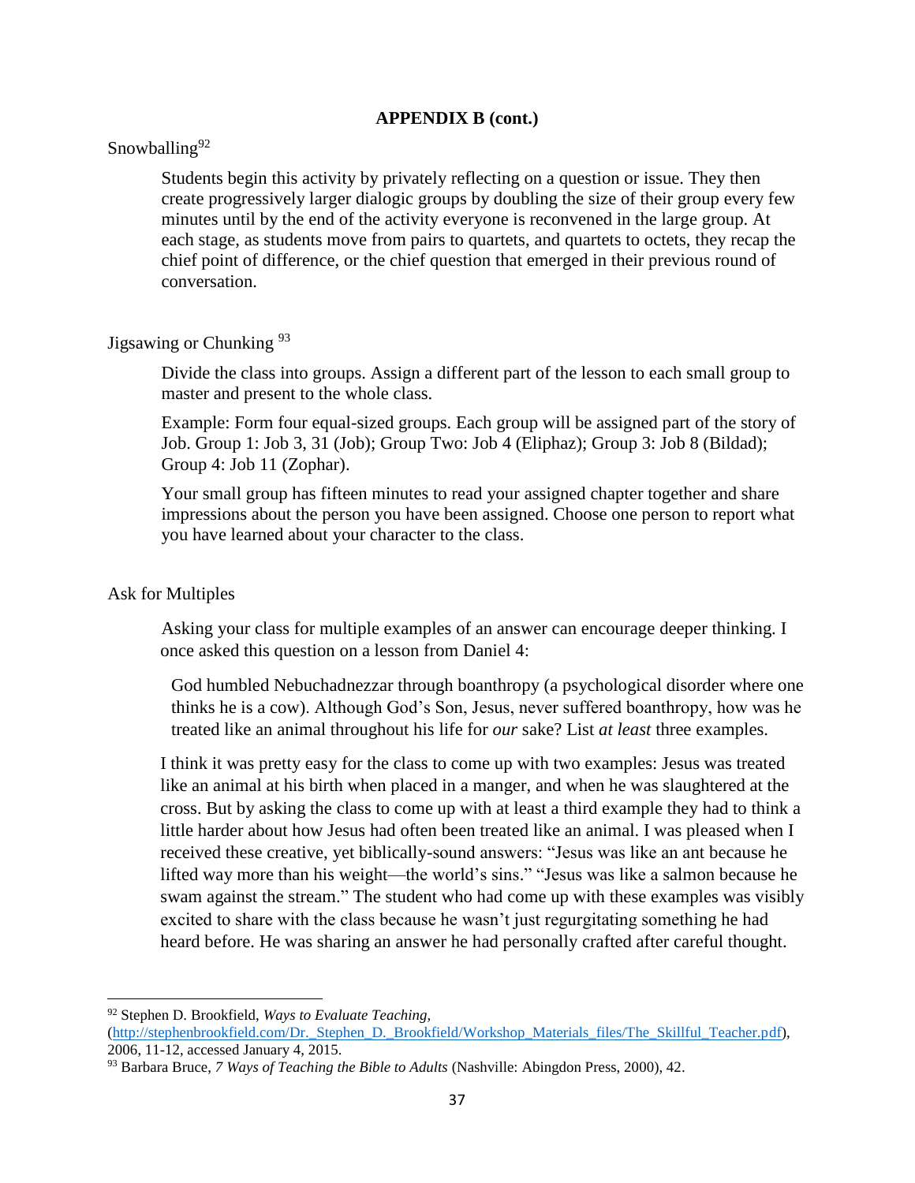**APPENDIX B (cont.)**

Snowballing[92]

> Students begin this activity by privately reflecting on a question or issue. They then create progressively larger dialogic groups by doubling the size of their group every few minutes until by the end of the activity everyone is reconvened in the large group. At each stage, as students move from pairs to quartets, and quartets to octets, they recap the chief point of difference, or the chief question that emerged in their previous round of conversation.

Jigsawing or Chunking [93]

> Divide the class into groups. Assign a different part of the lesson to each small group to master and present to the whole class.
>
> Example: Form four equal-sized groups. Each group will be assigned part of the story of Job. Group 1: Job 3, 31 (Job); Group Two: Job 4 (Eliphaz); Group 3: Job 8 (Bildad); Group 4: Job 11 (Zophar).
>
> Your small group has fifteen minutes to read your assigned chapter together and share impressions about the person you have been assigned. Choose one person to report what you have learned about your character to the class.

Ask for Multiples

> Asking your class for multiple examples of an answer can encourage deeper thinking. I once asked this question on a lesson from Daniel 4:
>
> > God humbled Nebuchadnezzar through boanthropy (a psychological disorder where one thinks he is a cow). Although God's Son, Jesus, never suffered boanthropy, how was he treated like an animal throughout his life for *our* sake? List *at least* three examples.
>
> I think it was pretty easy for the class to come up with two examples: Jesus was treated like an animal at his birth when placed in a manger, and when he was slaughtered at the cross. But by asking the class to come up with at least a third example they had to think a little harder about how Jesus had often been treated like an animal. I was pleased when I received these creative, yet biblically-sound answers: "Jesus was like an ant because he lifted way more than his weight—the world's sins." "Jesus was like a salmon because he swam against the stream." The student who had come up with these examples was visibly excited to share with the class because he wasn't just regurgitating something he had heard before. He was sharing an answer he had personally crafted after careful thought.

---

[92] Stephen D. Brookfield, *Ways to Evaluate Teaching,* (http://stephenbrookfield.com/Dr._Stephen_D._Brookfield/Workshop_Materials_files/The_Skillful_Teacher.pdf), 2006, 11-12, accessed January 4, 2015.

[93] Barbara Bruce, *7 Ways of Teaching the Bible to Adults* (Nashville: Abingdon Press, 2000), 42.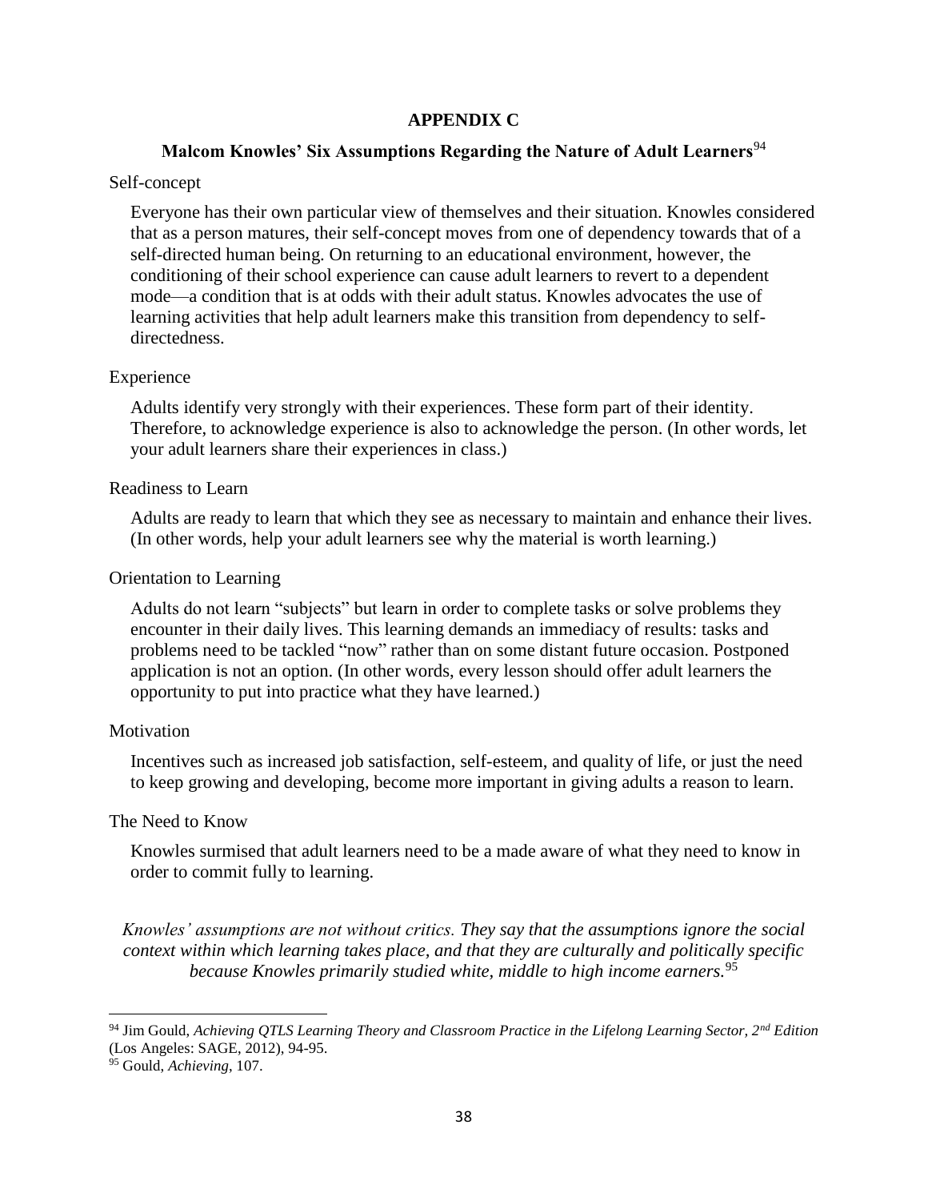# APPENDIX C

## Malcom Knowles' Six Assumptions Regarding the Nature of Adult Learners[94]

Self-concept

Everyone has their own particular view of themselves and their situation. Knowles considered that as a person matures, their self-concept moves from one of dependency towards that of a self-directed human being. On returning to an educational environment, however, the conditioning of their school experience can cause adult learners to revert to a dependent mode—a condition that is at odds with their adult status. Knowles advocates the use of learning activities that help adult learners make this transition from dependency to self-directedness.

Experience

Adults identify very strongly with their experiences. These form part of their identity. Therefore, to acknowledge experience is also to acknowledge the person. (In other words, let your adult learners share their experiences in class.)

Readiness to Learn

Adults are ready to learn that which they see as necessary to maintain and enhance their lives. (In other words, help your adult learners see why the material is worth learning.)

Orientation to Learning

Adults do not learn "subjects" but learn in order to complete tasks or solve problems they encounter in their daily lives. This learning demands an immediacy of results: tasks and problems need to be tackled "now" rather than on some distant future occasion. Postponed application is not an option. (In other words, every lesson should offer adult learners the opportunity to put into practice what they have learned.)

Motivation

Incentives such as increased job satisfaction, self-esteem, and quality of life, or just the need to keep growing and developing, become more important in giving adults a reason to learn.

The Need to Know

Knowles surmised that adult learners need to be a made aware of what they need to know in order to commit fully to learning.

*Knowles' assumptions are not without critics. They say that the assumptions ignore the social context within which learning takes place, and that they are culturally and politically specific because Knowles primarily studied white, middle to high income earners.*[95]

---

[94] Jim Gould, *Achieving QTLS Learning Theory and Classroom Practice in the Lifelong Learning Sector, 2nd Edition* (Los Angeles: SAGE, 2012), 94-95.

[95] Gould, *Achieving*, 107.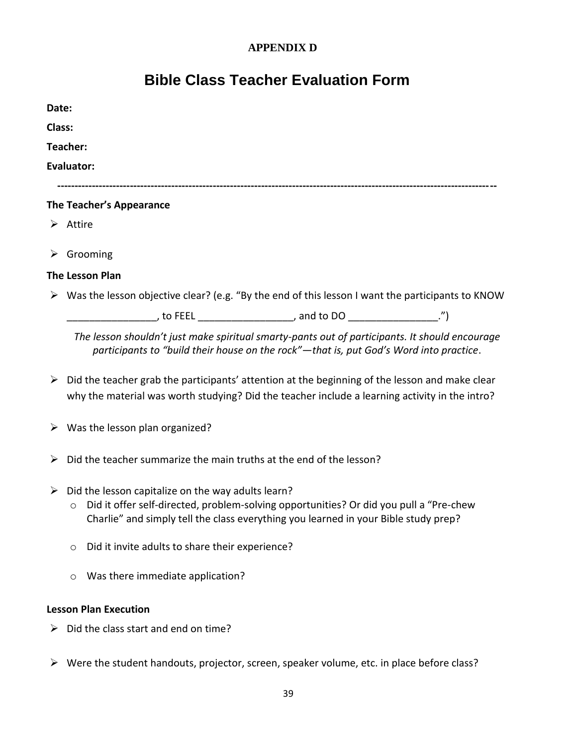**APPENDIX D**

# Bible Class Teacher Evaluation Form

**Date:**

**Class:**

**Teacher:**

**Evaluator:**

---

**The Teacher's Appearance**

- Attire

- Grooming

**The Lesson Plan**

- Was the lesson objective clear? (e.g. "By the end of this lesson I want the participants to KNOW ________________, to FEEL _________________, and to DO ________________.")

  *The lesson shouldn't just make spiritual smarty-pants out of participants. It should encourage participants to "build their house on the rock"—that is, put God's Word into practice*.

- Did the teacher grab the participants' attention at the beginning of the lesson and make clear why the material was worth studying? Did the teacher include a learning activity in the intro?

- Was the lesson plan organized?

- Did the teacher summarize the main truths at the end of the lesson?

- Did the lesson capitalize on the way adults learn?
  - Did it offer self-directed, problem-solving opportunities? Or did you pull a "Pre-chew Charlie" and simply tell the class everything you learned in your Bible study prep?
  - Did it invite adults to share their experience?
  - Was there immediate application?

**Lesson Plan Execution**

- Did the class start and end on time?

- Were the student handouts, projector, screen, speaker volume, etc. in place before class?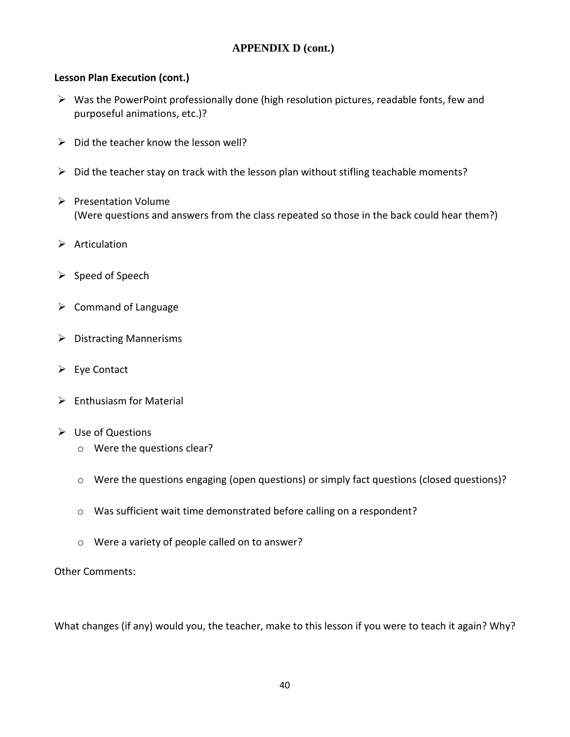## APPENDIX D (cont.)

**Lesson Plan Execution (cont.)**

- Was the PowerPoint professionally done (high resolution pictures, readable fonts, few and purposeful animations, etc.)?
- Did the teacher know the lesson well?
- Did the teacher stay on track with the lesson plan without stifling teachable moments?
- Presentation Volume
  (Were questions and answers from the class repeated so those in the back could hear them?)
- Articulation
- Speed of Speech
- Command of Language
- Distracting Mannerisms
- Eye Contact
- Enthusiasm for Material
- Use of Questions
  - Were the questions clear?
  - Were the questions engaging (open questions) or simply fact questions (closed questions)?
  - Was sufficient wait time demonstrated before calling on a respondent?
  - Were a variety of people called on to answer?

Other Comments:

What changes (if any) would you, the teacher, make to this lesson if you were to teach it again? Why?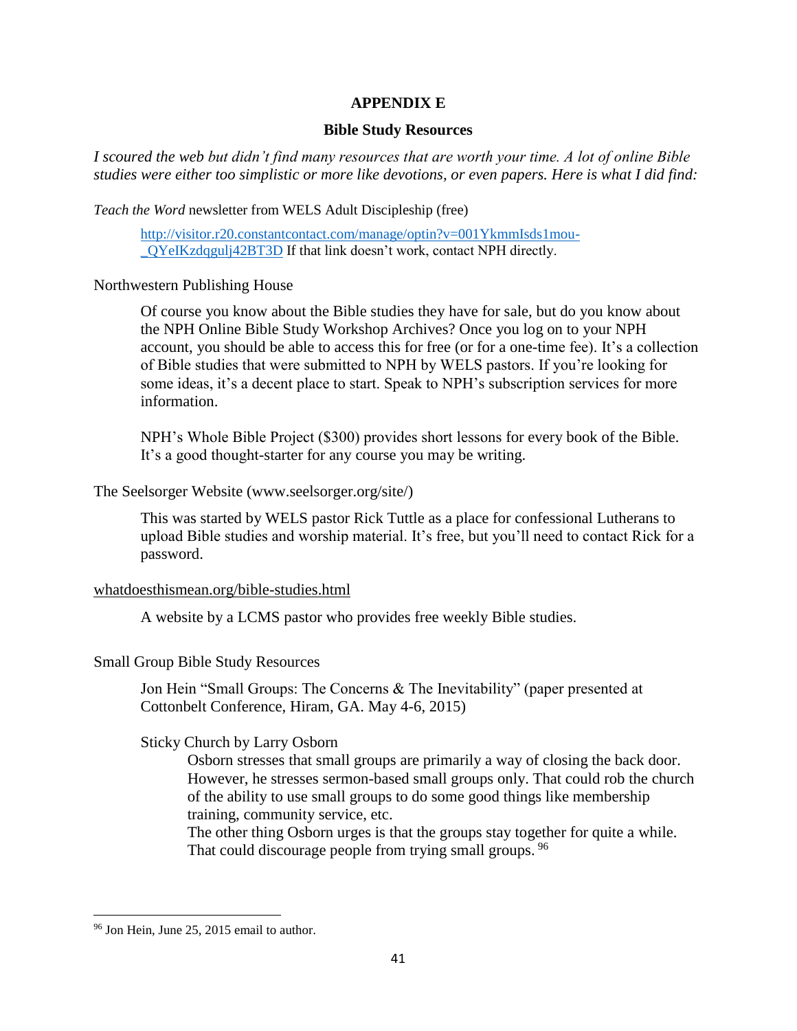# APPENDIX E

## Bible Study Resources

*I scoured the web but didn't find many resources that are worth your time. A lot of online Bible studies were either too simplistic or more like devotions, or even papers. Here is what I did find:*

*Teach the Word* newsletter from WELS Adult Discipleship (free)

> http://visitor.r20.constantcontact.com/manage/optin?v=001YkmmIsds1mou-_QYeIKzdqgulj42BT3D If that link doesn't work, contact NPH directly.

Northwestern Publishing House

> Of course you know about the Bible studies they have for sale, but do you know about the NPH Online Bible Study Workshop Archives? Once you log on to your NPH account, you should be able to access this for free (or for a one-time fee). It's a collection of Bible studies that were submitted to NPH by WELS pastors. If you're looking for some ideas, it's a decent place to start. Speak to NPH's subscription services for more information.
>
> NPH's Whole Bible Project ($300) provides short lessons for every book of the Bible. It's a good thought-starter for any course you may be writing.

The Seelsorger Website (www.seelsorger.org/site/)

> This was started by WELS pastor Rick Tuttle as a place for confessional Lutherans to upload Bible studies and worship material. It's free, but you'll need to contact Rick for a password.

whatdoesthismean.org/bible-studies.html

> A website by a LCMS pastor who provides free weekly Bible studies.

Small Group Bible Study Resources

> Jon Hein "Small Groups: The Concerns & The Inevitability" (paper presented at Cottonbelt Conference, Hiram, GA. May 4-6, 2015)
>
> Sticky Church by Larry Osborn
>
> > Osborn stresses that small groups are primarily a way of closing the back door. However, he stresses sermon-based small groups only. That could rob the church of the ability to use small groups to do some good things like membership training, community service, etc.
> > The other thing Osborn urges is that the groups stay together for quite a while. That could discourage people from trying small groups. [96]

---

[96] Jon Hein, June 25, 2015 email to author.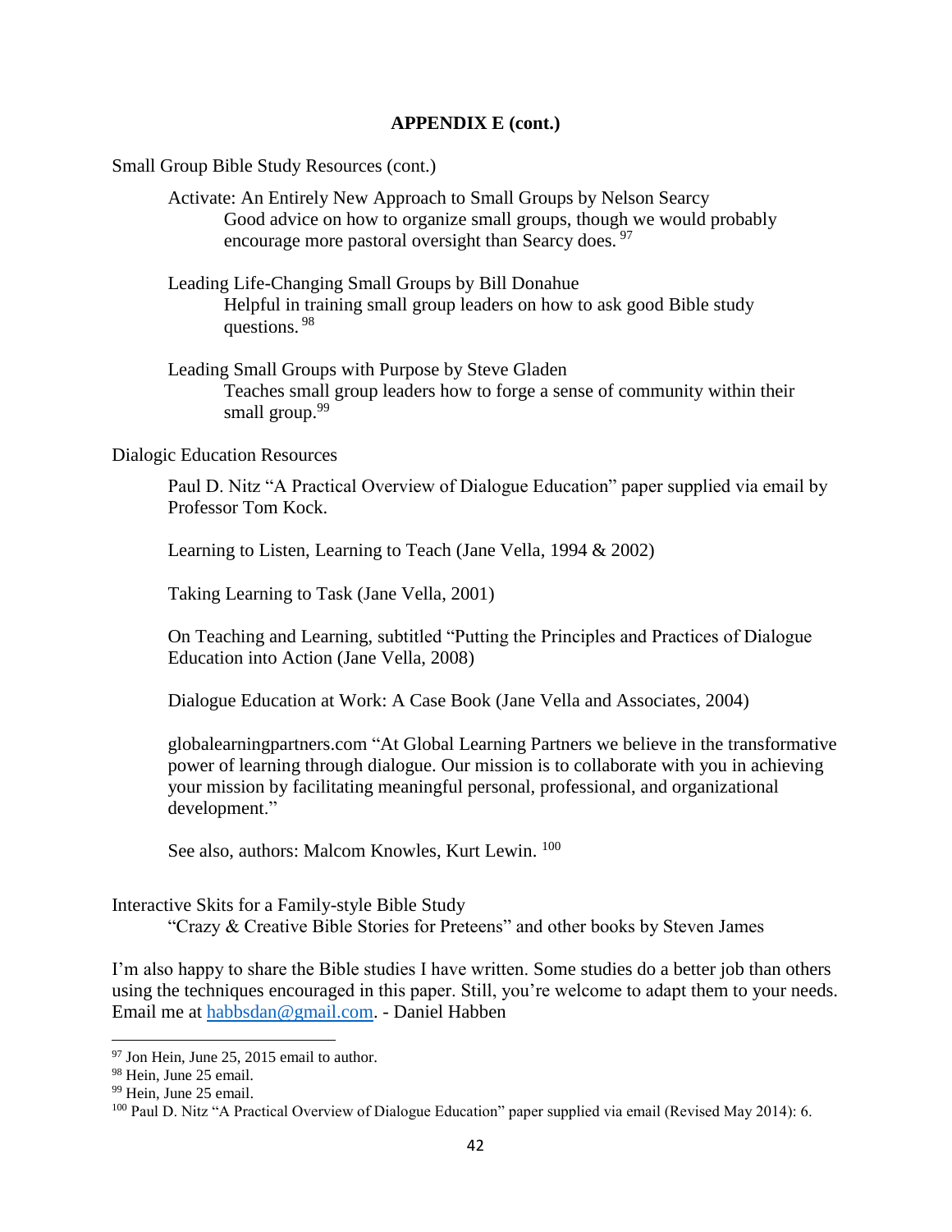## APPENDIX E (cont.)

Small Group Bible Study Resources (cont.)

Activate: An Entirely New Approach to Small Groups by Nelson Searcy
Good advice on how to organize small groups, though we would probably encourage more pastoral oversight than Searcy does. [97]

Leading Life-Changing Small Groups by Bill Donahue
Helpful in training small group leaders on how to ask good Bible study questions. [98]

Leading Small Groups with Purpose by Steve Gladen
Teaches small group leaders how to forge a sense of community within their small group.[99]

Dialogic Education Resources

Paul D. Nitz "A Practical Overview of Dialogue Education" paper supplied via email by Professor Tom Kock.

Learning to Listen, Learning to Teach (Jane Vella, 1994 & 2002)

Taking Learning to Task (Jane Vella, 2001)

On Teaching and Learning, subtitled "Putting the Principles and Practices of Dialogue Education into Action (Jane Vella, 2008)

Dialogue Education at Work: A Case Book (Jane Vella and Associates, 2004)

globalearningpartners.com "At Global Learning Partners we believe in the transformative power of learning through dialogue. Our mission is to collaborate with you in achieving your mission by facilitating meaningful personal, professional, and organizational development."

See also, authors: Malcom Knowles, Kurt Lewin. [100]

Interactive Skits for a Family-style Bible Study
"Crazy & Creative Bible Stories for Preteens" and other books by Steven James

I'm also happy to share the Bible studies I have written. Some studies do a better job than others using the techniques encouraged in this paper. Still, you're welcome to adapt them to your needs. Email me at habbsdan@gmail.com. - Daniel Habben

---

[97] Jon Hein, June 25, 2015 email to author.

[98] Hein, June 25 email.

[99] Hein, June 25 email.

[100] Paul D. Nitz "A Practical Overview of Dialogue Education" paper supplied via email (Revised May 2014): 6.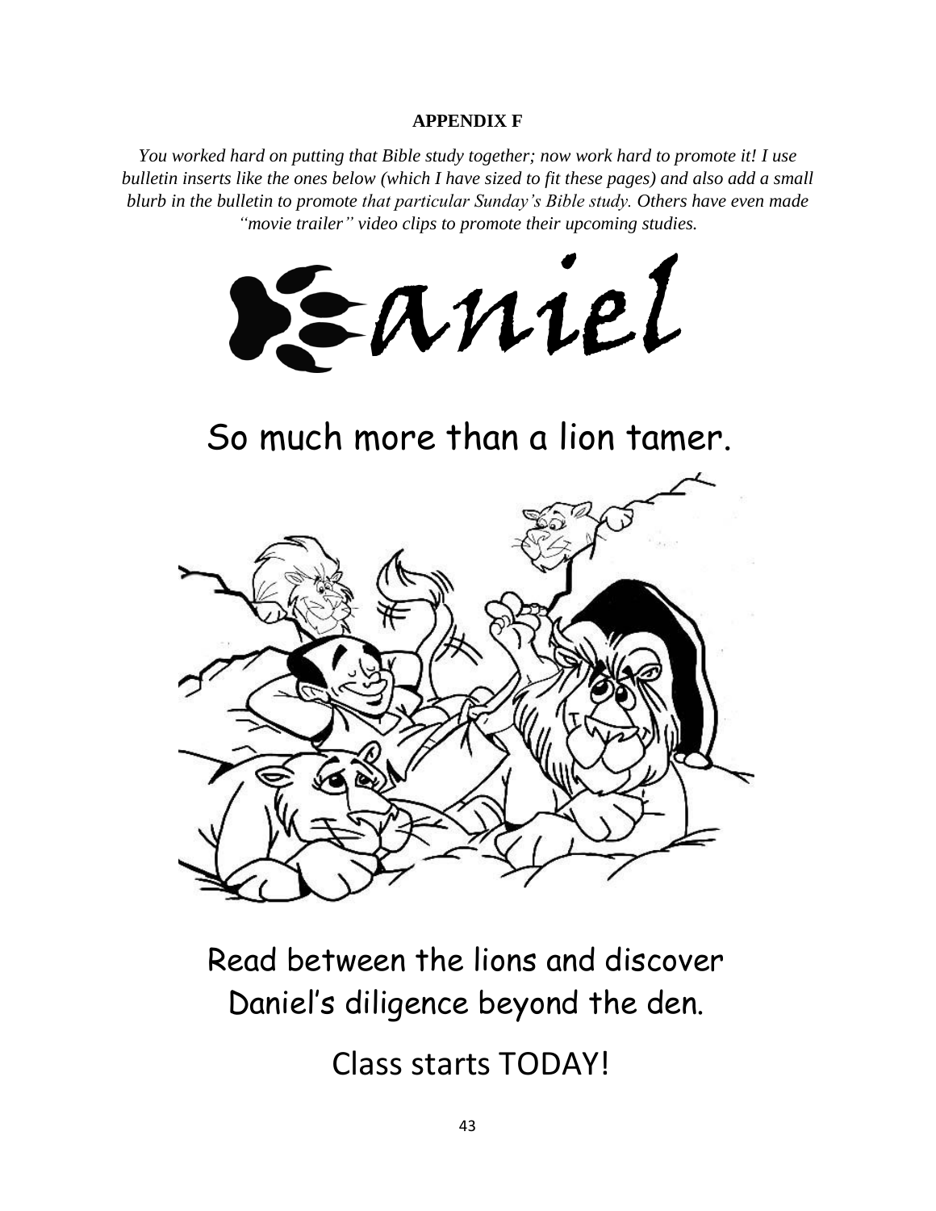**APPENDIX F**

*You worked hard on putting that Bible study together; now work hard to promote it! I use bulletin inserts like the ones below (which I have sized to fit these pages) and also add a small blurb in the bulletin to promote that particular Sunday's Bible study. Others have even made "movie trailer" video clips to promote their upcoming studies.*

# Daniel

So much more than a lion tamer.

Read between the lions and discover Daniel's diligence beyond the den.

Class starts TODAY!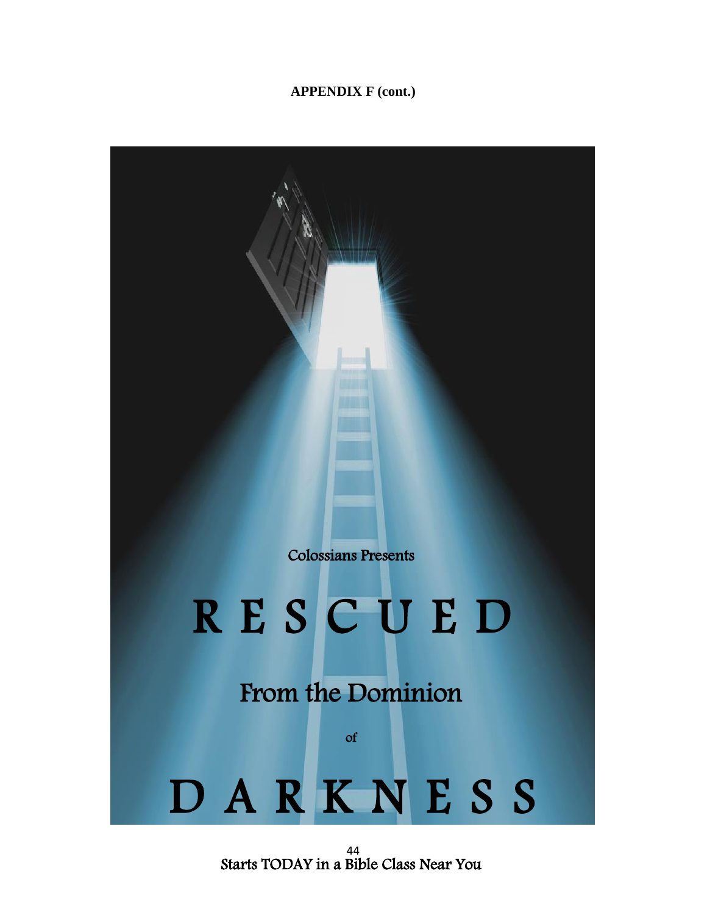**APPENDIX F (cont.)**

Colossians Presents

# RESCUED

## From the Dominion

of

# DARKNESS

Starts TODAY in a Bible Class Near You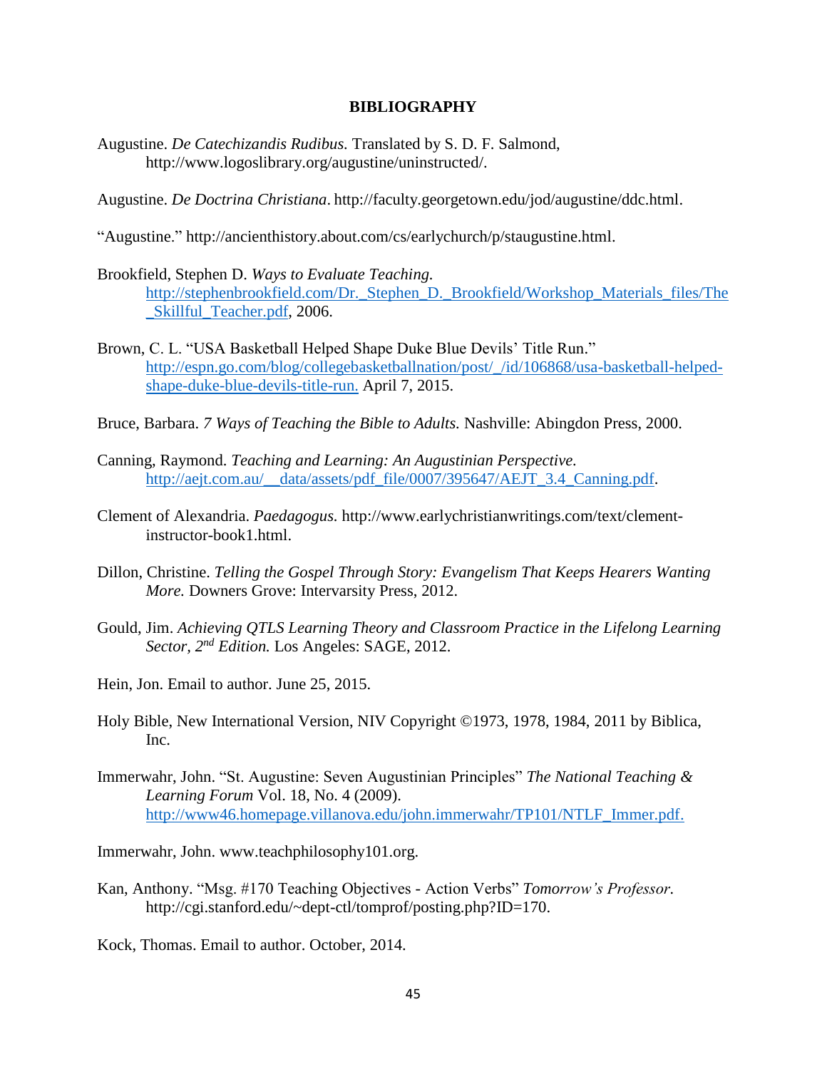# BIBLIOGRAPHY

Augustine. *De Catechizandis Rudibus.* Translated by S. D. F. Salmond, http://www.logoslibrary.org/augustine/uninstructed/.

Augustine. *De Doctrina Christiana*. http://faculty.georgetown.edu/jod/augustine/ddc.html.

"Augustine." http://ancienthistory.about.com/cs/earlychurch/p/staugustine.html.

Brookfield, Stephen D. *Ways to Evaluate Teaching.* http://stephenbrookfield.com/Dr._Stephen_D._Brookfield/Workshop_Materials_files/The_Skillful_Teacher.pdf, 2006.

Brown, C. L. "USA Basketball Helped Shape Duke Blue Devils' Title Run." http://espn.go.com/blog/collegebasketballnation/post/_/id/106868/usa-basketball-helped-shape-duke-blue-devils-title-run. April 7, 2015.

Bruce, Barbara. *7 Ways of Teaching the Bible to Adults.* Nashville: Abingdon Press, 2000.

Canning, Raymond. *Teaching and Learning: An Augustinian Perspective.* http://aejt.com.au/__data/assets/pdf_file/0007/395647/AEJT_3.4_Canning.pdf.

Clement of Alexandria. *Paedagogus.* http://www.earlychristianwritings.com/text/clement-instructor-book1.html.

Dillon, Christine. *Telling the Gospel Through Story: Evangelism That Keeps Hearers Wanting More.* Downers Grove: Intervarsity Press, 2012.

Gould, Jim. *Achieving QTLS Learning Theory and Classroom Practice in the Lifelong Learning Sector, 2nd Edition.* Los Angeles: SAGE, 2012.

Hein, Jon. Email to author. June 25, 2015.

Holy Bible, New International Version, NIV Copyright ©1973, 1978, 1984, 2011 by Biblica, Inc.

Immerwahr, John. "St. Augustine: Seven Augustinian Principles" *The National Teaching & Learning Forum* Vol. 18, No. 4 (2009). http://www46.homepage.villanova.edu/john.immerwahr/TP101/NTLF_Immer.pdf.

Immerwahr, John. www.teachphilosophy101.org.

Kan, Anthony. "Msg. #170 Teaching Objectives - Action Verbs" *Tomorrow's Professor.* http://cgi.stanford.edu/~dept-ctl/tomprof/posting.php?ID=170.

Kock, Thomas. Email to author. October, 2014.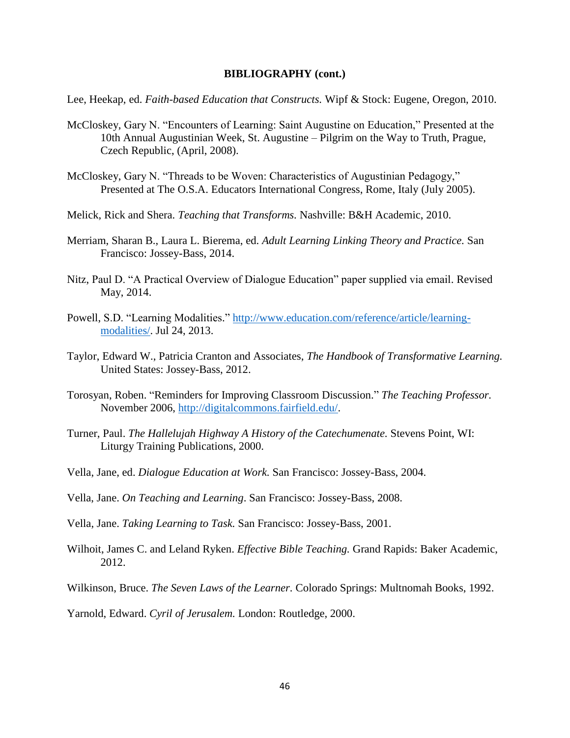**BIBLIOGRAPHY (cont.)**

Lee, Heekap, ed. *Faith-based Education that Constructs.* Wipf & Stock: Eugene, Oregon, 2010.

McCloskey, Gary N. "Encounters of Learning: Saint Augustine on Education," Presented at the 10th Annual Augustinian Week, St. Augustine – Pilgrim on the Way to Truth, Prague, Czech Republic, (April, 2008).

McCloskey, Gary N. "Threads to be Woven: Characteristics of Augustinian Pedagogy," Presented at The O.S.A. Educators International Congress, Rome, Italy (July 2005).

Melick, Rick and Shera. *Teaching that Transforms.* Nashville: B&H Academic, 2010.

Merriam, Sharan B., Laura L. Bierema, ed. *Adult Learning Linking Theory and Practice.* San Francisco: Jossey-Bass, 2014.

Nitz, Paul D. "A Practical Overview of Dialogue Education" paper supplied via email. Revised May, 2014.

Powell, S.D. "Learning Modalities." http://www.education.com/reference/article/learning-modalities/. Jul 24, 2013.

Taylor, Edward W., Patricia Cranton and Associates, *The Handbook of Transformative Learning.* United States: Jossey-Bass, 2012.

Torosyan, Roben. "Reminders for Improving Classroom Discussion." *The Teaching Professor.* November 2006, http://digitalcommons.fairfield.edu/.

Turner, Paul. *The Hallelujah Highway A History of the Catechumenate.* Stevens Point, WI: Liturgy Training Publications, 2000.

Vella, Jane, ed. *Dialogue Education at Work.* San Francisco: Jossey-Bass, 2004.

Vella, Jane. *On Teaching and Learning*. San Francisco: Jossey-Bass, 2008.

Vella, Jane. *Taking Learning to Task.* San Francisco: Jossey-Bass, 2001.

Wilhoit, James C. and Leland Ryken. *Effective Bible Teaching.* Grand Rapids: Baker Academic, 2012.

Wilkinson, Bruce. *The Seven Laws of the Learner.* Colorado Springs: Multnomah Books, 1992.

Yarnold, Edward. *Cyril of Jerusalem.* London: Routledge, 2000.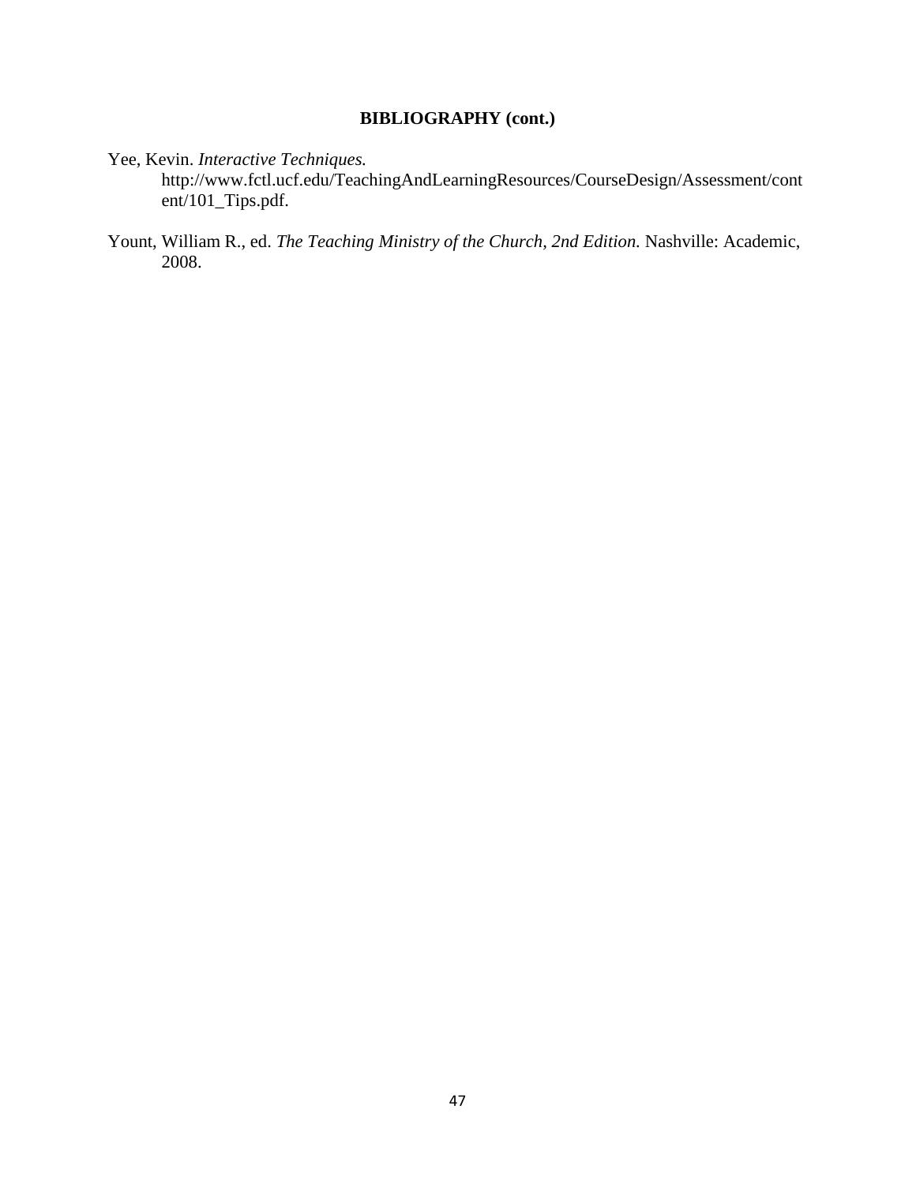## BIBLIOGRAPHY (cont.)

Yee, Kevin. *Interactive Techniques.* http://www.fctl.ucf.edu/TeachingAndLearningResources/CourseDesign/Assessment/content/101_Tips.pdf.

Yount, William R., ed. *The Teaching Ministry of the Church, 2nd Edition.* Nashville: Academic, 2008.